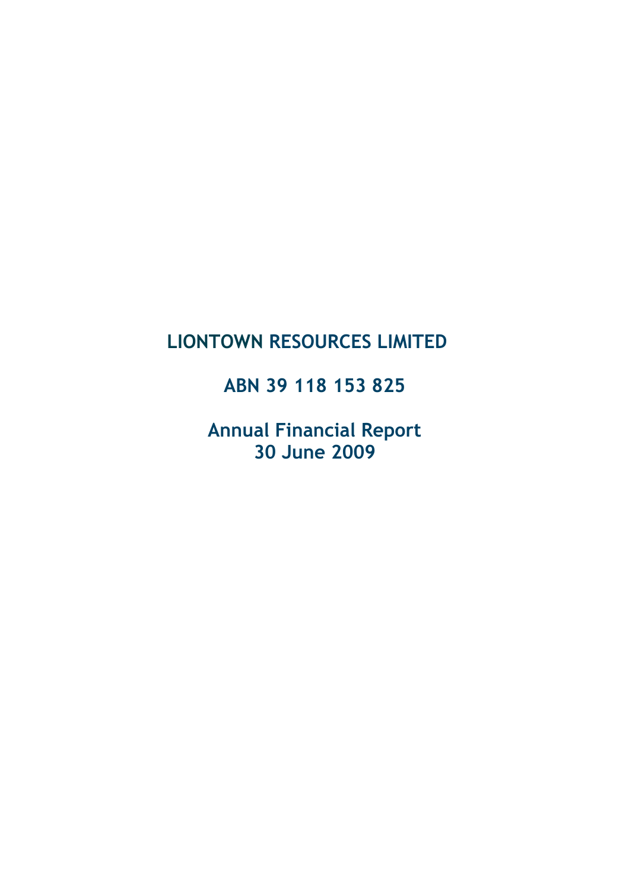# LIONTOWN RESOURCES LIMITED

## ABN 39 118 153 825

## Annual Financial Report
## 30 June 2009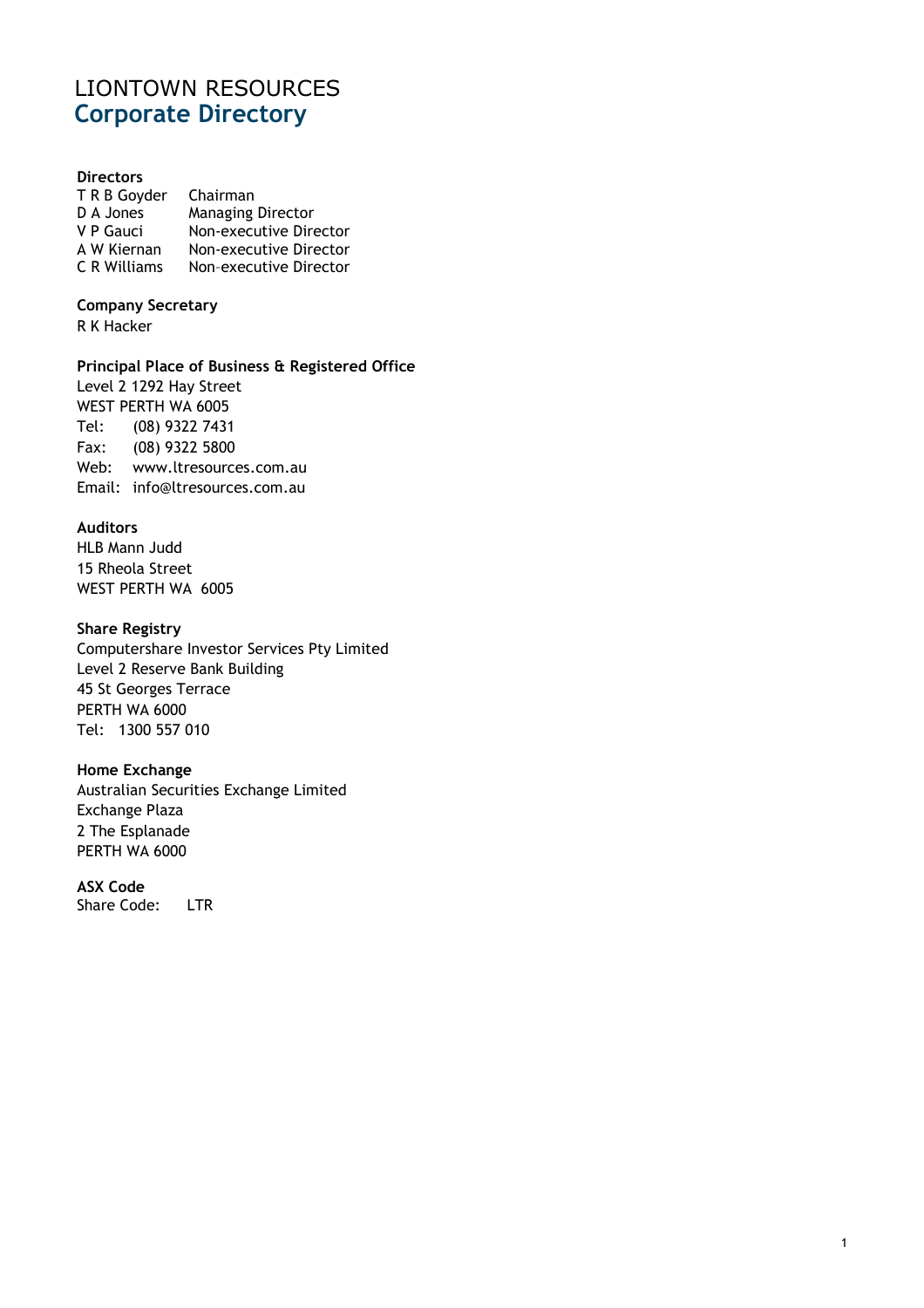# LIONTOWN RESOURCES
## Corporate Directory

**Directors**

| | |
|---|---|
| T R B Goyder | Chairman |
| D A Jones | Managing Director |
| V P Gauci | Non-executive Director |
| A W Kiernan | Non-executive Director |
| C R Williams | Non-executive Director |

**Company Secretary**
R K Hacker

**Principal Place of Business & Registered Office**
Level 2 1292 Hay Street
WEST PERTH WA 6005
Tel: (08) 9322 7431
Fax: (08) 9322 5800
Web: www.ltresources.com.au
Email: info@ltresources.com.au

**Auditors**
HLB Mann Judd
15 Rheola Street
WEST PERTH WA 6005

**Share Registry**
Computershare Investor Services Pty Limited
Level 2 Reserve Bank Building
45 St Georges Terrace
PERTH WA 6000
Tel: 1300 557 010

**Home Exchange**
Australian Securities Exchange Limited
Exchange Plaza
2 The Esplanade
PERTH WA 6000

**ASX Code**
Share Code: LTR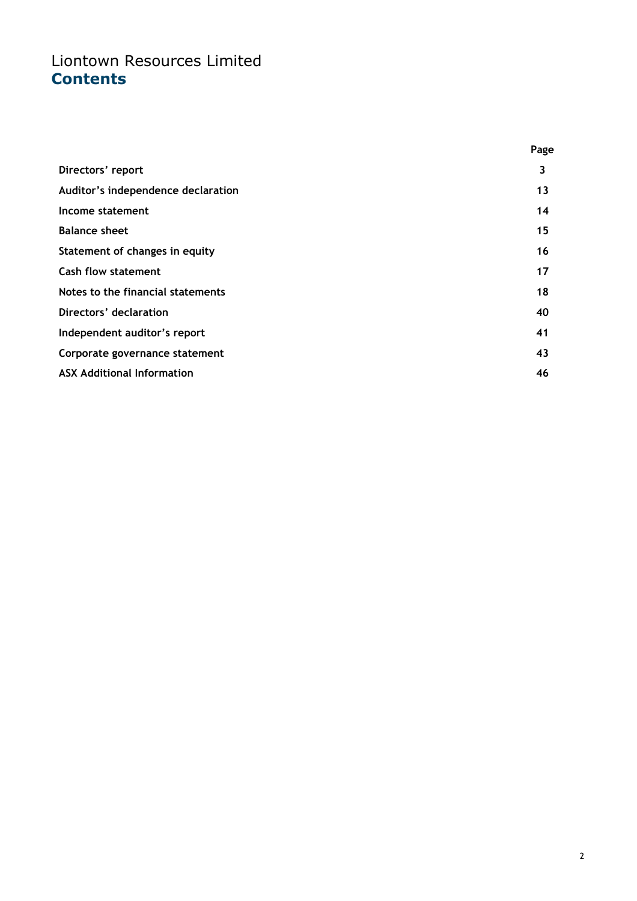# Liontown Resources Limited
## Contents

| | Page |
|---|---|
| **Directors' report** | **3** |
| **Auditor's independence declaration** | **13** |
| **Income statement** | **14** |
| **Balance sheet** | **15** |
| **Statement of changes in equity** | **16** |
| **Cash flow statement** | **17** |
| **Notes to the financial statements** | **18** |
| **Directors' declaration** | **40** |
| **Independent auditor's report** | **41** |
| **Corporate governance statement** | **43** |
| **ASX Additional Information** | **46** |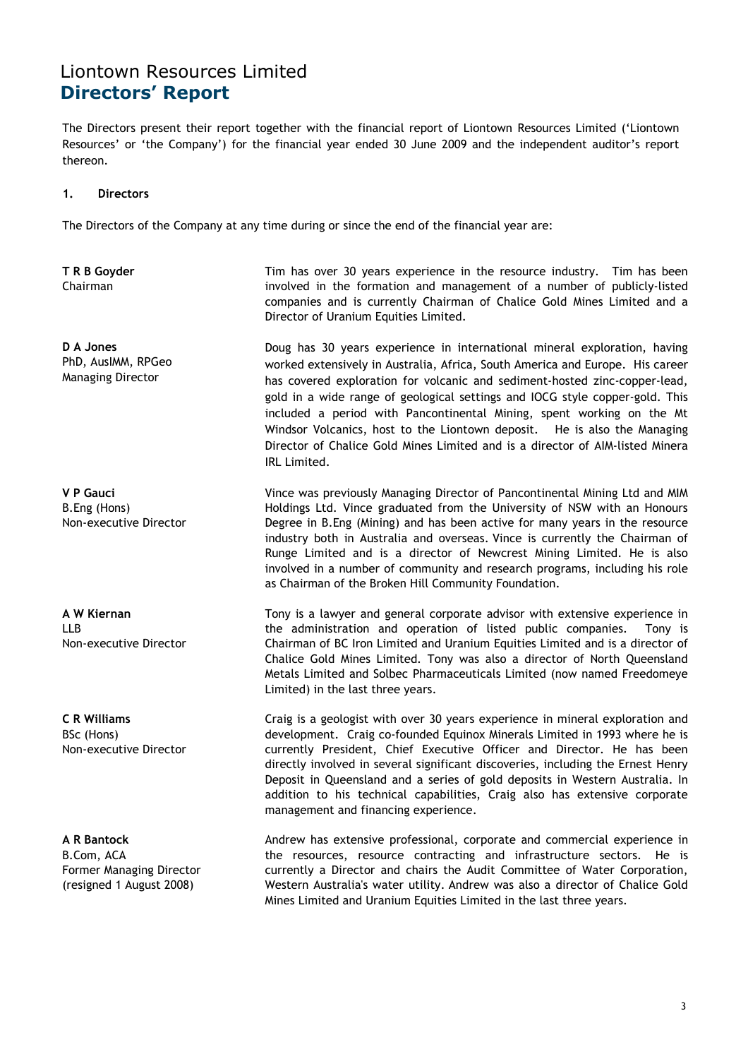# Liontown Resources Limited
## Directors' Report

The Directors present their report together with the financial report of Liontown Resources Limited ('Liontown Resources' or 'the Company') for the financial year ended 30 June 2009 and the independent auditor's report thereon.

### 1. Directors

The Directors of the Company at any time during or since the end of the financial year are:

**T R B Goyder**
Chairman

Tim has over 30 years experience in the resource industry. Tim has been involved in the formation and management of a number of publicly-listed companies and is currently Chairman of Chalice Gold Mines Limited and a Director of Uranium Equities Limited.

**D A Jones**
PhD, AusIMM, RPGeo
Managing Director

Doug has 30 years experience in international mineral exploration, having worked extensively in Australia, Africa, South America and Europe. His career has covered exploration for volcanic and sediment-hosted zinc-copper-lead, gold in a wide range of geological settings and IOCG style copper-gold. This included a period with Pancontinental Mining, spent working on the Mt Windsor Volcanics, host to the Liontown deposit. He is also the Managing Director of Chalice Gold Mines Limited and is a director of AIM-listed Minera IRL Limited.

**V P Gauci**
B.Eng (Hons)
Non-executive Director

Vince was previously Managing Director of Pancontinental Mining Ltd and MIM Holdings Ltd. Vince graduated from the University of NSW with an Honours Degree in B.Eng (Mining) and has been active for many years in the resource industry both in Australia and overseas. Vince is currently the Chairman of Runge Limited and is a director of Newcrest Mining Limited. He is also involved in a number of community and research programs, including his role as Chairman of the Broken Hill Community Foundation.

**A W Kiernan**
LLB
Non-executive Director

Tony is a lawyer and general corporate advisor with extensive experience in the administration and operation of listed public companies. Tony is Chairman of BC Iron Limited and Uranium Equities Limited and is a director of Chalice Gold Mines Limited. Tony was also a director of North Queensland Metals Limited and Solbec Pharmaceuticals Limited (now named Freedomeye Limited) in the last three years.

**C R Williams**
BSc (Hons)
Non-executive Director

Craig is a geologist with over 30 years experience in mineral exploration and development. Craig co-founded Equinox Minerals Limited in 1993 where he is currently President, Chief Executive Officer and Director. He has been directly involved in several significant discoveries, including the Ernest Henry Deposit in Queensland and a series of gold deposits in Western Australia. In addition to his technical capabilities, Craig also has extensive corporate management and financing experience.

**A R Bantock**
B.Com, ACA
Former Managing Director
(resigned 1 August 2008)

Andrew has extensive professional, corporate and commercial experience in the resources, resource contracting and infrastructure sectors. He is currently a Director and chairs the Audit Committee of Water Corporation, Western Australia's water utility. Andrew was also a director of Chalice Gold Mines Limited and Uranium Equities Limited in the last three years.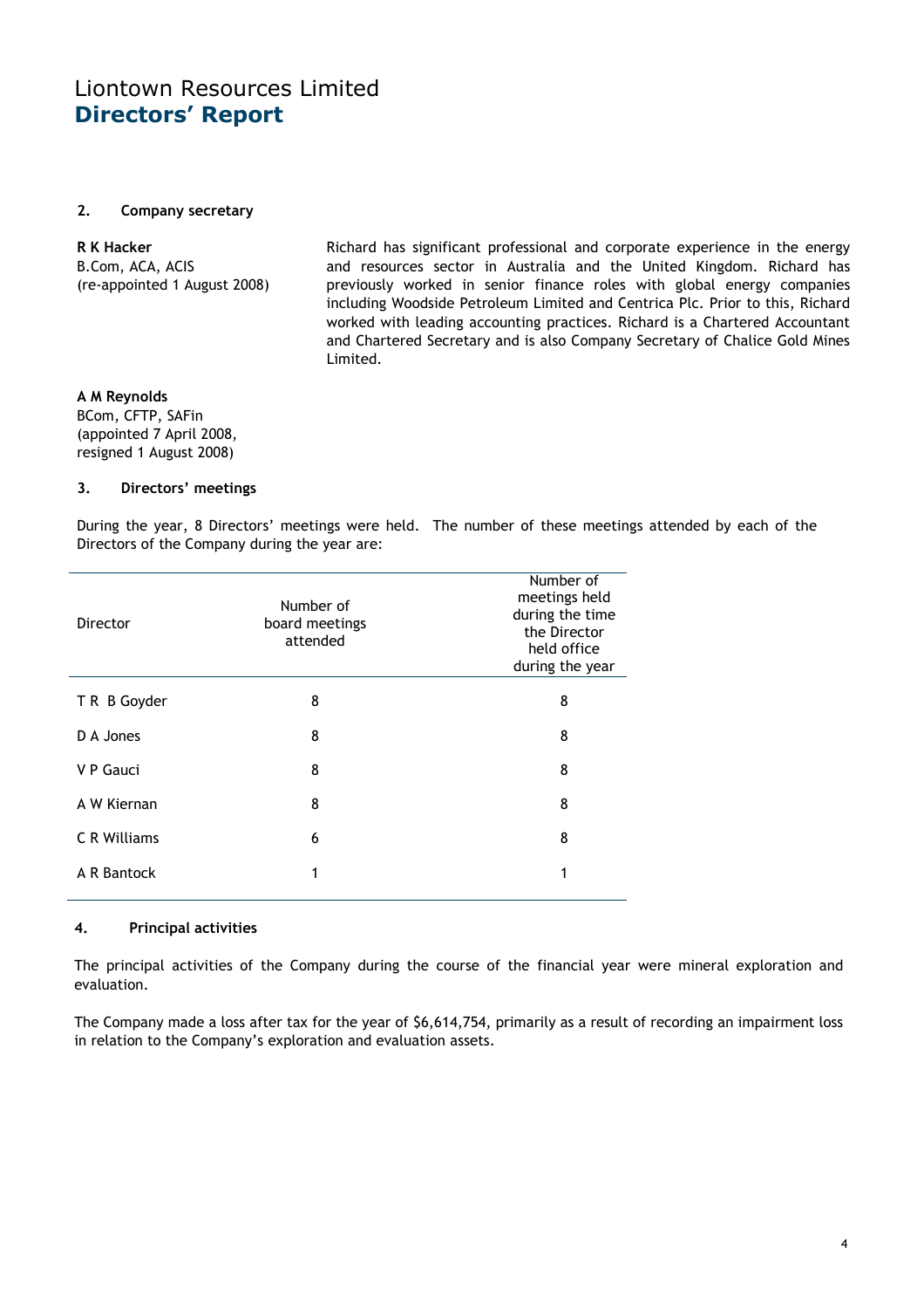# Liontown Resources Limited
## Directors' Report

### 2. Company secretary

**R K Hacker**
B.Com, ACA, ACIS
(re-appointed 1 August 2008)

Richard has significant professional and corporate experience in the energy and resources sector in Australia and the United Kingdom. Richard has previously worked in senior finance roles with global energy companies including Woodside Petroleum Limited and Centrica Plc. Prior to this, Richard worked with leading accounting practices. Richard is a Chartered Accountant and Chartered Secretary and is also Company Secretary of Chalice Gold Mines Limited.

**A M Reynolds**
BCom, CFTP, SAFin
(appointed 7 April 2008,
resigned 1 August 2008)

### 3. Directors' meetings

During the year, 8 Directors' meetings were held. The number of these meetings attended by each of the Directors of the Company during the year are:

| Director | Number of board meetings attended | Number of meetings held during the time the Director held office during the year |
|---|---|---|
| T R B Goyder | 8 | 8 |
| D A Jones | 8 | 8 |
| V P Gauci | 8 | 8 |
| A W Kiernan | 8 | 8 |
| C R Williams | 6 | 8 |
| A R Bantock | 1 | 1 |

### 4. Principal activities

The principal activities of the Company during the course of the financial year were mineral exploration and evaluation.

The Company made a loss after tax for the year of $6,614,754, primarily as a result of recording an impairment loss in relation to the Company's exploration and evaluation assets.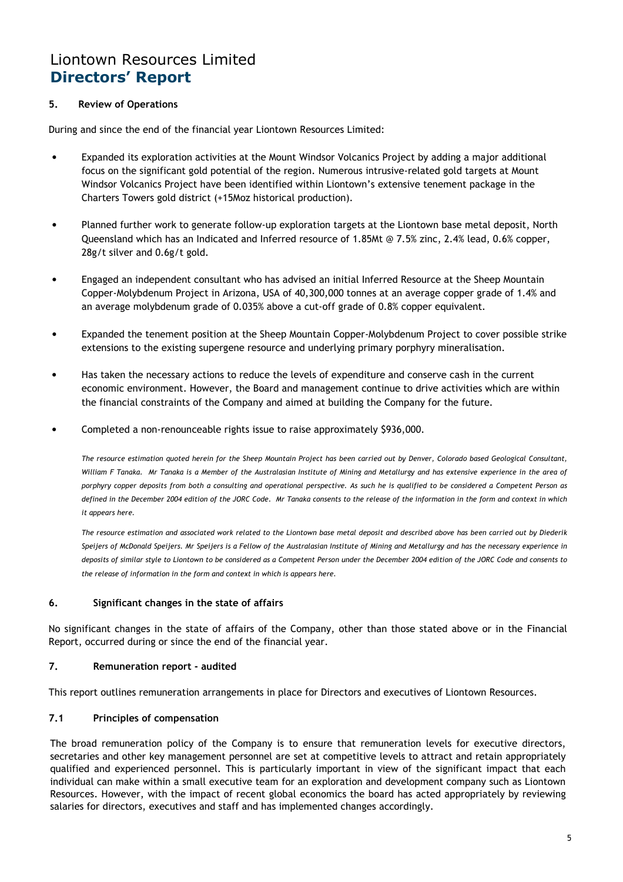# Liontown Resources Limited
## Directors' Report

### 5. Review of Operations

During and since the end of the financial year Liontown Resources Limited:

- Expanded its exploration activities at the Mount Windsor Volcanics Project by adding a major additional focus on the significant gold potential of the region. Numerous intrusive-related gold targets at Mount Windsor Volcanics Project have been identified within Liontown's extensive tenement package in the Charters Towers gold district (+15Moz historical production).
- Planned further work to generate follow-up exploration targets at the Liontown base metal deposit, North Queensland which has an Indicated and Inferred resource of 1.85Mt @ 7.5% zinc, 2.4% lead, 0.6% copper, 28g/t silver and 0.6g/t gold.
- Engaged an independent consultant who has advised an initial Inferred Resource at the Sheep Mountain Copper-Molybdenum Project in Arizona, USA of 40,300,000 tonnes at an average copper grade of 1.4% and an average molybdenum grade of 0.035% above a cut-off grade of 0.8% copper equivalent.
- Expanded the tenement position at the Sheep Mountain Copper-Molybdenum Project to cover possible strike extensions to the existing supergene resource and underlying primary porphyry mineralisation.
- Has taken the necessary actions to reduce the levels of expenditure and conserve cash in the current economic environment. However, the Board and management continue to drive activities which are within the financial constraints of the Company and aimed at building the Company for the future.
- Completed a non-renounceable rights issue to raise approximately $936,000.

*The resource estimation quoted herein for the Sheep Mountain Project has been carried out by Denver, Colorado based Geological Consultant, William F Tanaka. Mr Tanaka is a Member of the Australasian Institute of Mining and Metallurgy and has extensive experience in the area of porphyry copper deposits from both a consulting and operational perspective. As such he is qualified to be considered a Competent Person as defined in the December 2004 edition of the JORC Code. Mr Tanaka consents to the release of the information in the form and context in which it appears here.*

*The resource estimation and associated work related to the Liontown base metal deposit and described above has been carried out by Diederik Speijers of McDonald Speijers. Mr Speijers is a Fellow of the Australasian Institute of Mining and Metallurgy and has the necessary experience in deposits of similar style to Liontown to be considered as a Competent Person under the December 2004 edition of the JORC Code and consents to the release of information in the form and context in which is appears here.*

### 6. Significant changes in the state of affairs

No significant changes in the state of affairs of the Company, other than those stated above or in the Financial Report, occurred during or since the end of the financial year.

### 7. Remuneration report - audited

This report outlines remuneration arrangements in place for Directors and executives of Liontown Resources.

#### 7.1 Principles of compensation

The broad remuneration policy of the Company is to ensure that remuneration levels for executive directors, secretaries and other key management personnel are set at competitive levels to attract and retain appropriately qualified and experienced personnel. This is particularly important in view of the significant impact that each individual can make within a small executive team for an exploration and development company such as Liontown Resources. However, with the impact of recent global economics the board has acted appropriately by reviewing salaries for directors, executives and staff and has implemented changes accordingly.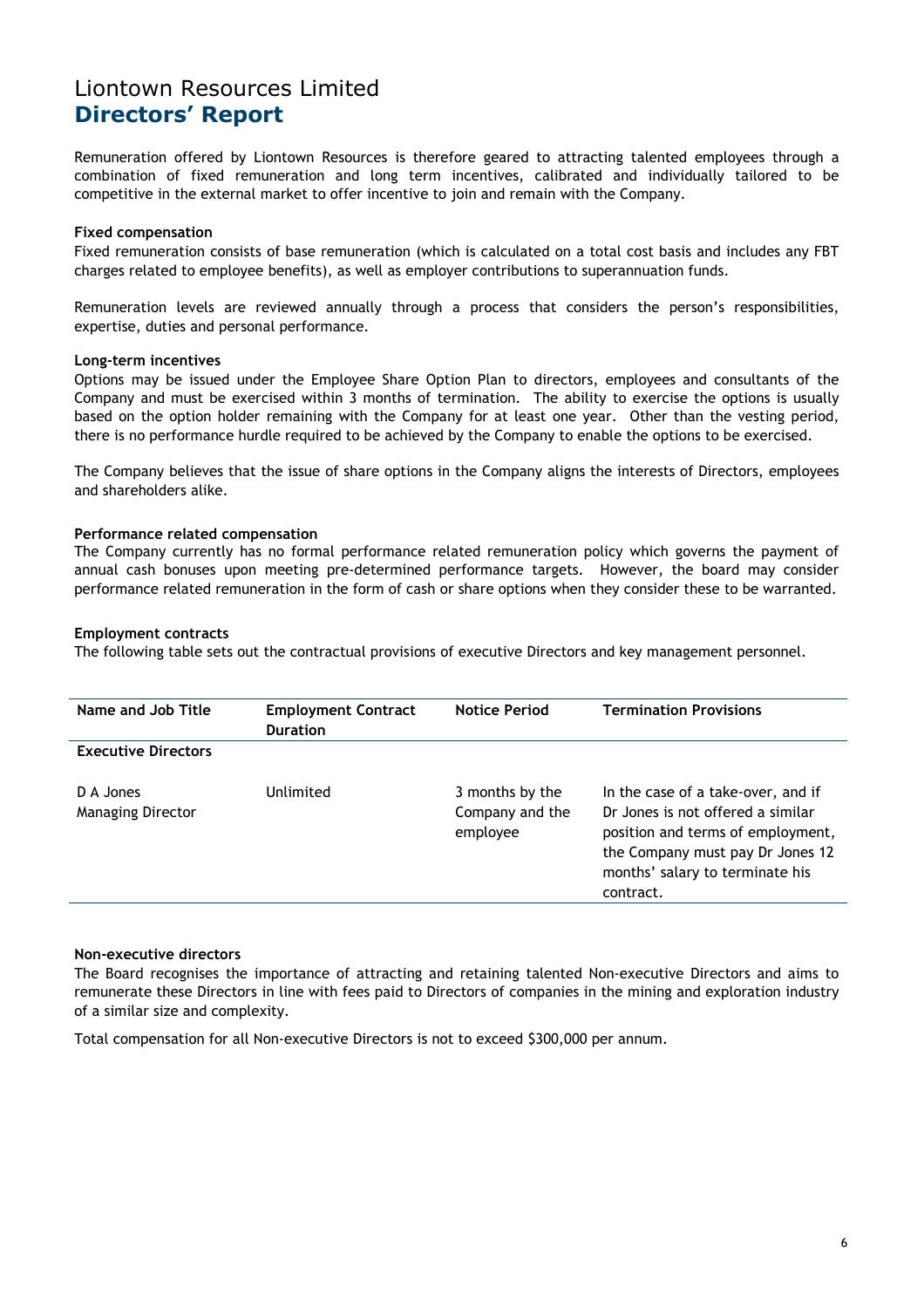# Liontown Resources Limited
## Directors' Report

Remuneration offered by Liontown Resources is therefore geared to attracting talented employees through a combination of fixed remuneration and long term incentives, calibrated and individually tailored to be competitive in the external market to offer incentive to join and remain with the Company.

**Fixed compensation**

Fixed remuneration consists of base remuneration (which is calculated on a total cost basis and includes any FBT charges related to employee benefits), as well as employer contributions to superannuation funds.

Remuneration levels are reviewed annually through a process that considers the person's responsibilities, expertise, duties and personal performance.

**Long-term incentives**

Options may be issued under the Employee Share Option Plan to directors, employees and consultants of the Company and must be exercised within 3 months of termination. The ability to exercise the options is usually based on the option holder remaining with the Company for at least one year. Other than the vesting period, there is no performance hurdle required to be achieved by the Company to enable the options to be exercised.

The Company believes that the issue of share options in the Company aligns the interests of Directors, employees and shareholders alike.

**Performance related compensation**

The Company currently has no formal performance related remuneration policy which governs the payment of annual cash bonuses upon meeting pre-determined performance targets. However, the board may consider performance related remuneration in the form of cash or share options when they consider these to be warranted.

**Employment contracts**

The following table sets out the contractual provisions of executive Directors and key management personnel.

| Name and Job Title | Employment Contract Duration | Notice Period | Termination Provisions |
|---|---|---|---|
| **Executive Directors** | | | |
| D A Jones<br>Managing Director | Unlimited | 3 months by the Company and the employee | In the case of a take-over, and if Dr Jones is not offered a similar position and terms of employment, the Company must pay Dr Jones 12 months' salary to terminate his contract. |

**Non-executive directors**

The Board recognises the importance of attracting and retaining talented Non-executive Directors and aims to remunerate these Directors in line with fees paid to Directors of companies in the mining and exploration industry of a similar size and complexity.

Total compensation for all Non-executive Directors is not to exceed $300,000 per annum.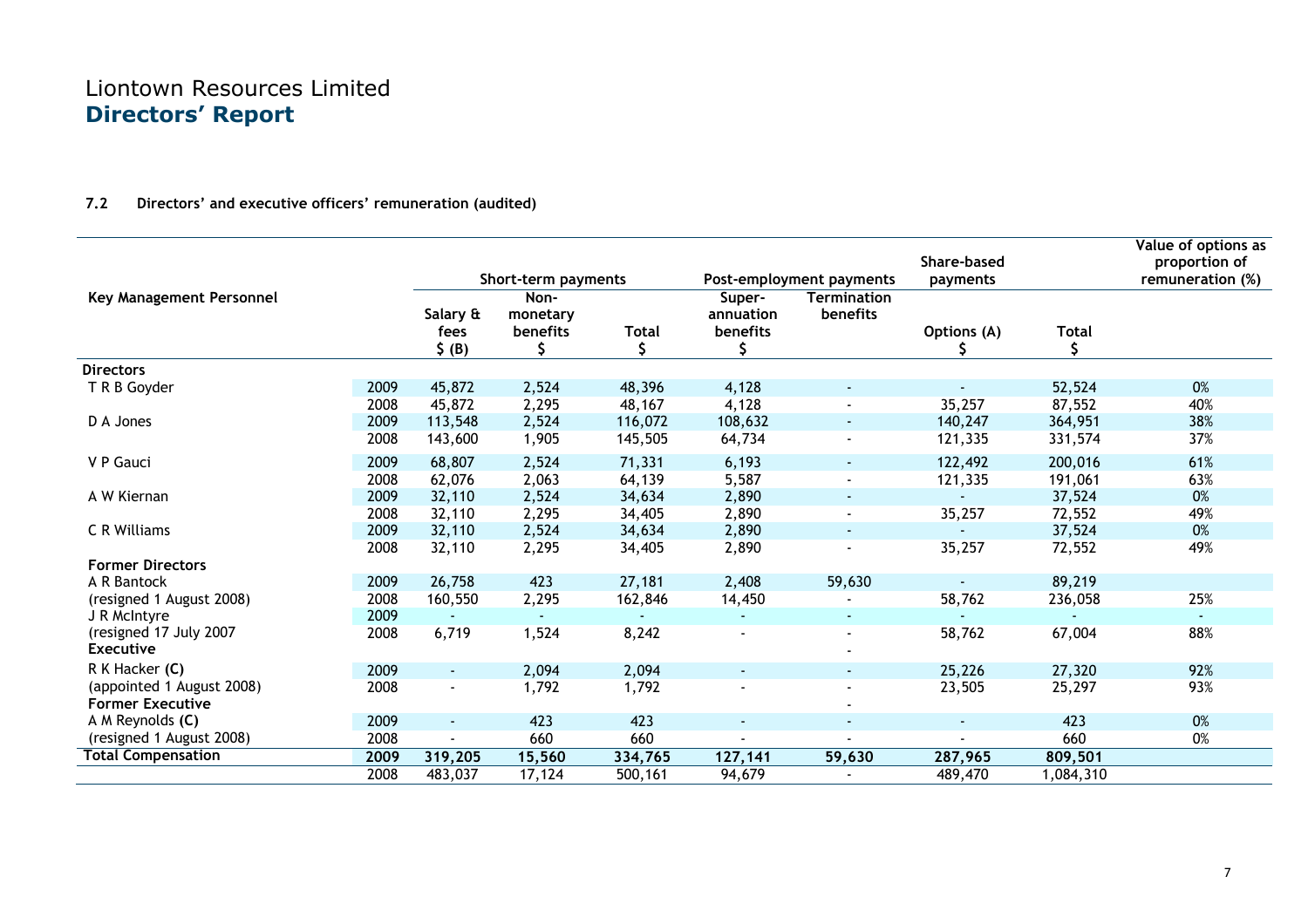# Liontown Resources Limited
## Directors' Report

**7.2 Directors' and executive officers' remuneration (audited)**

| Key Management Personnel | | Short-term payments | | | Post-employment payments | | Share-based payments | | Value of options as proportion of remuneration (%) |
|---|---|---|---|---|---|---|---|---|---|
| | | Salary & fees $ (B) | Non-monetary benefits $ | Total $ | Super-annuation benefits $ | Termination benefits | Options (A) $ | Total $ | |
| **Directors** | | | | | | | | | |
| T R B Goyder | 2009 | 45,872 | 2,524 | 48,396 | 4,128 | - | - | 52,524 | 0% |
| | 2008 | 45,872 | 2,295 | 48,167 | 4,128 | - | 35,257 | 87,552 | 40% |
| D A Jones | 2009 | 113,548 | 2,524 | 116,072 | 108,632 | - | 140,247 | 364,951 | 38% |
| | 2008 | 143,600 | 1,905 | 145,505 | 64,734 | - | 121,335 | 331,574 | 37% |
| V P Gauci | 2009 | 68,807 | 2,524 | 71,331 | 6,193 | - | 122,492 | 200,016 | 61% |
| | 2008 | 62,076 | 2,063 | 64,139 | 5,587 | - | 121,335 | 191,061 | 63% |
| A W Kiernan | 2009 | 32,110 | 2,524 | 34,634 | 2,890 | - | - | 37,524 | 0% |
| | 2008 | 32,110 | 2,295 | 34,405 | 2,890 | - | 35,257 | 72,552 | 49% |
| C R Williams | 2009 | 32,110 | 2,524 | 34,634 | 2,890 | - | - | 37,524 | 0% |
| | 2008 | 32,110 | 2,295 | 34,405 | 2,890 | - | 35,257 | 72,552 | 49% |
| **Former Directors** | | | | | | | | | |
| A R Bantock | 2009 | 26,758 | 423 | 27,181 | 2,408 | 59,630 | - | 89,219 | |
| (resigned 1 August 2008) | 2008 | 160,550 | 2,295 | 162,846 | 14,450 | - | 58,762 | 236,058 | 25% |
| J R McIntyre | 2009 | - | - | - | - | - | - | - | - |
| (resigned 17 July 2007 | 2008 | 6,719 | 1,524 | 8,242 | - | - | 58,762 | 67,004 | 88% |
| **Executive** | | | | | | - | | | |
| R K Hacker **(C)** | 2009 | - | 2,094 | 2,094 | - | - | 25,226 | 27,320 | 92% |
| (appointed 1 August 2008) | 2008 | - | 1,792 | 1,792 | - | - | 23,505 | 25,297 | 93% |
| **Former Executive** | | | | | | - | | | |
| A M Reynolds **(C)** | 2009 | - | 423 | 423 | - | - | - | 423 | 0% |
| (resigned 1 August 2008) | 2008 | - | 660 | 660 | - | - | - | 660 | 0% |
| **Total Compensation** | **2009** | **319,205** | **15,560** | **334,765** | **127,141** | **59,630** | **287,965** | **809,501** | |
| | 2008 | 483,037 | 17,124 | 500,161 | 94,679 | - | 489,470 | 1,084,310 | |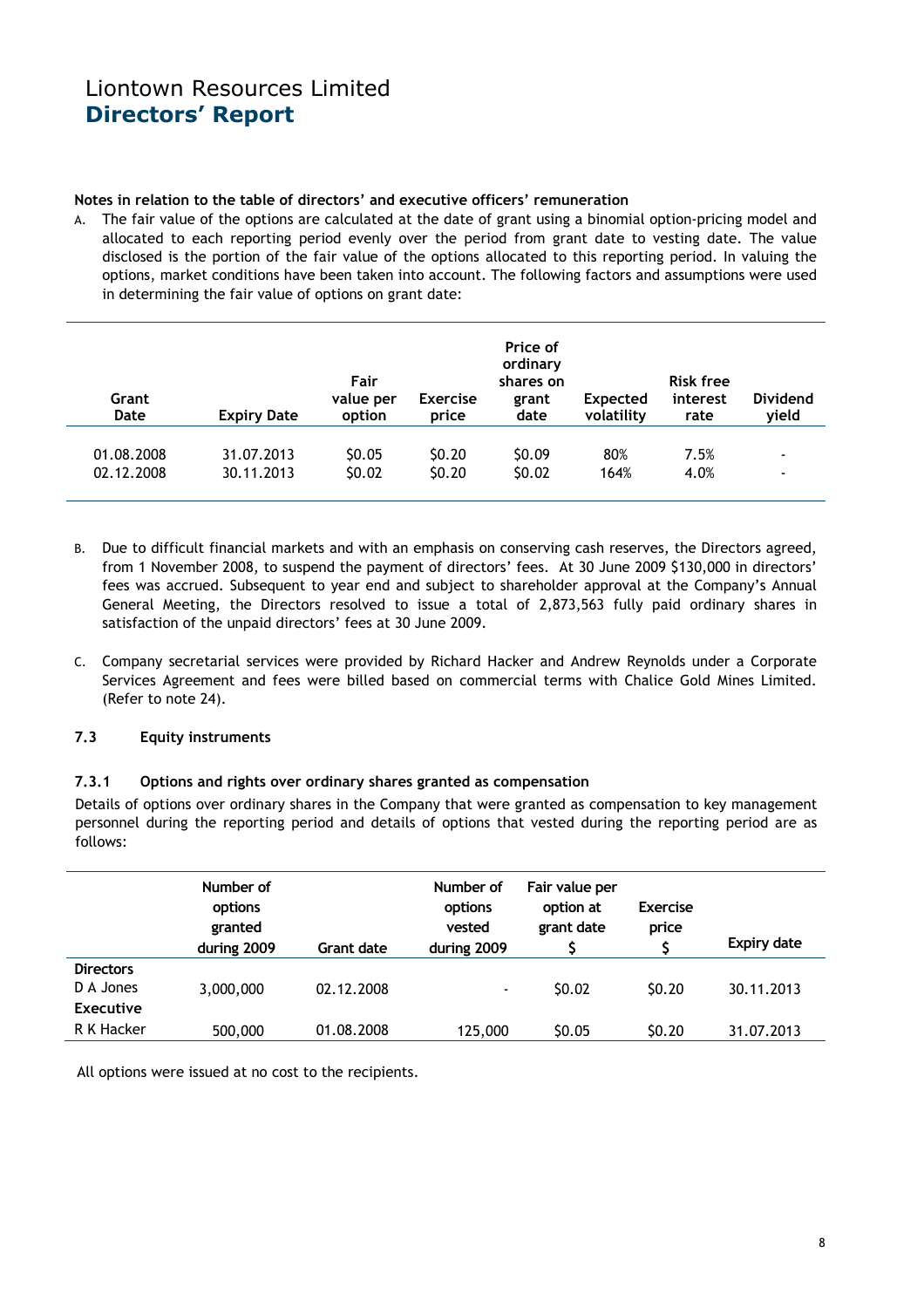Liontown Resources Limited
**Directors' Report**

**Notes in relation to the table of directors' and executive officers' remuneration**

A. The fair value of the options are calculated at the date of grant using a binomial option-pricing model and allocated to each reporting period evenly over the period from grant date to vesting date. The value disclosed is the portion of the fair value of the options allocated to this reporting period. In valuing the options, market conditions have been taken into account. The following factors and assumptions were used in determining the fair value of options on grant date:

| Grant Date | Expiry Date | Fair value per option | Exercise price | Price of ordinary shares on grant date | Expected volatility | Risk free interest rate | Dividend yield |
|---|---|---|---|---|---|---|---|
| 01.08.2008 | 31.07.2013 | $0.05 | $0.20 | $0.09 | 80% | 7.5% | - |
| 02.12.2008 | 30.11.2013 | $0.02 | $0.20 | $0.02 | 164% | 4.0% | - |

B. Due to difficult financial markets and with an emphasis on conserving cash reserves, the Directors agreed, from 1 November 2008, to suspend the payment of directors' fees. At 30 June 2009 $130,000 in directors' fees was accrued. Subsequent to year end and subject to shareholder approval at the Company's Annual General Meeting, the Directors resolved to issue a total of 2,873,563 fully paid ordinary shares in satisfaction of the unpaid directors' fees at 30 June 2009.

C. Company secretarial services were provided by Richard Hacker and Andrew Reynolds under a Corporate Services Agreement and fees were billed based on commercial terms with Chalice Gold Mines Limited. (Refer to note 24).

### 7.3 Equity instruments

#### 7.3.1 Options and rights over ordinary shares granted as compensation

Details of options over ordinary shares in the Company that were granted as compensation to key management personnel during the reporting period and details of options that vested during the reporting period are as follows:

| | Number of options granted during 2009 | Grant date | Number of options vested during 2009 | Fair value per option at grant date $ | Exercise price $ | Expiry date |
|---|---|---|---|---|---|---|
| **Directors** | | | | | | |
| D A Jones | 3,000,000 | 02.12.2008 | - | $0.02 | $0.20 | 30.11.2013 |
| **Executive** | | | | | | |
| R K Hacker | 500,000 | 01.08.2008 | 125,000 | $0.05 | $0.20 | 31.07.2013 |

All options were issued at no cost to the recipients.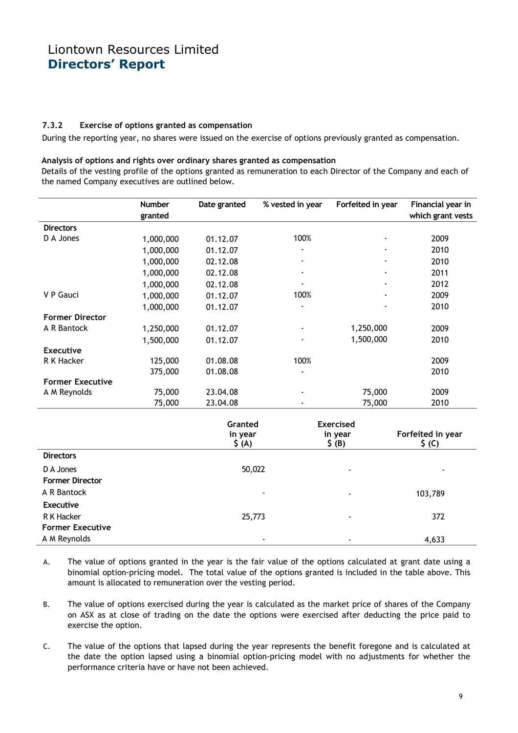### 7.3.2 Exercise of options granted as compensation

During the reporting year, no shares were issued on the exercise of options previously granted as compensation.

**Analysis of options and rights over ordinary shares granted as compensation**

Details of the vesting profile of the options granted as remuneration to each Director of the Company and each of the named Company executives are outlined below.

| | Number granted | Date granted | % vested in year | Forfeited in year | Financial year in which grant vests |
|---|---|---|---|---|---|
| **Directors** | | | | | |
| D A Jones | 1,000,000 | 01.12.07 | 100% | - | 2009 |
| | 1,000,000 | 01.12.07 | - | - | 2010 |
| | 1,000,000 | 02.12.08 | - | - | 2010 |
| | 1,000,000 | 02.12.08 | - | - | 2011 |
| | 1,000,000 | 02.12.08 | - | - | 2012 |
| V P Gauci | 1,000,000 | 01.12.07 | 100% | - | 2009 |
| | 1,000,000 | 01.12.07 | - | - | 2010 |
| **Former Director** | | | | | |
| A R Bantock | 1,250,000 | 01.12.07 | - | 1,250,000 | 2009 |
| | 1,500,000 | 01.12.07 | - | 1,500,000 | 2010 |
| **Executive** | | | | | |
| R K Hacker | 125,000 | 01.08.08 | 100% | | 2009 |
| | 375,000 | 01.08.08 | - | | 2010 |
| **Former Executive** | | | | | |
| A M Reynolds | 75,000 | 23.04.08 | - | 75,000 | 2009 |
| | 75,000 | 23.04.08 | - | 75,000 | 2010 |

| | Granted in year $ (A) | Exercised in year $ (B) | Forfeited in year $ (C) |
|---|---|---|---|
| **Directors** | | | |
| D A Jones | 50,022 | - | - |
| **Former Director** | | | |
| A R Bantock | - | - | 103,789 |
| **Executive** | | | |
| R K Hacker | 25,773 | - | 372 |
| **Former Executive** | | | |
| A M Reynolds | - | - | 4,633 |

A. The value of options granted in the year is the fair value of the options calculated at grant date using a binomial option-pricing model. The total value of the options granted is included in the table above. This amount is allocated to remuneration over the vesting period.

B. The value of options exercised during the year is calculated as the market price of shares of the Company on ASX as at close of trading on the date the options were exercised after deducting the price paid to exercise the option.

C. The value of the options that lapsed during the year represents the benefit foregone and is calculated at the date the option lapsed using a binomial option-pricing model with no adjustments for whether the performance criteria have or have not been achieved.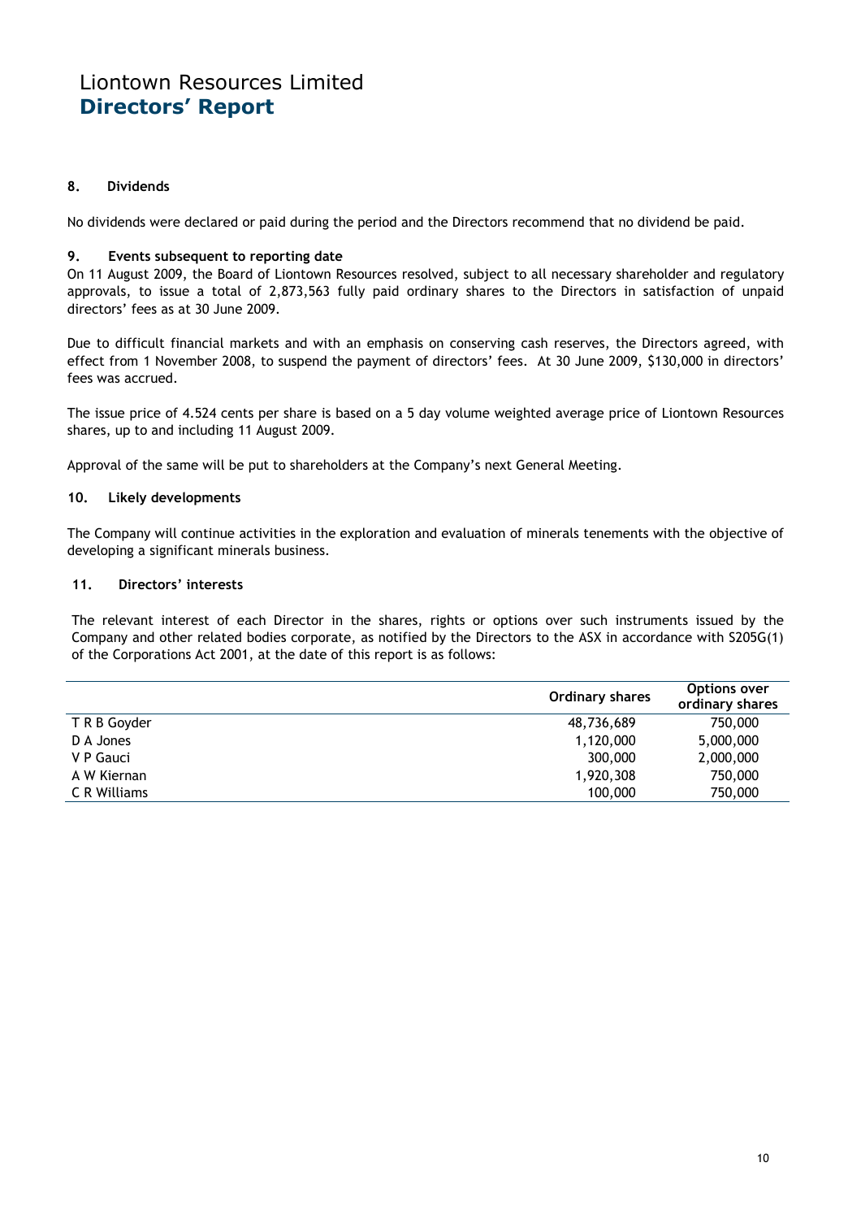# Liontown Resources Limited
## Directors' Report

### 8. Dividends

No dividends were declared or paid during the period and the Directors recommend that no dividend be paid.

### 9. Events subsequent to reporting date

On 11 August 2009, the Board of Liontown Resources resolved, subject to all necessary shareholder and regulatory approvals, to issue a total of 2,873,563 fully paid ordinary shares to the Directors in satisfaction of unpaid directors' fees as at 30 June 2009.

Due to difficult financial markets and with an emphasis on conserving cash reserves, the Directors agreed, with effect from 1 November 2008, to suspend the payment of directors' fees. At 30 June 2009, $130,000 in directors' fees was accrued.

The issue price of 4.524 cents per share is based on a 5 day volume weighted average price of Liontown Resources shares, up to and including 11 August 2009.

Approval of the same will be put to shareholders at the Company's next General Meeting.

### 10. Likely developments

The Company will continue activities in the exploration and evaluation of minerals tenements with the objective of developing a significant minerals business.

### 11. Directors' interests

The relevant interest of each Director in the shares, rights or options over such instruments issued by the Company and other related bodies corporate, as notified by the Directors to the ASX in accordance with S205G(1) of the Corporations Act 2001, at the date of this report is as follows:

| | Ordinary shares | Options over ordinary shares |
|---|---|---|
| T R B Goyder | 48,736,689 | 750,000 |
| D A Jones | 1,120,000 | 5,000,000 |
| V P Gauci | 300,000 | 2,000,000 |
| A W Kiernan | 1,920,308 | 750,000 |
| C R Williams | 100,000 | 750,000 |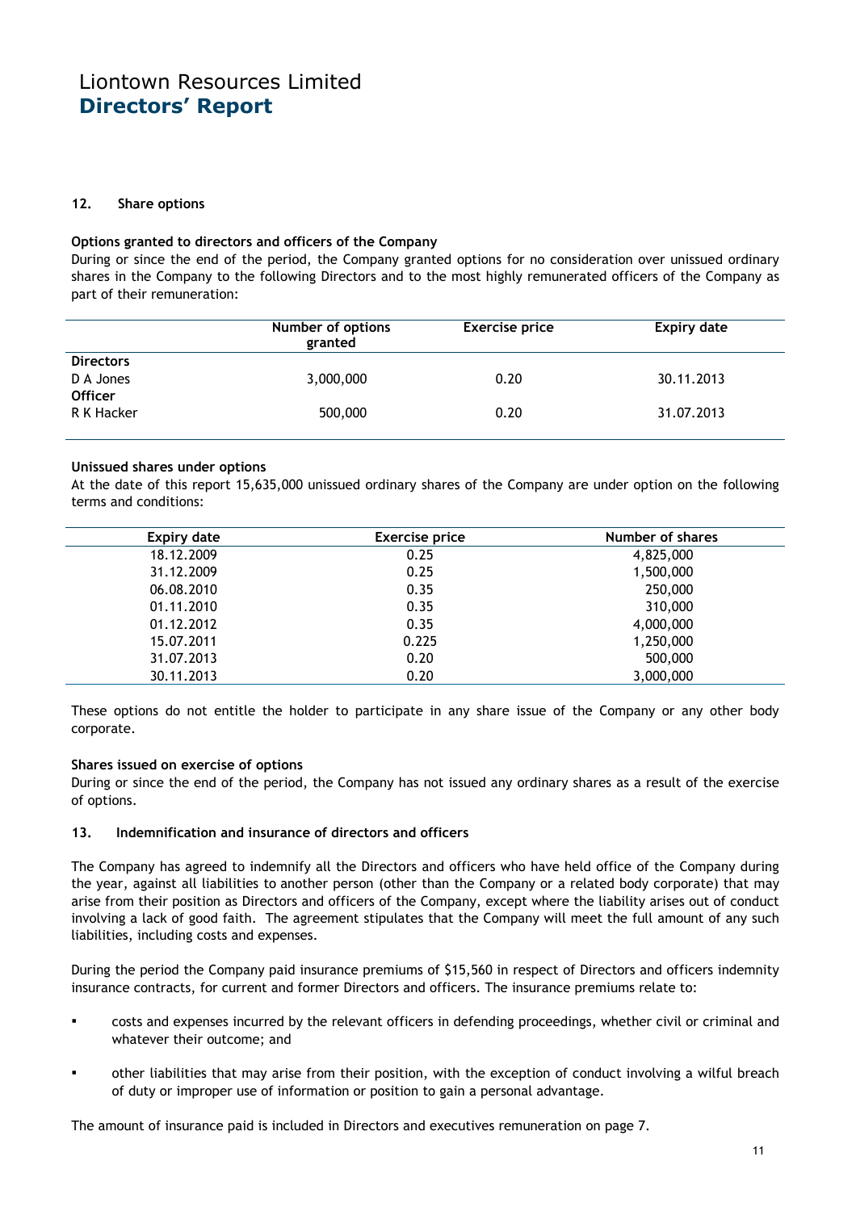### 12. Share options

**Options granted to directors and officers of the Company**

During or since the end of the period, the Company granted options for no consideration over unissued ordinary shares in the Company to the following Directors and to the most highly remunerated officers of the Company as part of their remuneration:

| | Number of options granted | Exercise price | Expiry date |
|---|---|---|---|
| **Directors** | | | |
| D A Jones | 3,000,000 | 0.20 | 30.11.2013 |
| **Officer** | | | |
| R K Hacker | 500,000 | 0.20 | 31.07.2013 |

**Unissued shares under options**

At the date of this report 15,635,000 unissued ordinary shares of the Company are under option on the following terms and conditions:

| Expiry date | Exercise price | Number of shares |
|---|---|---|
| 18.12.2009 | 0.25 | 4,825,000 |
| 31.12.2009 | 0.25 | 1,500,000 |
| 06.08.2010 | 0.35 | 250,000 |
| 01.11.2010 | 0.35 | 310,000 |
| 01.12.2012 | 0.35 | 4,000,000 |
| 15.07.2011 | 0.225 | 1,250,000 |
| 31.07.2013 | 0.20 | 500,000 |
| 30.11.2013 | 0.20 | 3,000,000 |

These options do not entitle the holder to participate in any share issue of the Company or any other body corporate.

**Shares issued on exercise of options**

During or since the end of the period, the Company has not issued any ordinary shares as a result of the exercise of options.

### 13. Indemnification and insurance of directors and officers

The Company has agreed to indemnify all the Directors and officers who have held office of the Company during the year, against all liabilities to another person (other than the Company or a related body corporate) that may arise from their position as Directors and officers of the Company, except where the liability arises out of conduct involving a lack of good faith. The agreement stipulates that the Company will meet the full amount of any such liabilities, including costs and expenses.

During the period the Company paid insurance premiums of $15,560 in respect of Directors and officers indemnity insurance contracts, for current and former Directors and officers. The insurance premiums relate to:

- costs and expenses incurred by the relevant officers in defending proceedings, whether civil or criminal and whatever their outcome; and
- other liabilities that may arise from their position, with the exception of conduct involving a wilful breach of duty or improper use of information or position to gain a personal advantage.

The amount of insurance paid is included in Directors and executives remuneration on page 7.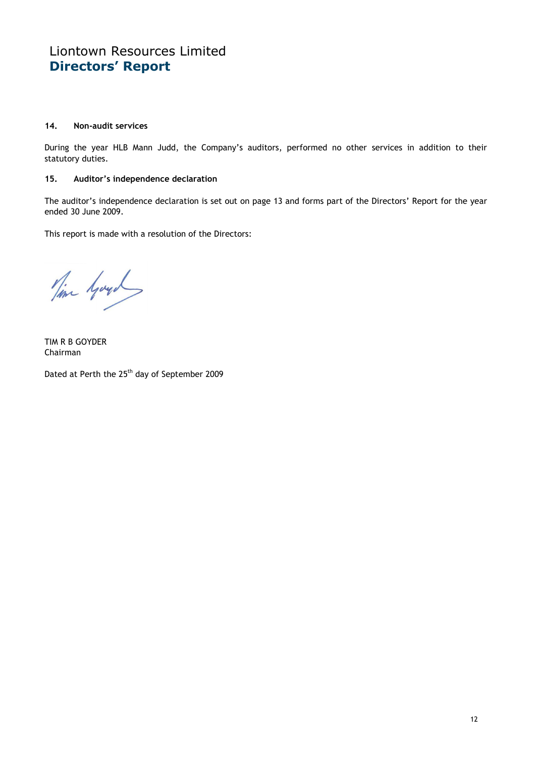# Liontown Resources Limited
## Directors' Report

**14. Non-audit services**

During the year HLB Mann Judd, the Company's auditors, performed no other services in addition to their statutory duties.

**15. Auditor's independence declaration**

The auditor's independence declaration is set out on page 13 and forms part of the Directors' Report for the year ended 30 June 2009.

This report is made with a resolution of the Directors:

TIM R B GOYDER
Chairman

Dated at Perth the 25th day of September 2009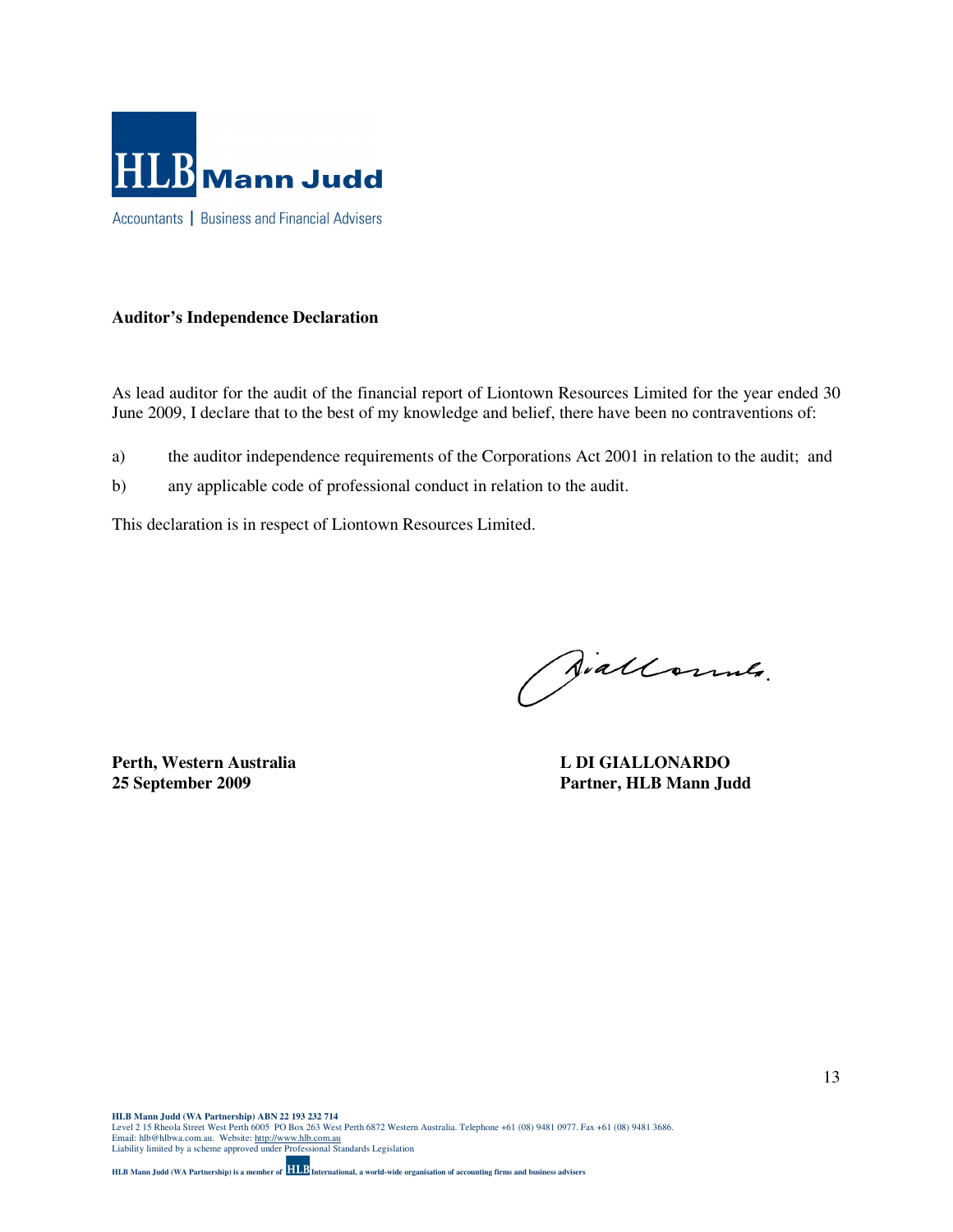HLB Mann Judd

Accountants | Business and Financial Advisers

**Auditor's Independence Declaration**

As lead auditor for the audit of the financial report of Liontown Resources Limited for the year ended 30 June 2009, I declare that to the best of my knowledge and belief, there have been no contraventions of:

a) the auditor independence requirements of the Corporations Act 2001 in relation to the audit; and

b) any applicable code of professional conduct in relation to the audit.

This declaration is in respect of Liontown Resources Limited.

**Perth, Western Australia**
**25 September 2009**

**L DI GIALLONARDO**
**Partner, HLB Mann Judd**

**HLB Mann Judd (WA Partnership) ABN 22 193 232 714**
Level 2 15 Rheola Street West Perth 6005 PO Box 263 West Perth 6872 Western Australia. Telephone +61 (08) 9481 0977. Fax +61 (08) 9481 3686.
Email: hlb@hlbwa.com.au. Website: http://www.hlb.com.au
Liability limited by a scheme approved under Professional Standards Legislation

**HLB Mann Judd (WA Partnership) is a member of HLB International, a world-wide organisation of accounting firms and business advisers**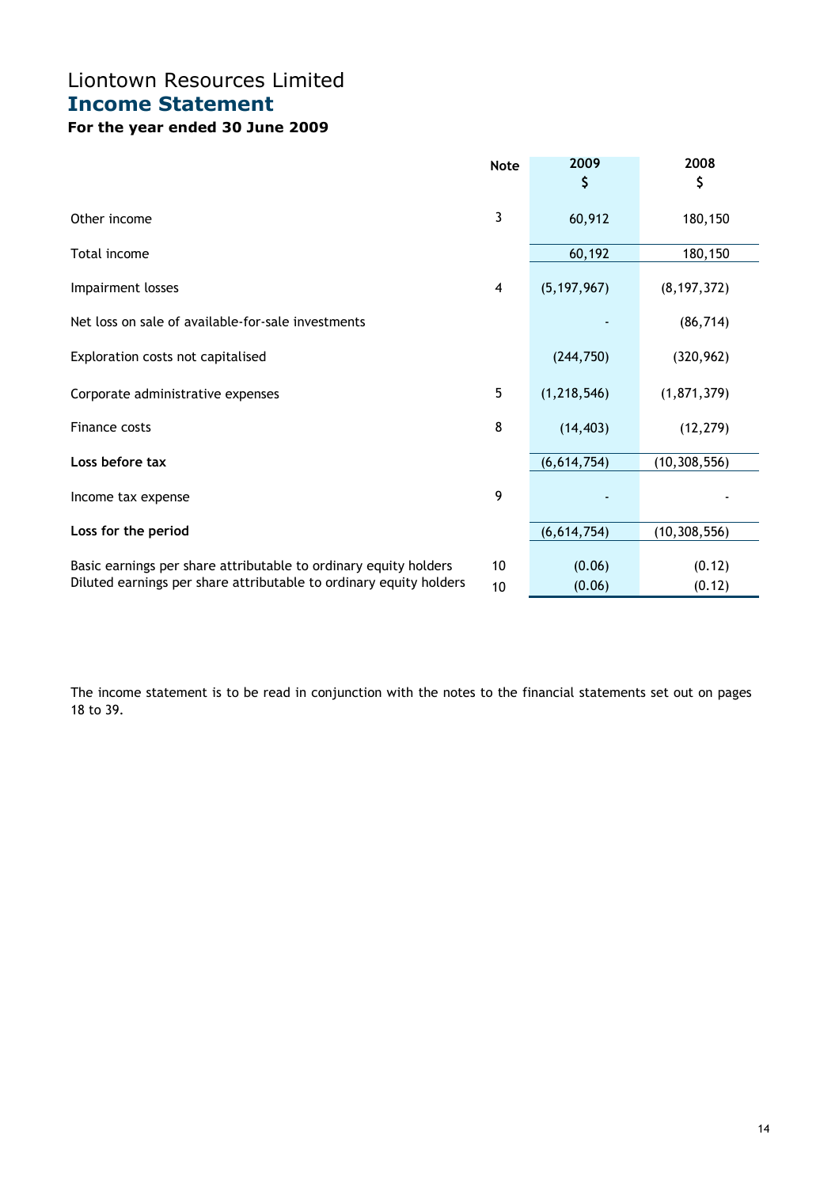# Liontown Resources Limited

## Income Statement

### For the year ended 30 June 2009

| | Note | 2009<br>$ | 2008<br>$ |
|---|---|---|---|
| Other income | 3 | 60,912 | 180,150 |
| Total income | | 60,192 | 180,150 |
| Impairment losses | 4 | (5,197,967) | (8,197,372) |
| Net loss on sale of available-for-sale investments | | - | (86,714) |
| Exploration costs not capitalised | | (244,750) | (320,962) |
| Corporate administrative expenses | 5 | (1,218,546) | (1,871,379) |
| Finance costs | 8 | (14,403) | (12,279) |
| **Loss before tax** | | (6,614,754) | (10,308,556) |
| Income tax expense | 9 | - | - |
| **Loss for the period** | | (6,614,754) | (10,308,556) |
| Basic earnings per share attributable to ordinary equity holders | 10 | (0.06) | (0.12) |
| Diluted earnings per share attributable to ordinary equity holders | 10 | (0.06) | (0.12) |

The income statement is to be read in conjunction with the notes to the financial statements set out on pages 18 to 39.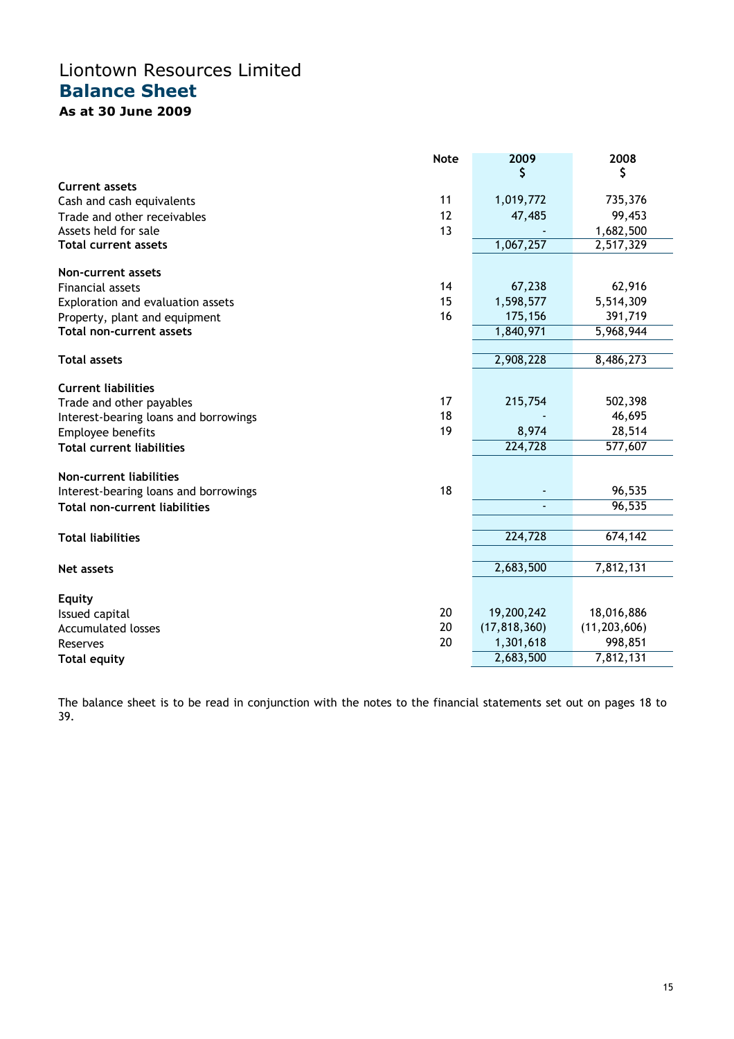# Liontown Resources Limited

## Balance Sheet

### As at 30 June 2009

| | Note | 2009 $ | 2008 $ |
|---|---|---|---|
| **Current assets** | | | |
| Cash and cash equivalents | 11 | 1,019,772 | 735,376 |
| Trade and other receivables | 12 | 47,485 | 99,453 |
| Assets held for sale | 13 | - | 1,682,500 |
| **Total current assets** | | 1,067,257 | 2,517,329 |
| | | | |
| **Non-current assets** | | | |
| Financial assets | 14 | 67,238 | 62,916 |
| Exploration and evaluation assets | 15 | 1,598,577 | 5,514,309 |
| Property, plant and equipment | 16 | 175,156 | 391,719 |
| **Total non-current assets** | | 1,840,971 | 5,968,944 |
| | | | |
| **Total assets** | | 2,908,228 | 8,486,273 |
| | | | |
| **Current liabilities** | | | |
| Trade and other payables | 17 | 215,754 | 502,398 |
| Interest-bearing loans and borrowings | 18 | - | 46,695 |
| Employee benefits | 19 | 8,974 | 28,514 |
| **Total current liabilities** | | 224,728 | 577,607 |
| | | | |
| **Non-current liabilities** | | | |
| Interest-bearing loans and borrowings | 18 | - | 96,535 |
| **Total non-current liabilities** | | - | 96,535 |
| | | | |
| **Total liabilities** | | 224,728 | 674,142 |
| | | | |
| **Net assets** | | 2,683,500 | 7,812,131 |
| | | | |
| **Equity** | | | |
| Issued capital | 20 | 19,200,242 | 18,016,886 |
| Accumulated losses | 20 | (17,818,360) | (11,203,606) |
| Reserves | 20 | 1,301,618 | 998,851 |
| **Total equity** | | 2,683,500 | 7,812,131 |

The balance sheet is to be read in conjunction with the notes to the financial statements set out on pages 18 to 39.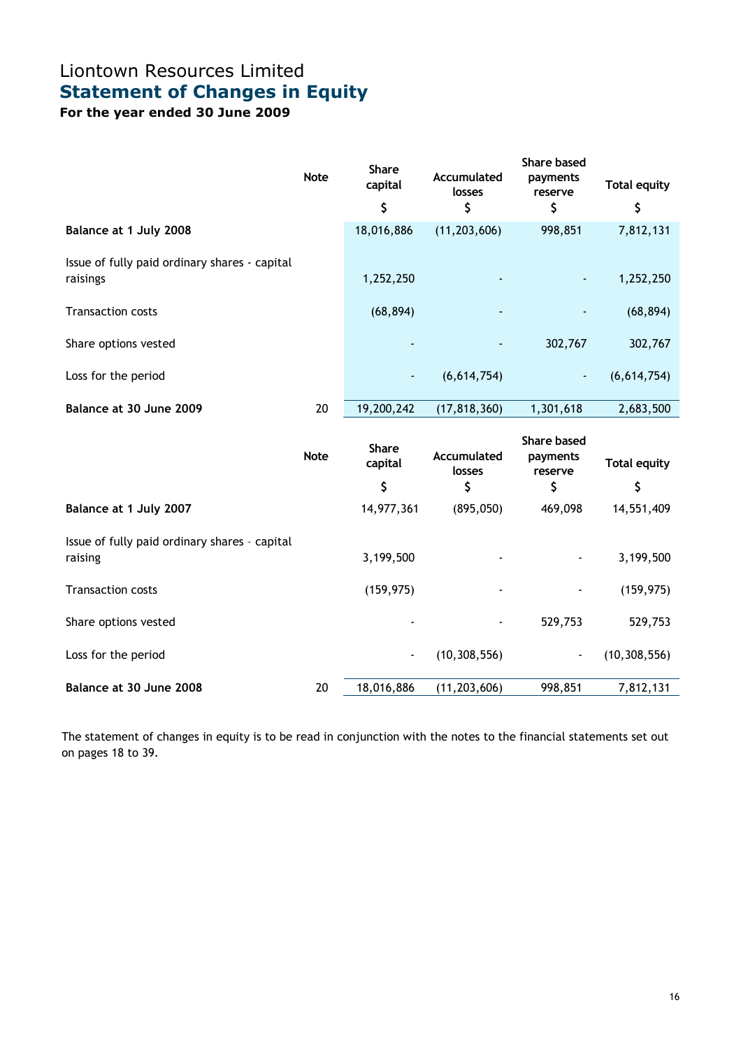# Liontown Resources Limited

## Statement of Changes in Equity

### For the year ended 30 June 2009

| | Note | Share capital | Accumulated losses | Share based payments reserve | Total equity |
|---|---|---|---|---|---|
| | | $ | $ | $ | $ |
| **Balance at 1 July 2008** | | 18,016,886 | (11,203,606) | 998,851 | 7,812,131 |
| Issue of fully paid ordinary shares - capital raisings | | 1,252,250 | - | - | 1,252,250 |
| Transaction costs | | (68,894) | - | - | (68,894) |
| Share options vested | | - | - | 302,767 | 302,767 |
| Loss for the period | | - | (6,614,754) | - | (6,614,754) |
| **Balance at 30 June 2009** | 20 | 19,200,242 | (17,818,360) | 1,301,618 | 2,683,500 |

| | Note | Share capital | Accumulated losses | Share based payments reserve | Total equity |
|---|---|---|---|---|---|
| | | $ | $ | $ | $ |
| **Balance at 1 July 2007** | | 14,977,361 | (895,050) | 469,098 | 14,551,409 |
| Issue of fully paid ordinary shares – capital raising | | 3,199,500 | - | - | 3,199,500 |
| Transaction costs | | (159,975) | - | - | (159,975) |
| Share options vested | | - | - | 529,753 | 529,753 |
| Loss for the period | | - | (10,308,556) | - | (10,308,556) |
| **Balance at 30 June 2008** | 20 | 18,016,886 | (11,203,606) | 998,851 | 7,812,131 |

The statement of changes in equity is to be read in conjunction with the notes to the financial statements set out on pages 18 to 39.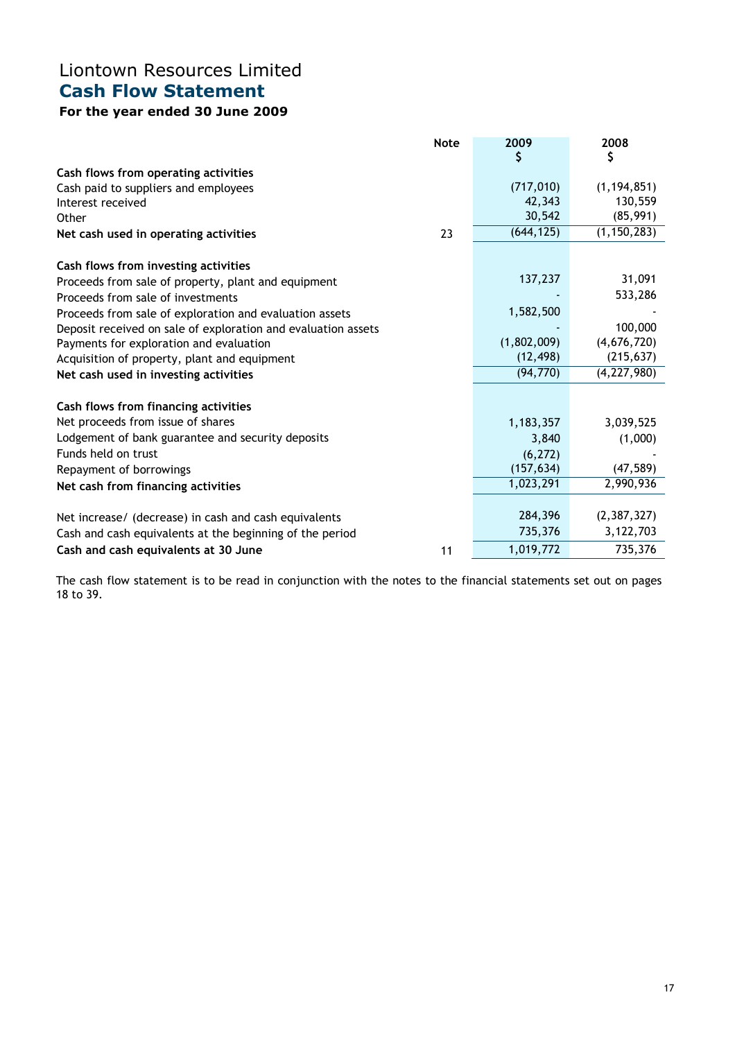# Liontown Resources Limited
## Cash Flow Statement
### For the year ended 30 June 2009

| | Note | 2009 $ | 2008 $ |
|---|---|---|---|
| **Cash flows from operating activities** | | | |
| Cash paid to suppliers and employees | | (717,010) | (1,194,851) |
| Interest received | | 42,343 | 130,559 |
| Other | | 30,542 | (85,991) |
| **Net cash used in operating activities** | 23 | (644,125) | (1,150,283) |
| | | | |
| **Cash flows from investing activities** | | | |
| Proceeds from sale of property, plant and equipment | | 137,237 | 31,091 |
| Proceeds from sale of investments | | - | 533,286 |
| Proceeds from sale of exploration and evaluation assets | | 1,582,500 | - |
| Deposit received on sale of exploration and evaluation assets | | - | 100,000 |
| Payments for exploration and evaluation | | (1,802,009) | (4,676,720) |
| Acquisition of property, plant and equipment | | (12,498) | (215,637) |
| **Net cash used in investing activities** | | (94,770) | (4,227,980) |
| | | | |
| **Cash flows from financing activities** | | | |
| Net proceeds from issue of shares | | 1,183,357 | 3,039,525 |
| Lodgement of bank guarantee and security deposits | | 3,840 | (1,000) |
| Funds held on trust | | (6,272) | - |
| Repayment of borrowings | | (157,634) | (47,589) |
| **Net cash from financing activities** | | 1,023,291 | 2,990,936 |
| | | | |
| Net increase/ (decrease) in cash and cash equivalents | | 284,396 | (2,387,327) |
| Cash and cash equivalents at the beginning of the period | | 735,376 | 3,122,703 |
| **Cash and cash equivalents at 30 June** | 11 | 1,019,772 | 735,376 |

The cash flow statement is to be read in conjunction with the notes to the financial statements set out on pages 18 to 39.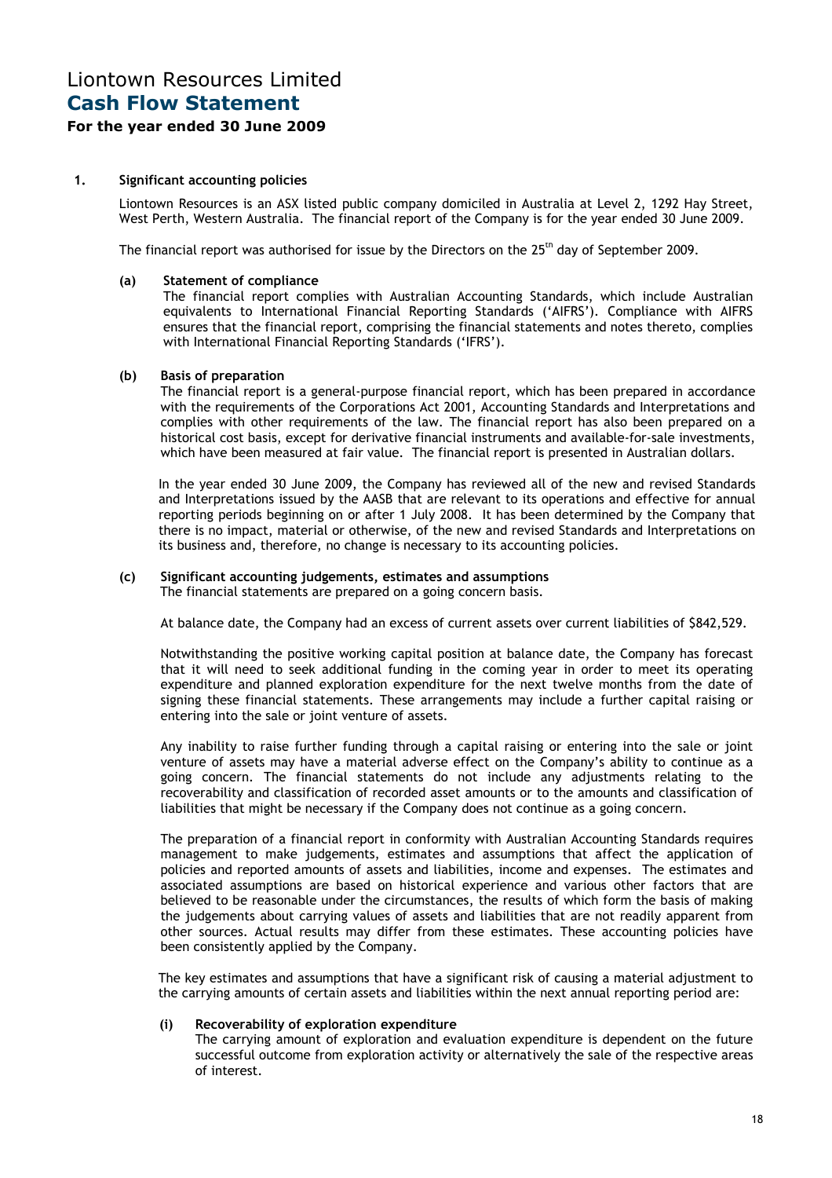# Liontown Resources Limited

## Cash Flow Statement

### For the year ended 30 June 2009

**1. Significant accounting policies**

Liontown Resources is an ASX listed public company domiciled in Australia at Level 2, 1292 Hay Street, West Perth, Western Australia. The financial report of the Company is for the year ended 30 June 2009.

The financial report was authorised for issue by the Directors on the 25th day of September 2009.

**(a) Statement of compliance**

The financial report complies with Australian Accounting Standards, which include Australian equivalents to International Financial Reporting Standards ('AIFRS'). Compliance with AIFRS ensures that the financial report, comprising the financial statements and notes thereto, complies with International Financial Reporting Standards ('IFRS').

**(b) Basis of preparation**

The financial report is a general-purpose financial report, which has been prepared in accordance with the requirements of the Corporations Act 2001, Accounting Standards and Interpretations and complies with other requirements of the law. The financial report has also been prepared on a historical cost basis, except for derivative financial instruments and available-for-sale investments, which have been measured at fair value. The financial report is presented in Australian dollars.

In the year ended 30 June 2009, the Company has reviewed all of the new and revised Standards and Interpretations issued by the AASB that are relevant to its operations and effective for annual reporting periods beginning on or after 1 July 2008. It has been determined by the Company that there is no impact, material or otherwise, of the new and revised Standards and Interpretations on its business and, therefore, no change is necessary to its accounting policies.

**(c) Significant accounting judgements, estimates and assumptions**

The financial statements are prepared on a going concern basis.

At balance date, the Company had an excess of current assets over current liabilities of $842,529.

Notwithstanding the positive working capital position at balance date, the Company has forecast that it will need to seek additional funding in the coming year in order to meet its operating expenditure and planned exploration expenditure for the next twelve months from the date of signing these financial statements. These arrangements may include a further capital raising or entering into the sale or joint venture of assets.

Any inability to raise further funding through a capital raising or entering into the sale or joint venture of assets may have a material adverse effect on the Company's ability to continue as a going concern. The financial statements do not include any adjustments relating to the recoverability and classification of recorded asset amounts or to the amounts and classification of liabilities that might be necessary if the Company does not continue as a going concern.

The preparation of a financial report in conformity with Australian Accounting Standards requires management to make judgements, estimates and assumptions that affect the application of policies and reported amounts of assets and liabilities, income and expenses. The estimates and associated assumptions are based on historical experience and various other factors that are believed to be reasonable under the circumstances, the results of which form the basis of making the judgements about carrying values of assets and liabilities that are not readily apparent from other sources. Actual results may differ from these estimates. These accounting policies have been consistently applied by the Company.

The key estimates and assumptions that have a significant risk of causing a material adjustment to the carrying amounts of certain assets and liabilities within the next annual reporting period are:

**(i) Recoverability of exploration expenditure**

The carrying amount of exploration and evaluation expenditure is dependent on the future successful outcome from exploration activity or alternatively the sale of the respective areas of interest.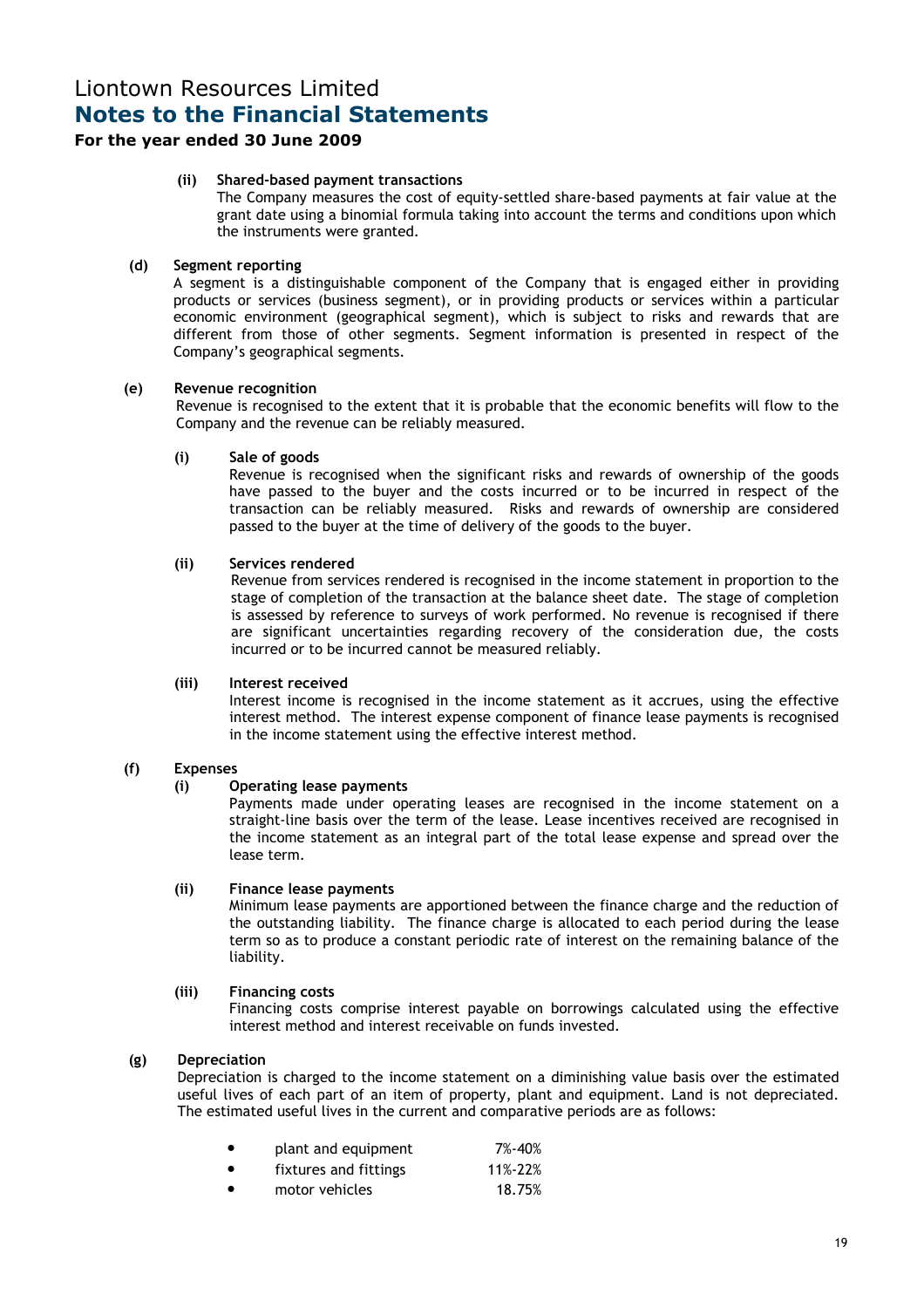**(ii) Shared-based payment transactions**

The Company measures the cost of equity-settled share-based payments at fair value at the grant date using a binomial formula taking into account the terms and conditions upon which the instruments were granted.

**(d) Segment reporting**

A segment is a distinguishable component of the Company that is engaged either in providing products or services (business segment), or in providing products or services within a particular economic environment (geographical segment), which is subject to risks and rewards that are different from those of other segments. Segment information is presented in respect of the Company's geographical segments.

**(e) Revenue recognition**

Revenue is recognised to the extent that it is probable that the economic benefits will flow to the Company and the revenue can be reliably measured.

**(i) Sale of goods**

Revenue is recognised when the significant risks and rewards of ownership of the goods have passed to the buyer and the costs incurred or to be incurred in respect of the transaction can be reliably measured. Risks and rewards of ownership are considered passed to the buyer at the time of delivery of the goods to the buyer.

**(ii) Services rendered**

Revenue from services rendered is recognised in the income statement in proportion to the stage of completion of the transaction at the balance sheet date. The stage of completion is assessed by reference to surveys of work performed. No revenue is recognised if there are significant uncertainties regarding recovery of the consideration due, the costs incurred or to be incurred cannot be measured reliably.

**(iii) Interest received**

Interest income is recognised in the income statement as it accrues, using the effective interest method. The interest expense component of finance lease payments is recognised in the income statement using the effective interest method.

**(f) Expenses**

**(i) Operating lease payments**

Payments made under operating leases are recognised in the income statement on a straight-line basis over the term of the lease. Lease incentives received are recognised in the income statement as an integral part of the total lease expense and spread over the lease term.

**(ii) Finance lease payments**

Minimum lease payments are apportioned between the finance charge and the reduction of the outstanding liability. The finance charge is allocated to each period during the lease term so as to produce a constant periodic rate of interest on the remaining balance of the liability.

**(iii) Financing costs**

Financing costs comprise interest payable on borrowings calculated using the effective interest method and interest receivable on funds invested.

**(g) Depreciation**

Depreciation is charged to the income statement on a diminishing value basis over the estimated useful lives of each part of an item of property, plant and equipment. Land is not depreciated. The estimated useful lives in the current and comparative periods are as follows:

- plant and equipment 7%-40%
- fixtures and fittings 11%-22%
- motor vehicles 18.75%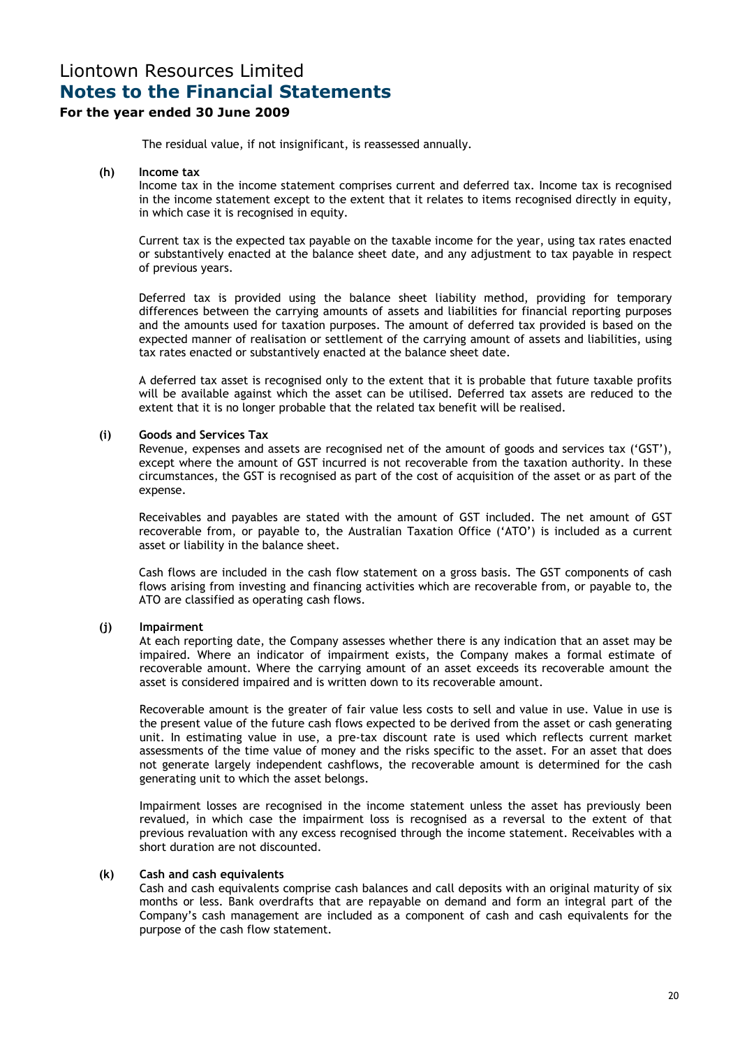The residual value, if not insignificant, is reassessed annually.

**(h) Income tax**

Income tax in the income statement comprises current and deferred tax. Income tax is recognised in the income statement except to the extent that it relates to items recognised directly in equity, in which case it is recognised in equity.

Current tax is the expected tax payable on the taxable income for the year, using tax rates enacted or substantively enacted at the balance sheet date, and any adjustment to tax payable in respect of previous years.

Deferred tax is provided using the balance sheet liability method, providing for temporary differences between the carrying amounts of assets and liabilities for financial reporting purposes and the amounts used for taxation purposes. The amount of deferred tax provided is based on the expected manner of realisation or settlement of the carrying amount of assets and liabilities, using tax rates enacted or substantively enacted at the balance sheet date.

A deferred tax asset is recognised only to the extent that it is probable that future taxable profits will be available against which the asset can be utilised. Deferred tax assets are reduced to the extent that it is no longer probable that the related tax benefit will be realised.

**(i) Goods and Services Tax**

Revenue, expenses and assets are recognised net of the amount of goods and services tax ('GST'), except where the amount of GST incurred is not recoverable from the taxation authority. In these circumstances, the GST is recognised as part of the cost of acquisition of the asset or as part of the expense.

Receivables and payables are stated with the amount of GST included. The net amount of GST recoverable from, or payable to, the Australian Taxation Office ('ATO') is included as a current asset or liability in the balance sheet.

Cash flows are included in the cash flow statement on a gross basis. The GST components of cash flows arising from investing and financing activities which are recoverable from, or payable to, the ATO are classified as operating cash flows.

**(j) Impairment**

At each reporting date, the Company assesses whether there is any indication that an asset may be impaired. Where an indicator of impairment exists, the Company makes a formal estimate of recoverable amount. Where the carrying amount of an asset exceeds its recoverable amount the asset is considered impaired and is written down to its recoverable amount.

Recoverable amount is the greater of fair value less costs to sell and value in use. Value in use is the present value of the future cash flows expected to be derived from the asset or cash generating unit. In estimating value in use, a pre-tax discount rate is used which reflects current market assessments of the time value of money and the risks specific to the asset. For an asset that does not generate largely independent cashflows, the recoverable amount is determined for the cash generating unit to which the asset belongs.

Impairment losses are recognised in the income statement unless the asset has previously been revalued, in which case the impairment loss is recognised as a reversal to the extent of that previous revaluation with any excess recognised through the income statement. Receivables with a short duration are not discounted.

**(k) Cash and cash equivalents**

Cash and cash equivalents comprise cash balances and call deposits with an original maturity of six months or less. Bank overdrafts that are repayable on demand and form an integral part of the Company's cash management are included as a component of cash and cash equivalents for the purpose of the cash flow statement.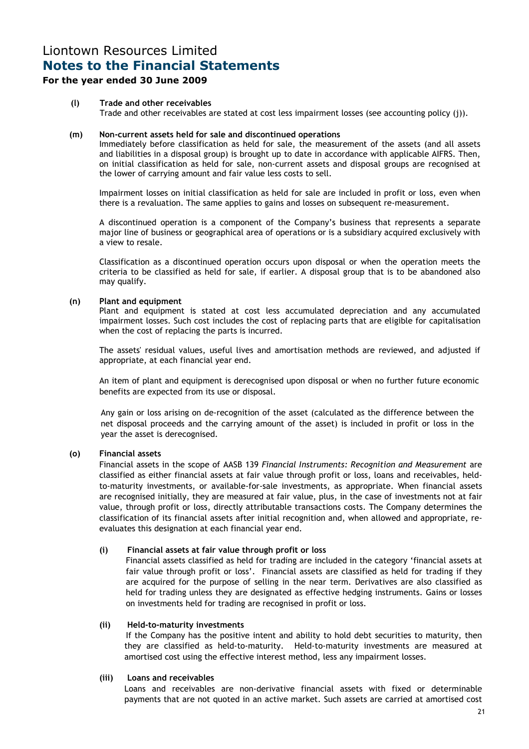# Liontown Resources Limited
## Notes to the Financial Statements
### For the year ended 30 June 2009

**(l) Trade and other receivables**

Trade and other receivables are stated at cost less impairment losses (see accounting policy (j)).

**(m) Non-current assets held for sale and discontinued operations**

Immediately before classification as held for sale, the measurement of the assets (and all assets and liabilities in a disposal group) is brought up to date in accordance with applicable AIFRS. Then, on initial classification as held for sale, non-current assets and disposal groups are recognised at the lower of carrying amount and fair value less costs to sell.

Impairment losses on initial classification as held for sale are included in profit or loss, even when there is a revaluation. The same applies to gains and losses on subsequent re-measurement.

A discontinued operation is a component of the Company's business that represents a separate major line of business or geographical area of operations or is a subsidiary acquired exclusively with a view to resale.

Classification as a discontinued operation occurs upon disposal or when the operation meets the criteria to be classified as held for sale, if earlier. A disposal group that is to be abandoned also may qualify.

**(n) Plant and equipment**

Plant and equipment is stated at cost less accumulated depreciation and any accumulated impairment losses. Such cost includes the cost of replacing parts that are eligible for capitalisation when the cost of replacing the parts is incurred.

The assets' residual values, useful lives and amortisation methods are reviewed, and adjusted if appropriate, at each financial year end.

An item of plant and equipment is derecognised upon disposal or when no further future economic benefits are expected from its use or disposal.

Any gain or loss arising on de-recognition of the asset (calculated as the difference between the net disposal proceeds and the carrying amount of the asset) is included in profit or loss in the year the asset is derecognised.

**(o) Financial assets**

Financial assets in the scope of AASB 139 *Financial Instruments: Recognition and Measurement* are classified as either financial assets at fair value through profit or loss, loans and receivables, held-to-maturity investments, or available-for-sale investments, as appropriate. When financial assets are recognised initially, they are measured at fair value, plus, in the case of investments not at fair value, through profit or loss, directly attributable transactions costs. The Company determines the classification of its financial assets after initial recognition and, when allowed and appropriate, re-evaluates this designation at each financial year end.

**(i) Financial assets at fair value through profit or loss**

Financial assets classified as held for trading are included in the category 'financial assets at fair value through profit or loss'. Financial assets are classified as held for trading if they are acquired for the purpose of selling in the near term. Derivatives are also classified as held for trading unless they are designated as effective hedging instruments. Gains or losses on investments held for trading are recognised in profit or loss.

**(ii) Held-to-maturity investments**

If the Company has the positive intent and ability to hold debt securities to maturity, then they are classified as held-to-maturity. Held-to-maturity investments are measured at amortised cost using the effective interest method, less any impairment losses.

**(iii) Loans and receivables**

Loans and receivables are non-derivative financial assets with fixed or determinable payments that are not quoted in an active market. Such assets are carried at amortised cost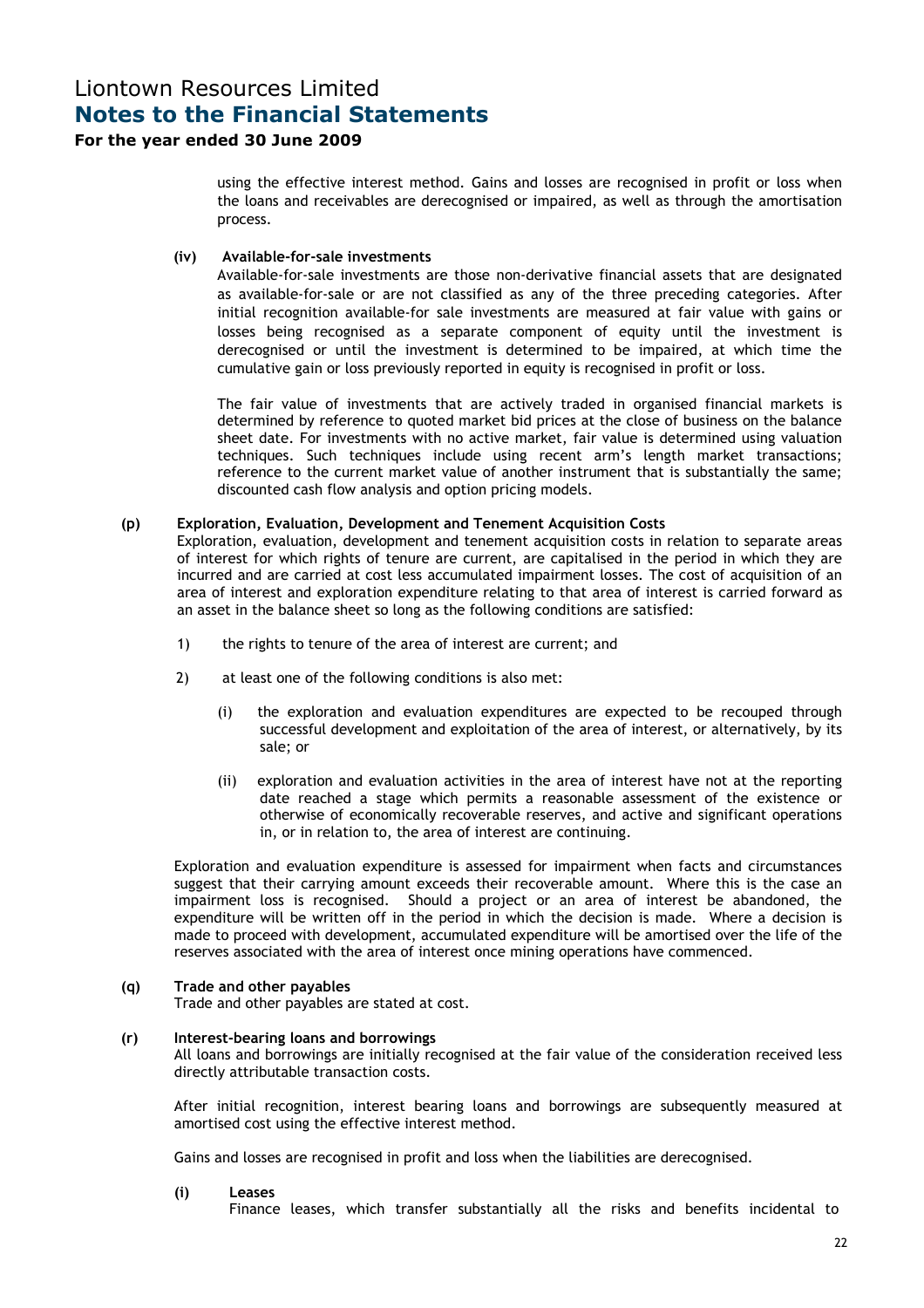using the effective interest method. Gains and losses are recognised in profit or loss when the loans and receivables are derecognised or impaired, as well as through the amortisation process.

**(iv) Available-for-sale investments**

Available-for-sale investments are those non-derivative financial assets that are designated as available-for-sale or are not classified as any of the three preceding categories. After initial recognition available-for sale investments are measured at fair value with gains or losses being recognised as a separate component of equity until the investment is derecognised or until the investment is determined to be impaired, at which time the cumulative gain or loss previously reported in equity is recognised in profit or loss.

The fair value of investments that are actively traded in organised financial markets is determined by reference to quoted market bid prices at the close of business on the balance sheet date. For investments with no active market, fair value is determined using valuation techniques. Such techniques include using recent arm's length market transactions; reference to the current market value of another instrument that is substantially the same; discounted cash flow analysis and option pricing models.

**(p) Exploration, Evaluation, Development and Tenement Acquisition Costs**

Exploration, evaluation, development and tenement acquisition costs in relation to separate areas of interest for which rights of tenure are current, are capitalised in the period in which they are incurred and are carried at cost less accumulated impairment losses. The cost of acquisition of an area of interest and exploration expenditure relating to that area of interest is carried forward as an asset in the balance sheet so long as the following conditions are satisfied:

1) the rights to tenure of the area of interest are current; and

2) at least one of the following conditions is also met:

   (i) the exploration and evaluation expenditures are expected to be recouped through successful development and exploitation of the area of interest, or alternatively, by its sale; or

   (ii) exploration and evaluation activities in the area of interest have not at the reporting date reached a stage which permits a reasonable assessment of the existence or otherwise of economically recoverable reserves, and active and significant operations in, or in relation to, the area of interest are continuing.

Exploration and evaluation expenditure is assessed for impairment when facts and circumstances suggest that their carrying amount exceeds their recoverable amount. Where this is the case an impairment loss is recognised. Should a project or an area of interest be abandoned, the expenditure will be written off in the period in which the decision is made. Where a decision is made to proceed with development, accumulated expenditure will be amortised over the life of the reserves associated with the area of interest once mining operations have commenced.

**(q) Trade and other payables**

Trade and other payables are stated at cost.

**(r) Interest-bearing loans and borrowings**

All loans and borrowings are initially recognised at the fair value of the consideration received less directly attributable transaction costs.

After initial recognition, interest bearing loans and borrowings are subsequently measured at amortised cost using the effective interest method.

Gains and losses are recognised in profit and loss when the liabilities are derecognised.

**(i) Leases**

Finance leases, which transfer substantially all the risks and benefits incidental to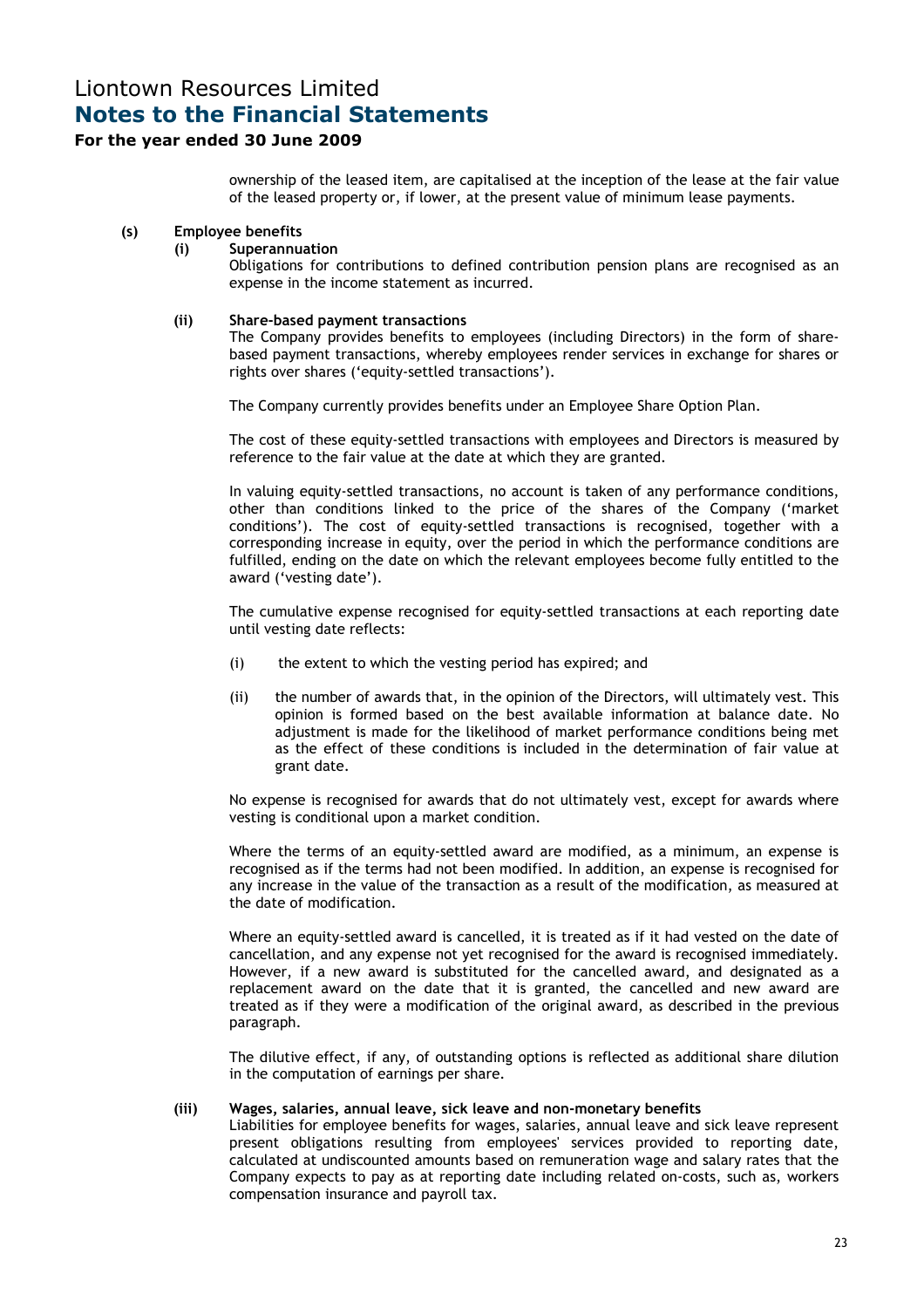ownership of the leased item, are capitalised at the inception of the lease at the fair value of the leased property or, if lower, at the present value of minimum lease payments.

**(s) Employee benefits**

**(i) Superannuation**

Obligations for contributions to defined contribution pension plans are recognised as an expense in the income statement as incurred.

**(ii) Share-based payment transactions**

The Company provides benefits to employees (including Directors) in the form of share-based payment transactions, whereby employees render services in exchange for shares or rights over shares ('equity-settled transactions').

The Company currently provides benefits under an Employee Share Option Plan.

The cost of these equity-settled transactions with employees and Directors is measured by reference to the fair value at the date at which they are granted.

In valuing equity-settled transactions, no account is taken of any performance conditions, other than conditions linked to the price of the shares of the Company ('market conditions'). The cost of equity-settled transactions is recognised, together with a corresponding increase in equity, over the period in which the performance conditions are fulfilled, ending on the date on which the relevant employees become fully entitled to the award ('vesting date').

The cumulative expense recognised for equity-settled transactions at each reporting date until vesting date reflects:

(i) the extent to which the vesting period has expired; and

(ii) the number of awards that, in the opinion of the Directors, will ultimately vest. This opinion is formed based on the best available information at balance date. No adjustment is made for the likelihood of market performance conditions being met as the effect of these conditions is included in the determination of fair value at grant date.

No expense is recognised for awards that do not ultimately vest, except for awards where vesting is conditional upon a market condition.

Where the terms of an equity-settled award are modified, as a minimum, an expense is recognised as if the terms had not been modified. In addition, an expense is recognised for any increase in the value of the transaction as a result of the modification, as measured at the date of modification.

Where an equity-settled award is cancelled, it is treated as if it had vested on the date of cancellation, and any expense not yet recognised for the award is recognised immediately. However, if a new award is substituted for the cancelled award, and designated as a replacement award on the date that it is granted, the cancelled and new award are treated as if they were a modification of the original award, as described in the previous paragraph.

The dilutive effect, if any, of outstanding options is reflected as additional share dilution in the computation of earnings per share.

**(iii) Wages, salaries, annual leave, sick leave and non-monetary benefits**

Liabilities for employee benefits for wages, salaries, annual leave and sick leave represent present obligations resulting from employees' services provided to reporting date, calculated at undiscounted amounts based on remuneration wage and salary rates that the Company expects to pay as at reporting date including related on-costs, such as, workers compensation insurance and payroll tax.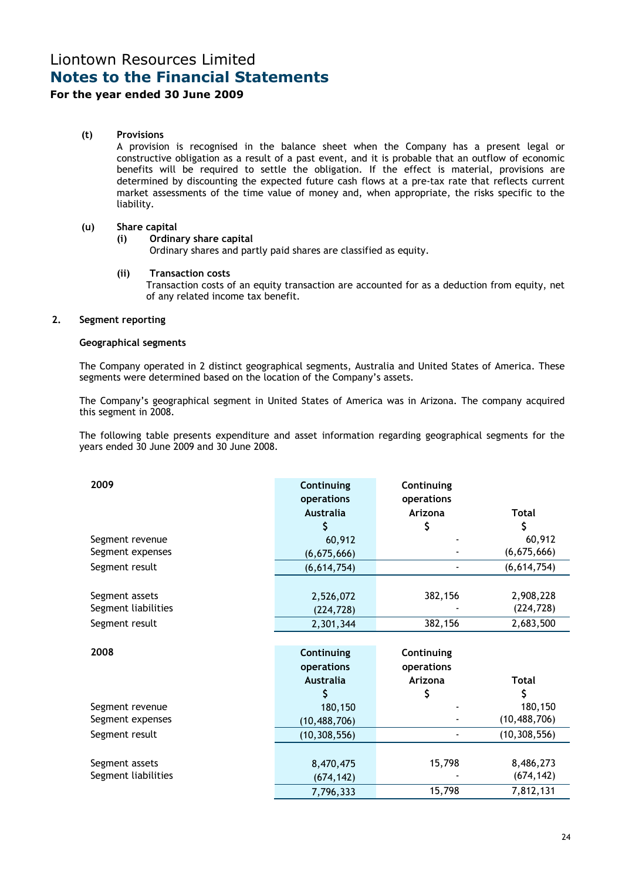#### (t) Provisions

A provision is recognised in the balance sheet when the Company has a present legal or constructive obligation as a result of a past event, and it is probable that an outflow of economic benefits will be required to settle the obligation. If the effect is material, provisions are determined by discounting the expected future cash flows at a pre-tax rate that reflects current market assessments of the time value of money and, when appropriate, the risks specific to the liability.

#### (u) Share capital

**(i) Ordinary share capital**

Ordinary shares and partly paid shares are classified as equity.

**(ii) Transaction costs**

Transaction costs of an equity transaction are accounted for as a deduction from equity, net of any related income tax benefit.

## 2. Segment reporting

### Geographical segments

The Company operated in 2 distinct geographical segments, Australia and United States of America. These segments were determined based on the location of the Company's assets.

The Company's geographical segment in United States of America was in Arizona. The company acquired this segment in 2008.

The following table presents expenditure and asset information regarding geographical segments for the years ended 30 June 2009 and 30 June 2008.

| 2009 | Continuing operations Australia $ | Continuing operations Arizona $ | Total $ |
|---|---|---|---|
| Segment revenue | 60,912 | - | 60,912 |
| Segment expenses | (6,675,666) | - | (6,675,666) |
| Segment result | (6,614,754) | - | (6,614,754) |
| | | | |
| Segment assets | 2,526,072 | 382,156 | 2,908,228 |
| Segment liabilities | (224,728) | - | (224,728) |
| Segment result | 2,301,344 | 382,156 | 2,683,500 |

| 2008 | Continuing operations Australia $ | Continuing operations Arizona $ | Total $ |
|---|---|---|---|
| Segment revenue | 180,150 | - | 180,150 |
| Segment expenses | (10,488,706) | - | (10,488,706) |
| Segment result | (10,308,556) | - | (10,308,556) |
| | | | |
| Segment assets | 8,470,475 | 15,798 | 8,486,273 |
| Segment liabilities | (674,142) | - | (674,142) |
| | 7,796,333 | 15,798 | 7,812,131 |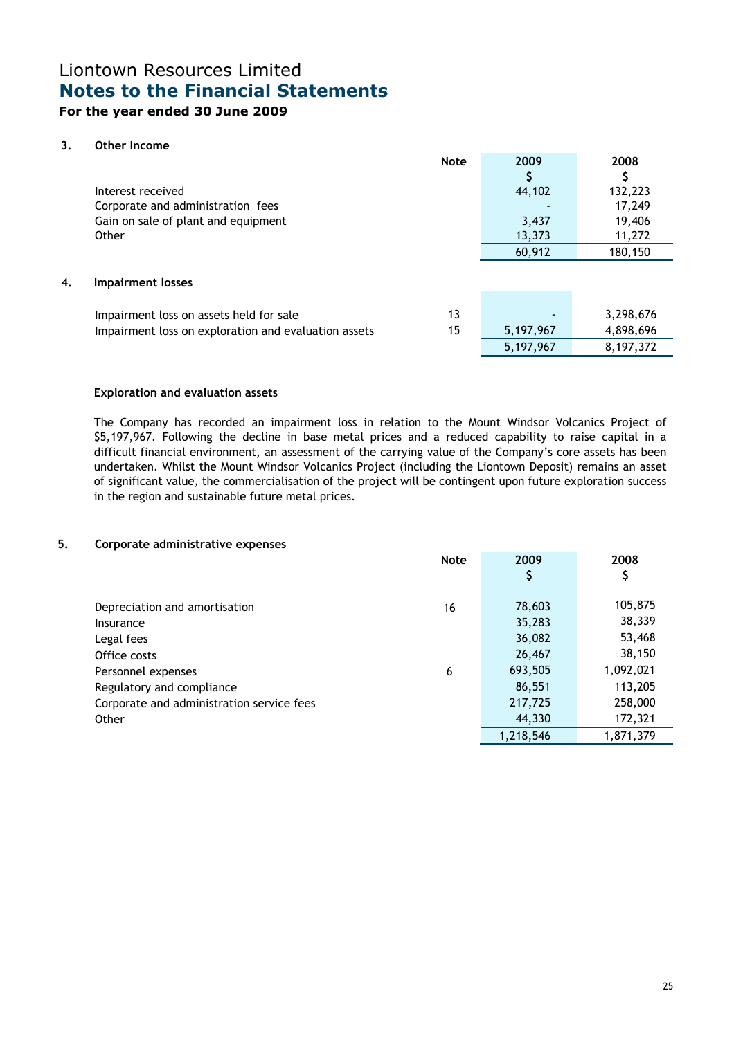# Liontown Resources Limited

## Notes to the Financial Statements

**For the year ended 30 June 2009**

### 3. Other Income

| | Note | 2009 $ | 2008 $ |
|---|---|---|---|
| Interest received | | 44,102 | 132,223 |
| Corporate and administration fees | | - | 17,249 |
| Gain on sale of plant and equipment | | 3,437 | 19,406 |
| Other | | 13,373 | 11,272 |
| | | 60,912 | 180,150 |

### 4. Impairment losses

| | Note | 2009 $ | 2008 $ |
|---|---|---|---|
| Impairment loss on assets held for sale | 13 | - | 3,298,676 |
| Impairment loss on exploration and evaluation assets | 15 | 5,197,967 | 4,898,696 |
| | | 5,197,967 | 8,197,372 |

**Exploration and evaluation assets**

The Company has recorded an impairment loss in relation to the Mount Windsor Volcanics Project of $5,197,967. Following the decline in base metal prices and a reduced capability to raise capital in a difficult financial environment, an assessment of the carrying value of the Company's core assets has been undertaken. Whilst the Mount Windsor Volcanics Project (including the Liontown Deposit) remains an asset of significant value, the commercialisation of the project will be contingent upon future exploration success in the region and sustainable future metal prices.

### 5. Corporate administrative expenses

| | Note | 2009 $ | 2008 $ |
|---|---|---|---|
| Depreciation and amortisation | 16 | 78,603 | 105,875 |
| Insurance | | 35,283 | 38,339 |
| Legal fees | | 36,082 | 53,468 |
| Office costs | | 26,467 | 38,150 |
| Personnel expenses | 6 | 693,505 | 1,092,021 |
| Regulatory and compliance | | 86,551 | 113,205 |
| Corporate and administration service fees | | 217,725 | 258,000 |
| Other | | 44,330 | 172,321 |
| | | 1,218,546 | 1,871,379 |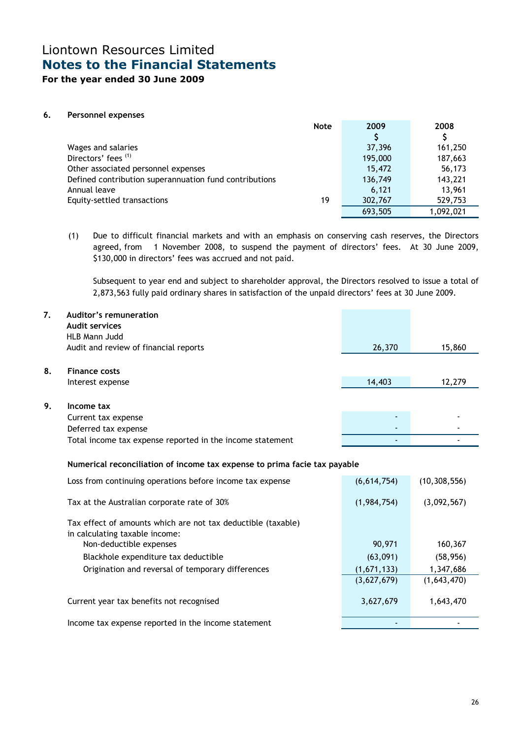# Liontown Resources Limited
## Notes to the Financial Statements
### For the year ended 30 June 2009

**6. Personnel expenses**

| | Note | 2009 $ | 2008 $ |
|---|---|---|---|
| Wages and salaries | | 37,396 | 161,250 |
| Directors' fees (1) | | 195,000 | 187,663 |
| Other associated personnel expenses | | 15,472 | 56,173 |
| Defined contribution superannuation fund contributions | | 136,749 | 143,221 |
| Annual leave | | 6,121 | 13,961 |
| Equity-settled transactions | 19 | 302,767 | 529,753 |
| | | 693,505 | 1,092,021 |

(1) Due to difficult financial markets and with an emphasis on conserving cash reserves, the Directors agreed, from 1 November 2008, to suspend the payment of directors' fees. At 30 June 2009, $130,000 in directors' fees was accrued and not paid.

Subsequent to year end and subject to shareholder approval, the Directors resolved to issue a total of 2,873,563 fully paid ordinary shares in satisfaction of the unpaid directors' fees at 30 June 2009.

**7. Auditor's remuneration**

| | 2009 $ | 2008 $ |
|---|---|---|
| **Audit services** | | |
| HLB Mann Judd | | |
| Audit and review of financial reports | 26,370 | 15,860 |

**8. Finance costs**

| | 2009 $ | 2008 $ |
|---|---|---|
| Interest expense | 14,403 | 12,279 |

**9. Income tax**

| | 2009 $ | 2008 $ |
|---|---|---|
| Current tax expense | - | - |
| Deferred tax expense | - | - |
| Total income tax expense reported in the income statement | - | - |

**Numerical reconciliation of income tax expense to prima facie tax payable**

| | 2009 $ | 2008 $ |
|---|---|---|
| Loss from continuing operations before income tax expense | (6,614,754) | (10,308,556) |
| Tax at the Australian corporate rate of 30% | (1,984,754) | (3,092,567) |
| Tax effect of amounts which are not tax deductible (taxable) in calculating taxable income: | | |
| Non-deductible expenses | 90,971 | 160,367 |
| Blackhole expenditure tax deductible | (63,091) | (58,956) |
| Origination and reversal of temporary differences | (1,671,133) | 1,347,686 |
| | (3,627,679) | (1,643,470) |
| Current year tax benefits not recognised | 3,627,679 | 1,643,470 |
| Income tax expense reported in the income statement | - | - |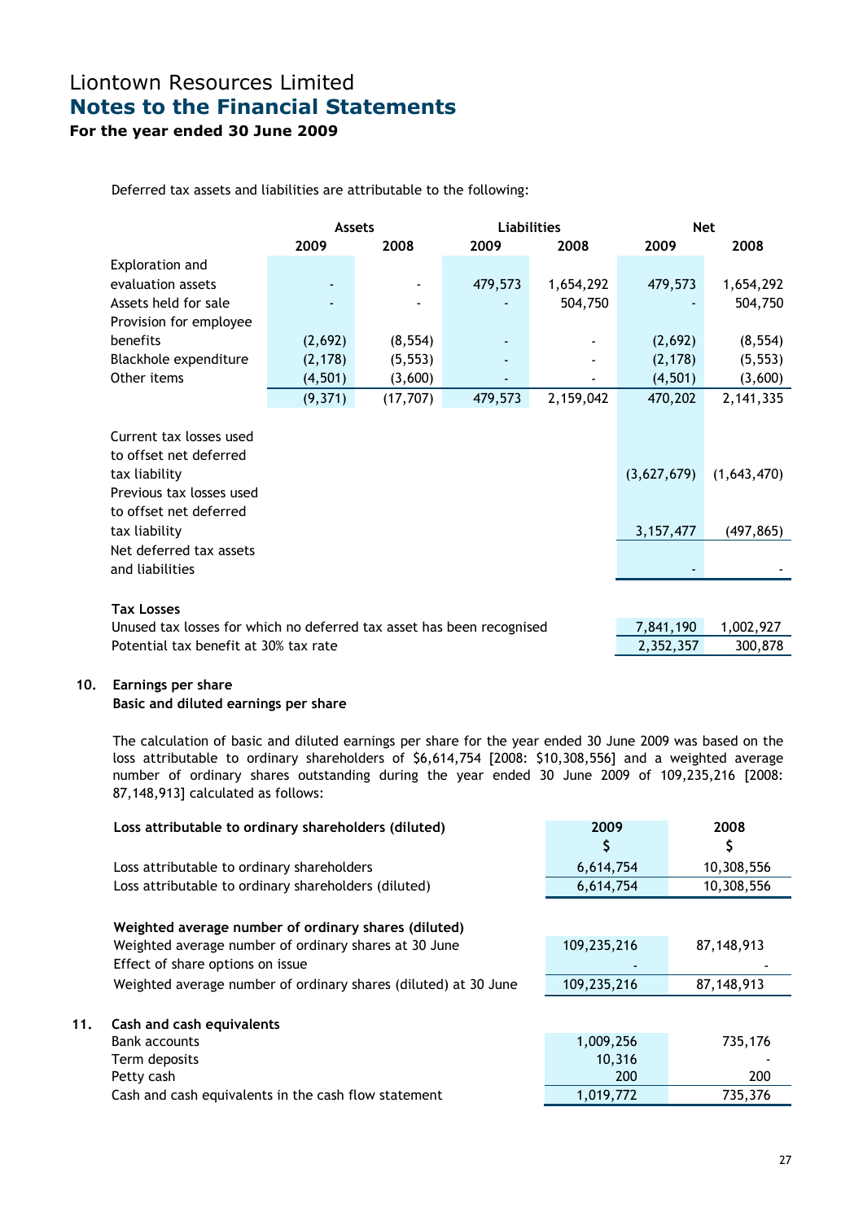# Liontown Resources Limited
## Notes to the Financial Statements
### For the year ended 30 June 2009

Deferred tax assets and liabilities are attributable to the following:

| | Assets | | Liabilities | | Net | |
|---|---|---|---|---|---|---|
| | 2009 | 2008 | 2009 | 2008 | 2009 | 2008 |
| Exploration and evaluation assets | - | - | 479,573 | 1,654,292 | 479,573 | 1,654,292 |
| Assets held for sale | - | - | - | 504,750 | - | 504,750 |
| Provision for employee benefits | (2,692) | (8,554) | - | - | (2,692) | (8,554) |
| Blackhole expenditure | (2,178) | (5,553) | - | - | (2,178) | (5,553) |
| Other items | (4,501) | (3,600) | - | - | (4,501) | (3,600) |
| | (9,371) | (17,707) | 479,573 | 2,159,042 | 470,202 | 2,141,335 |
| Current tax losses used to offset net deferred tax liability | | | | | (3,627,679) | (1,643,470) |
| Previous tax losses used to offset net deferred tax liability | | | | | 3,157,477 | (497,865) |
| Net deferred tax assets and liabilities | | | | | - | - |

**Tax Losses**

| | 2009 | 2008 |
|---|---|---|
| Unused tax losses for which no deferred tax asset has been recognised | 7,841,190 | 1,002,927 |
| Potential tax benefit at 30% tax rate | 2,352,357 | 300,878 |

## 10. Earnings per share

**Basic and diluted earnings per share**

The calculation of basic and diluted earnings per share for the year ended 30 June 2009 was based on the loss attributable to ordinary shareholders of $6,614,754 [2008: $10,308,556] and a weighted average number of ordinary shares outstanding during the year ended 30 June 2009 of 109,235,216 [2008: 87,148,913] calculated as follows:

| **Loss attributable to ordinary shareholders (diluted)** | **2009 $** | **2008 $** |
|---|---|---|
| Loss attributable to ordinary shareholders | 6,614,754 | 10,308,556 |
| Loss attributable to ordinary shareholders (diluted) | 6,614,754 | 10,308,556 |
| **Weighted average number of ordinary shares (diluted)** | | |
| Weighted average number of ordinary shares at 30 June | 109,235,216 | 87,148,913 |
| Effect of share options on issue | - | - |
| Weighted average number of ordinary shares (diluted) at 30 June | 109,235,216 | 87,148,913 |

## 11. Cash and cash equivalents

| | 2009 | 2008 |
|---|---|---|
| Bank accounts | 1,009,256 | 735,176 |
| Term deposits | 10,316 | - |
| Petty cash | 200 | 200 |
| Cash and cash equivalents in the cash flow statement | 1,019,772 | 735,376 |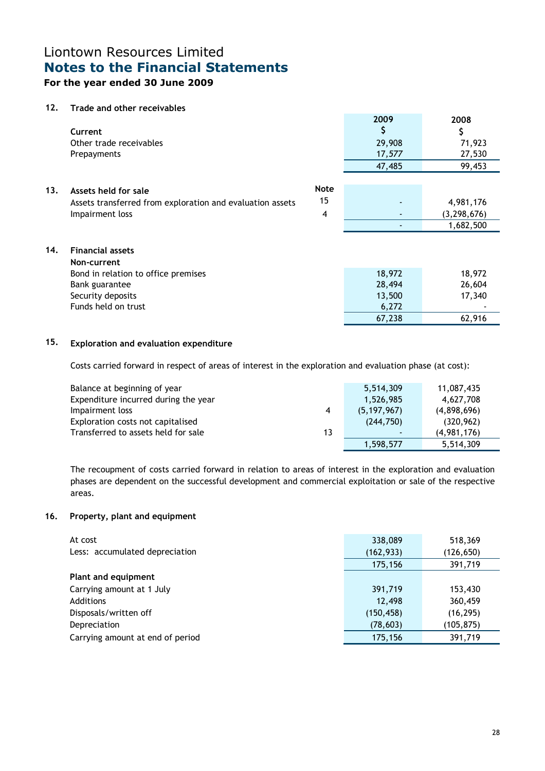# Liontown Resources Limited

## Notes to the Financial Statements

### For the year ended 30 June 2009

**12. Trade and other receivables**

| | | 2009 $ | 2008 $ |
|---|---|---|---|
| **Current** | | | |
| Other trade receivables | | 29,908 | 71,923 |
| Prepayments | | 17,577 | 27,530 |
| | | 47,485 | 99,453 |

**13. Assets held for sale**

| | Note | 2009 $ | 2008 $ |
|---|---|---|---|
| Assets transferred from exploration and evaluation assets | 15 | - | 4,981,176 |
| Impairment loss | 4 | - | (3,298,676) |
| | | - | 1,682,500 |

**14. Financial assets**

| | | 2009 $ | 2008 $ |
|---|---|---|---|
| **Non-current** | | | |
| Bond in relation to office premises | | 18,972 | 18,972 |
| Bank guarantee | | 28,494 | 26,604 |
| Security deposits | | 13,500 | 17,340 |
| Funds held on trust | | 6,272 | - |
| | | 67,238 | 62,916 |

**15. Exploration and evaluation expenditure**

Costs carried forward in respect of areas of interest in the exploration and evaluation phase (at cost):

| | Note | 2009 $ | 2008 $ |
|---|---|---|---|
| Balance at beginning of year | | 5,514,309 | 11,087,435 |
| Expenditure incurred during the year | | 1,526,985 | 4,627,708 |
| Impairment loss | 4 | (5,197,967) | (4,898,696) |
| Exploration costs not capitalised | | (244,750) | (320,962) |
| Transferred to assets held for sale | 13 | - | (4,981,176) |
| | | 1,598,577 | 5,514,309 |

The recoupment of costs carried forward in relation to areas of interest in the exploration and evaluation phases are dependent on the successful development and commercial exploitation or sale of the respective areas.

**16. Property, plant and equipment**

| | 2009 $ | 2008 $ |
|---|---|---|
| At cost | 338,089 | 518,369 |
| Less: accumulated depreciation | (162,933) | (126,650) |
| | 175,156 | 391,719 |
| **Plant and equipment** | | |
| Carrying amount at 1 July | 391,719 | 153,430 |
| Additions | 12,498 | 360,459 |
| Disposals/written off | (150,458) | (16,295) |
| Depreciation | (78,603) | (105,875) |
| Carrying amount at end of period | 175,156 | 391,719 |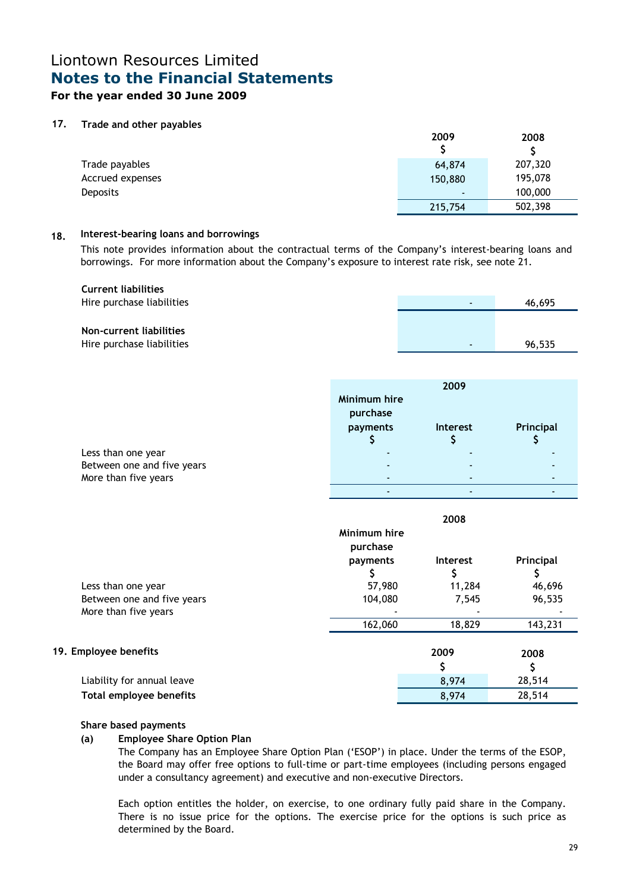# Liontown Resources Limited
## Notes to the Financial Statements
**For the year ended 30 June 2009**

### 17. Trade and other payables

| | 2009 $ | 2008 $ |
|---|---|---|
| Trade payables | 64,874 | 207,320 |
| Accrued expenses | 150,880 | 195,078 |
| Deposits | - | 100,000 |
| | 215,754 | 502,398 |

### 18. Interest-bearing loans and borrowings

This note provides information about the contractual terms of the Company's interest-bearing loans and borrowings. For more information about the Company's exposure to interest rate risk, see note 21.

| | 2009 $ | 2008 $ |
|---|---|---|
| **Current liabilities** | | |
| Hire purchase liabilities | - | 46,695 |
| **Non-current liabilities** | | |
| Hire purchase liabilities | - | 96,535 |

**2009**

| | Minimum hire purchase payments $ | Interest $ | Principal $ |
|---|---|---|---|
| Less than one year | - | - | - |
| Between one and five years | - | - | - |
| More than five years | - | - | - |
| | - | - | - |

**2008**

| | Minimum hire purchase payments $ | Interest $ | Principal $ |
|---|---|---|---|
| Less than one year | 57,980 | 11,284 | 46,696 |
| Between one and five years | 104,080 | 7,545 | 96,535 |
| More than five years | - | - | - |
| | 162,060 | 18,829 | 143,231 |

### 19. Employee benefits

| | 2009 $ | 2008 $ |
|---|---|---|
| Liability for annual leave | 8,974 | 28,514 |
| **Total employee benefits** | 8,974 | 28,514 |

**Share based payments**

**(a) Employee Share Option Plan**

The Company has an Employee Share Option Plan ('ESOP') in place. Under the terms of the ESOP, the Board may offer free options to full-time or part-time employees (including persons engaged under a consultancy agreement) and executive and non-executive Directors.

Each option entitles the holder, on exercise, to one ordinary fully paid share in the Company. There is no issue price for the options. The exercise price for the options is such price as determined by the Board.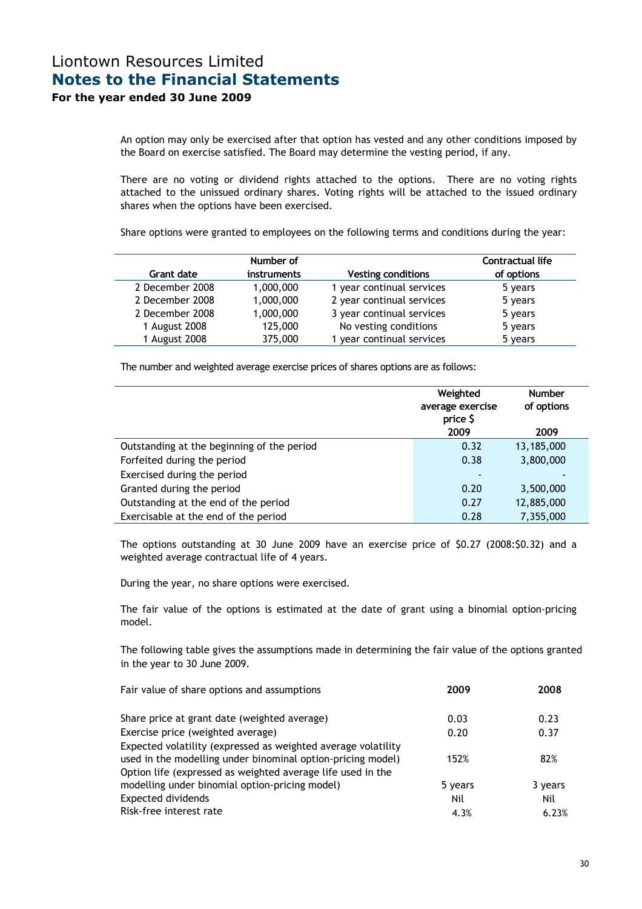An option may only be exercised after that option has vested and any other conditions imposed by the Board on exercise satisfied. The Board may determine the vesting period, if any.

There are no voting or dividend rights attached to the options. There are no voting rights attached to the unissued ordinary shares. Voting rights will be attached to the issued ordinary shares when the options have been exercised.

Share options were granted to employees on the following terms and conditions during the year:

| Grant date | Number of instruments | Vesting conditions | Contractual life of options |
|---|---|---|---|
| 2 December 2008 | 1,000,000 | 1 year continual services | 5 years |
| 2 December 2008 | 1,000,000 | 2 year continual services | 5 years |
| 2 December 2008 | 1,000,000 | 3 year continual services | 5 years |
| 1 August 2008 | 125,000 | No vesting conditions | 5 years |
| 1 August 2008 | 375,000 | 1 year continual services | 5 years |

The number and weighted average exercise prices of shares options are as follows:

| | Weighted average exercise price $ 2009 | Number of options 2009 |
|---|---|---|
| Outstanding at the beginning of the period | 0.32 | 13,185,000 |
| Forfeited during the period | 0.38 | 3,800,000 |
| Exercised during the period | - | - |
| Granted during the period | 0.20 | 3,500,000 |
| Outstanding at the end of the period | 0.27 | 12,885,000 |
| Exercisable at the end of the period | 0.28 | 7,355,000 |

The options outstanding at 30 June 2009 have an exercise price of $0.27 (2008:$0.32) and a weighted average contractual life of 4 years.

During the year, no share options were exercised.

The fair value of the options is estimated at the date of grant using a binomial option-pricing model.

The following table gives the assumptions made in determining the fair value of the options granted in the year to 30 June 2009.

| Fair value of share options and assumptions | 2009 | 2008 |
|---|---|---|
| Share price at grant date (weighted average) | 0.03 | 0.23 |
| Exercise price (weighted average) | 0.20 | 0.37 |
| Expected volatility (expressed as weighted average volatility used in the modelling under binominal option-pricing model) | 152% | 82% |
| Option life (expressed as weighted average life used in the modelling under binomial option-pricing model) | 5 years | 3 years |
| Expected dividends | Nil | Nil |
| Risk-free interest rate | 4.3% | 6.23% |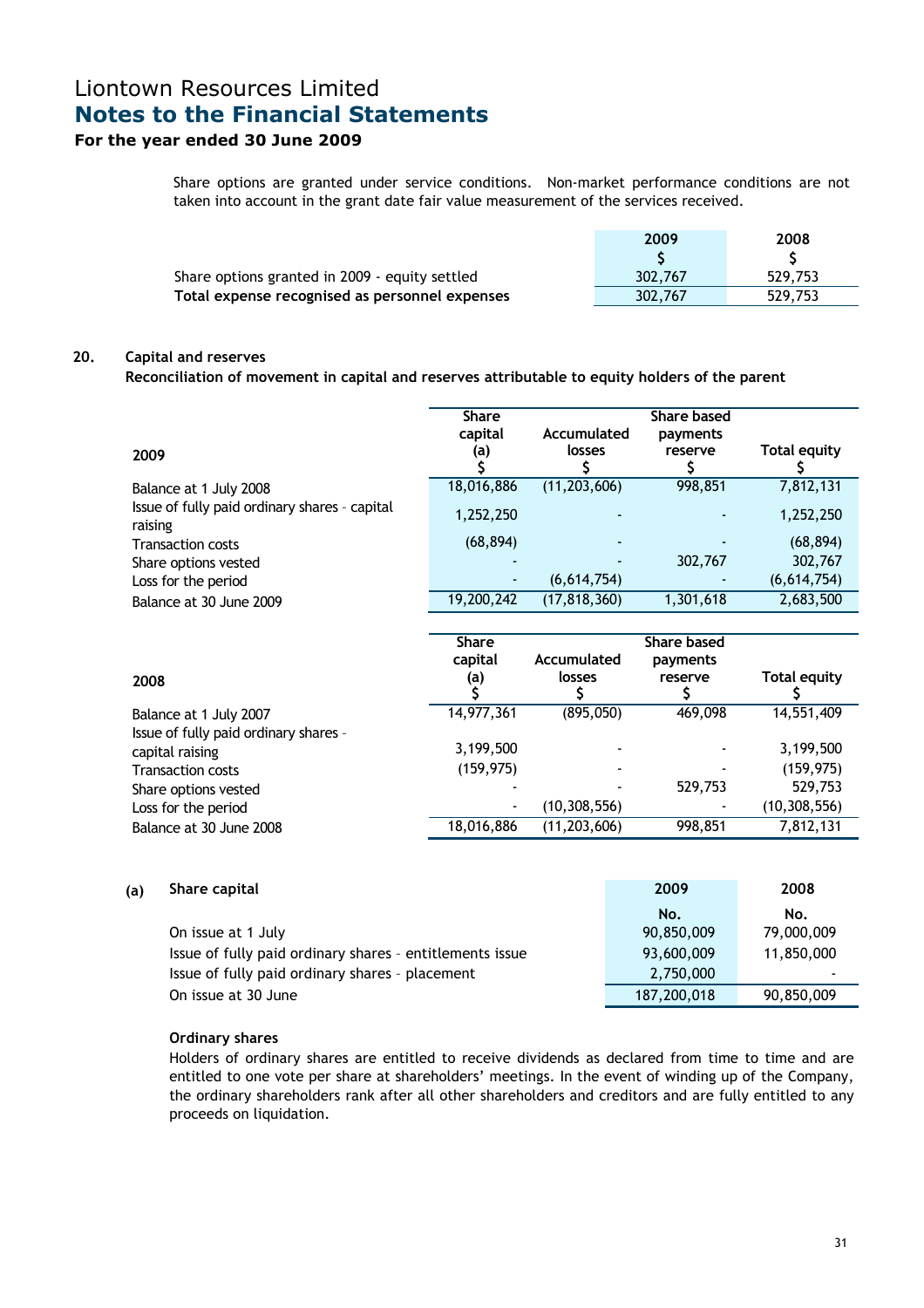Share options are granted under service conditions. Non-market performance conditions are not taken into account in the grant date fair value measurement of the services received.

| | 2009 $ | 2008 $ |
|---|---|---|
| Share options granted in 2009 - equity settled | 302,767 | 529,753 |
| **Total expense recognised as personnel expenses** | 302,767 | 529,753 |

### 20. Capital and reserves

**Reconciliation of movement in capital and reserves attributable to equity holders of the parent**

| 2009 | Share capital (a) $ | Accumulated losses $ | Share based payments reserve $ | Total equity $ |
|---|---|---|---|---|
| Balance at 1 July 2008 | 18,016,886 | (11,203,606) | 998,851 | 7,812,131 |
| Issue of fully paid ordinary shares - capital raising | 1,252,250 | - | - | 1,252,250 |
| Transaction costs | (68,894) | - | - | (68,894) |
| Share options vested | - | - | 302,767 | 302,767 |
| Loss for the period | - | (6,614,754) | - | (6,614,754) |
| Balance at 30 June 2009 | 19,200,242 | (17,818,360) | 1,301,618 | 2,683,500 |

| 2008 | Share capital (a) $ | Accumulated losses $ | Share based payments reserve $ | Total equity $ |
|---|---|---|---|---|
| Balance at 1 July 2007 | 14,977,361 | (895,050) | 469,098 | 14,551,409 |
| Issue of fully paid ordinary shares - capital raising | 3,199,500 | - | - | 3,199,500 |
| Transaction costs | (159,975) | - | - | (159,975) |
| Share options vested | - | - | 529,753 | 529,753 |
| Loss for the period | - | (10,308,556) | - | (10,308,556) |
| Balance at 30 June 2008 | 18,016,886 | (11,203,606) | 998,851 | 7,812,131 |

**(a) Share capital**

| | 2009 No. | 2008 No. |
|---|---|---|
| On issue at 1 July | 90,850,009 | 79,000,009 |
| Issue of fully paid ordinary shares - entitlements issue | 93,600,009 | 11,850,000 |
| Issue of fully paid ordinary shares - placement | 2,750,000 | - |
| On issue at 30 June | 187,200,018 | 90,850,009 |

**Ordinary shares**

Holders of ordinary shares are entitled to receive dividends as declared from time to time and are entitled to one vote per share at shareholders' meetings. In the event of winding up of the Company, the ordinary shareholders rank after all other shareholders and creditors and are fully entitled to any proceeds on liquidation.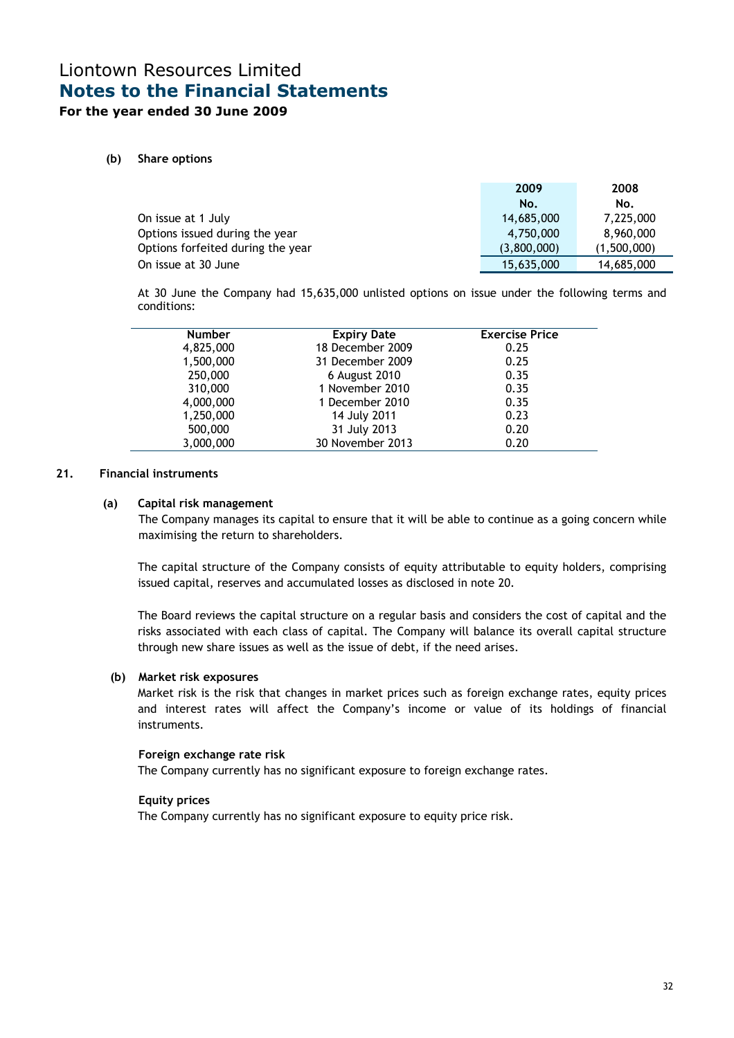Liontown Resources Limited

**Notes to the Financial Statements**

**For the year ended 30 June 2009**

**(b) Share options**

| | 2009 No. | 2008 No. |
|---|---|---|
| On issue at 1 July | 14,685,000 | 7,225,000 |
| Options issued during the year | 4,750,000 | 8,960,000 |
| Options forfeited during the year | (3,800,000) | (1,500,000) |
| On issue at 30 June | 15,635,000 | 14,685,000 |

At 30 June the Company had 15,635,000 unlisted options on issue under the following terms and conditions:

| Number | Expiry Date | Exercise Price |
|---|---|---|
| 4,825,000 | 18 December 2009 | 0.25 |
| 1,500,000 | 31 December 2009 | 0.25 |
| 250,000 | 6 August 2010 | 0.35 |
| 310,000 | 1 November 2010 | 0.35 |
| 4,000,000 | 1 December 2010 | 0.35 |
| 1,250,000 | 14 July 2011 | 0.23 |
| 500,000 | 31 July 2013 | 0.20 |
| 3,000,000 | 30 November 2013 | 0.20 |

## 21. Financial instruments

**(a) Capital risk management**

The Company manages its capital to ensure that it will be able to continue as a going concern while maximising the return to shareholders.

The capital structure of the Company consists of equity attributable to equity holders, comprising issued capital, reserves and accumulated losses as disclosed in note 20.

The Board reviews the capital structure on a regular basis and considers the cost of capital and the risks associated with each class of capital. The Company will balance its overall capital structure through new share issues as well as the issue of debt, if the need arises.

**(b) Market risk exposures**

Market risk is the risk that changes in market prices such as foreign exchange rates, equity prices and interest rates will affect the Company's income or value of its holdings of financial instruments.

**Foreign exchange rate risk**

The Company currently has no significant exposure to foreign exchange rates.

**Equity prices**

The Company currently has no significant exposure to equity price risk.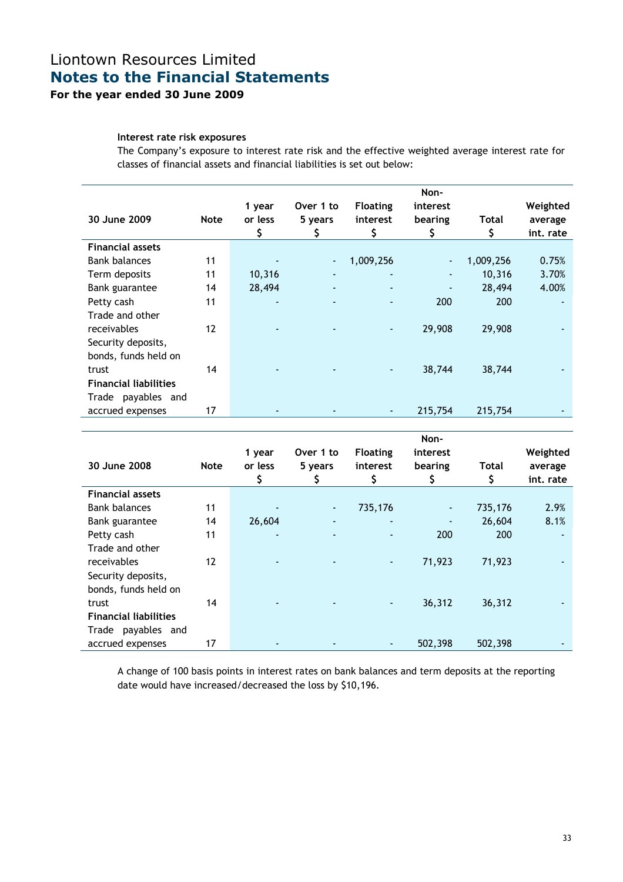# Liontown Resources Limited
## Notes to the Financial Statements
### For the year ended 30 June 2009

**Interest rate risk exposures**

The Company's exposure to interest rate risk and the effective weighted average interest rate for classes of financial assets and financial liabilities is set out below:

| 30 June 2009 | Note | 1 year or less $ | Over 1 to 5 years $ | Floating interest $ | Non-interest bearing $ | Total $ | Weighted average int. rate |
|---|---|---|---|---|---|---|---|
| **Financial assets** | | | | | | | |
| Bank balances | 11 | - | - | 1,009,256 | - | 1,009,256 | 0.75% |
| Term deposits | 11 | 10,316 | - | - | - | 10,316 | 3.70% |
| Bank guarantee | 14 | 28,494 | - | - | - | 28,494 | 4.00% |
| Petty cash | 11 | - | - | - | 200 | 200 | - |
| Trade and other receivables | 12 | - | - | - | 29,908 | 29,908 | - |
| Security deposits, bonds, funds held on trust | 14 | - | - | - | 38,744 | 38,744 | - |
| **Financial liabilities** | | | | | | | |
| Trade payables and accrued expenses | 17 | - | - | - | 215,754 | 215,754 | - |

| 30 June 2008 | Note | 1 year or less $ | Over 1 to 5 years $ | Floating interest $ | Non-interest bearing $ | Total $ | Weighted average int. rate |
|---|---|---|---|---|---|---|---|
| **Financial assets** | | | | | | | |
| Bank balances | 11 | - | - | 735,176 | - | 735,176 | 2.9% |
| Bank guarantee | 14 | 26,604 | - | - | - | 26,604 | 8.1% |
| Petty cash | 11 | - | - | - | 200 | 200 | - |
| Trade and other receivables | 12 | - | - | - | 71,923 | 71,923 | - |
| Security deposits, bonds, funds held on trust | 14 | - | - | - | 36,312 | 36,312 | - |
| **Financial liabilities** | | | | | | | |
| Trade payables and accrued expenses | 17 | - | - | - | 502,398 | 502,398 | - |

A change of 100 basis points in interest rates on bank balances and term deposits at the reporting date would have increased/decreased the loss by $10,196.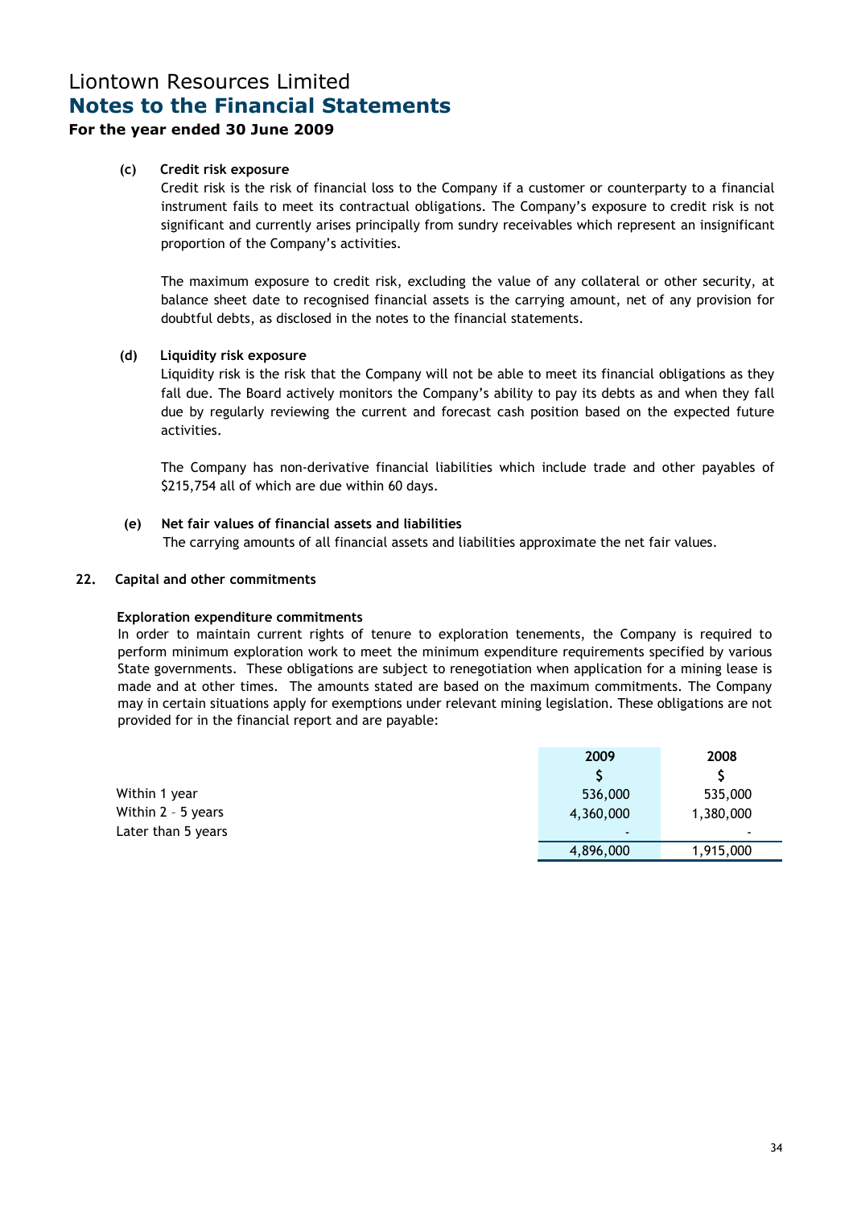**(c) Credit risk exposure**

Credit risk is the risk of financial loss to the Company if a customer or counterparty to a financial instrument fails to meet its contractual obligations. The Company's exposure to credit risk is not significant and currently arises principally from sundry receivables which represent an insignificant proportion of the Company's activities.

The maximum exposure to credit risk, excluding the value of any collateral or other security, at balance sheet date to recognised financial assets is the carrying amount, net of any provision for doubtful debts, as disclosed in the notes to the financial statements.

**(d) Liquidity risk exposure**

Liquidity risk is the risk that the Company will not be able to meet its financial obligations as they fall due. The Board actively monitors the Company's ability to pay its debts as and when they fall due by regularly reviewing the current and forecast cash position based on the expected future activities.

The Company has non-derivative financial liabilities which include trade and other payables of $215,754 all of which are due within 60 days.

**(e) Net fair values of financial assets and liabilities**

The carrying amounts of all financial assets and liabilities approximate the net fair values.

## 22. Capital and other commitments

**Exploration expenditure commitments**

In order to maintain current rights of tenure to exploration tenements, the Company is required to perform minimum exploration work to meet the minimum expenditure requirements specified by various State governments. These obligations are subject to renegotiation when application for a mining lease is made and at other times. The amounts stated are based on the maximum commitments. The Company may in certain situations apply for exemptions under relevant mining legislation. These obligations are not provided for in the financial report and are payable:

| | 2009 | 2008 |
|---|---|---|
| | $ | $ |
| Within 1 year | 536,000 | 535,000 |
| Within 2 – 5 years | 4,360,000 | 1,380,000 |
| Later than 5 years | - | - |
| | 4,896,000 | 1,915,000 |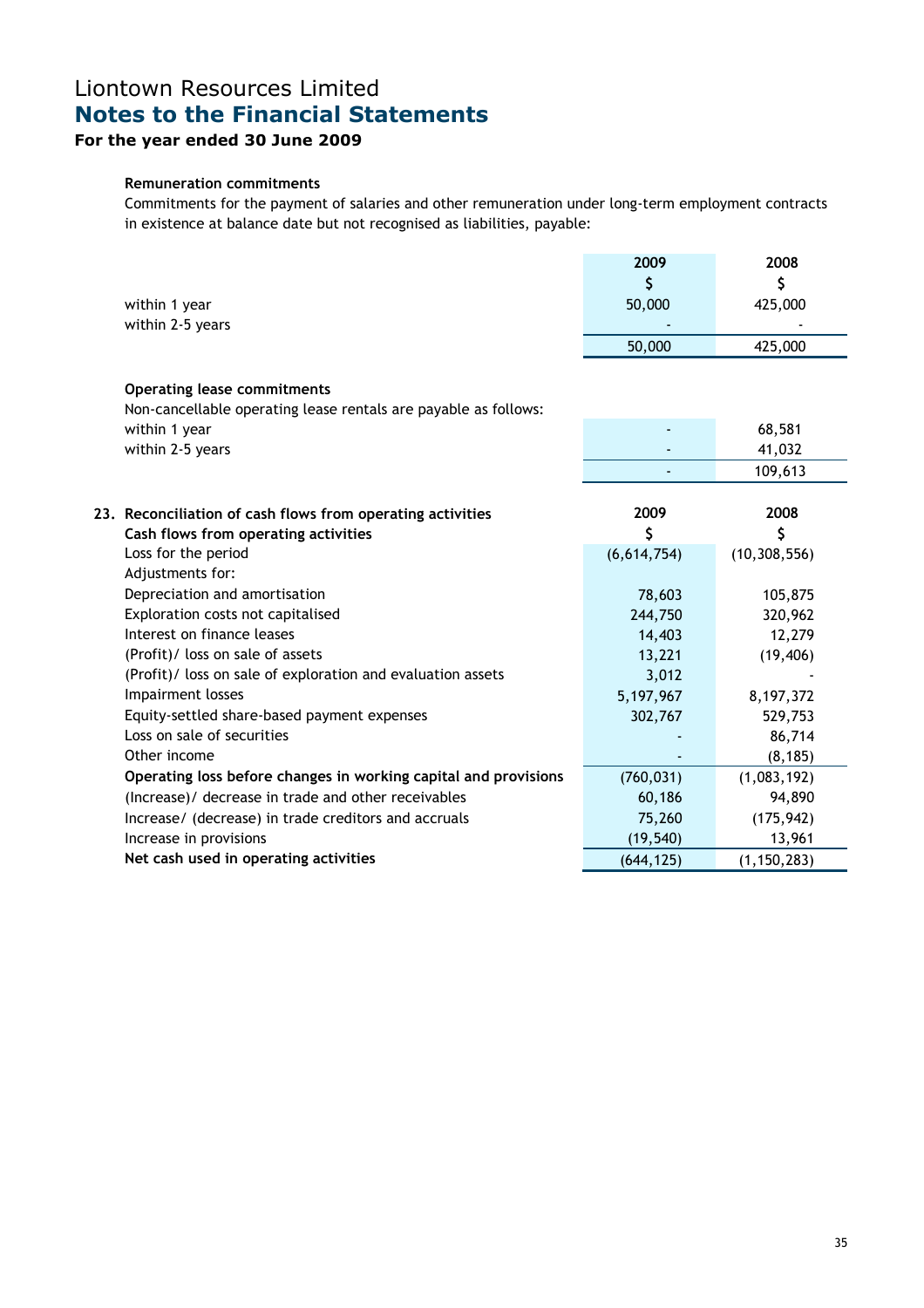# Liontown Resources Limited

## Notes to the Financial Statements

### For the year ended 30 June 2009

**Remuneration commitments**

Commitments for the payment of salaries and other remuneration under long-term employment contracts in existence at balance date but not recognised as liabilities, payable:

| | 2009 | 2008 |
|---|---|---|
| | $ | $ |
| within 1 year | 50,000 | 425,000 |
| within 2-5 years | - | - |
| | 50,000 | 425,000 |

**Operating lease commitments**

Non-cancellable operating lease rentals are payable as follows:

| | 2009 | 2008 |
|---|---|---|
| within 1 year | - | 68,581 |
| within 2-5 years | - | 41,032 |
| | - | 109,613 |

**23. Reconciliation of cash flows from operating activities**

| **Cash flows from operating activities** | **2009** $ | **2008** $ |
|---|---|---|
| Loss for the period | (6,614,754) | (10,308,556) |
| Adjustments for: | | |
| Depreciation and amortisation | 78,603 | 105,875 |
| Exploration costs not capitalised | 244,750 | 320,962 |
| Interest on finance leases | 14,403 | 12,279 |
| (Profit)/ loss on sale of assets | 13,221 | (19,406) |
| (Profit)/ loss on sale of exploration and evaluation assets | 3,012 | - |
| Impairment losses | 5,197,967 | 8,197,372 |
| Equity-settled share-based payment expenses | 302,767 | 529,753 |
| Loss on sale of securities | - | 86,714 |
| Other income | - | (8,185) |
| **Operating loss before changes in working capital and provisions** | (760,031) | (1,083,192) |
| (Increase)/ decrease in trade and other receivables | 60,186 | 94,890 |
| Increase/ (decrease) in trade creditors and accruals | 75,260 | (175,942) |
| Increase in provisions | (19,540) | 13,961 |
| **Net cash used in operating activities** | (644,125) | (1,150,283) |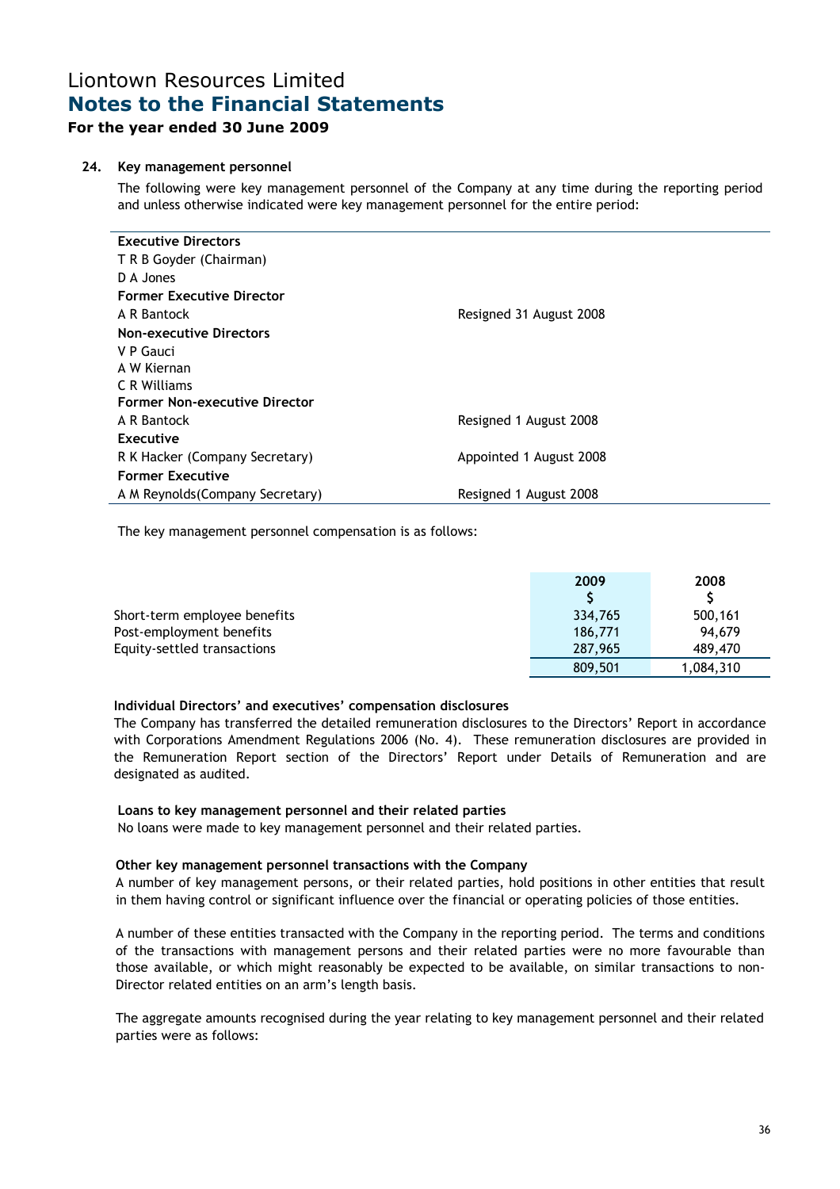# Liontown Resources Limited
## Notes to the Financial Statements
### For the year ended 30 June 2009

### 24. Key management personnel

The following were key management personnel of the Company at any time during the reporting period and unless otherwise indicated were key management personnel for the entire period:

| | |
|---|---|
| **Executive Directors** | |
| T R B Goyder (Chairman) | |
| D A Jones | |
| **Former Executive Director** | |
| A R Bantock | Resigned 31 August 2008 |
| **Non-executive Directors** | |
| V P Gauci | |
| A W Kiernan | |
| C R Williams | |
| **Former Non-executive Director** | |
| A R Bantock | Resigned 1 August 2008 |
| **Executive** | |
| R K Hacker (Company Secretary) | Appointed 1 August 2008 |
| **Former Executive** | |
| A M Reynolds(Company Secretary) | Resigned 1 August 2008 |

The key management personnel compensation is as follows:

| | 2009<br>$ | 2008<br>$ |
|---|---|---|
| Short-term employee benefits | 334,765 | 500,161 |
| Post-employment benefits | 186,771 | 94,679 |
| Equity-settled transactions | 287,965 | 489,470 |
| | 809,501 | 1,084,310 |

**Individual Directors' and executives' compensation disclosures**

The Company has transferred the detailed remuneration disclosures to the Directors' Report in accordance with Corporations Amendment Regulations 2006 (No. 4). These remuneration disclosures are provided in the Remuneration Report section of the Directors' Report under Details of Remuneration and are designated as audited.

**Loans to key management personnel and their related parties**

No loans were made to key management personnel and their related parties.

**Other key management personnel transactions with the Company**

A number of key management persons, or their related parties, hold positions in other entities that result in them having control or significant influence over the financial or operating policies of those entities.

A number of these entities transacted with the Company in the reporting period. The terms and conditions of the transactions with management persons and their related parties were no more favourable than those available, or which might reasonably be expected to be available, on similar transactions to non-Director related entities on an arm's length basis.

The aggregate amounts recognised during the year relating to key management personnel and their related parties were as follows: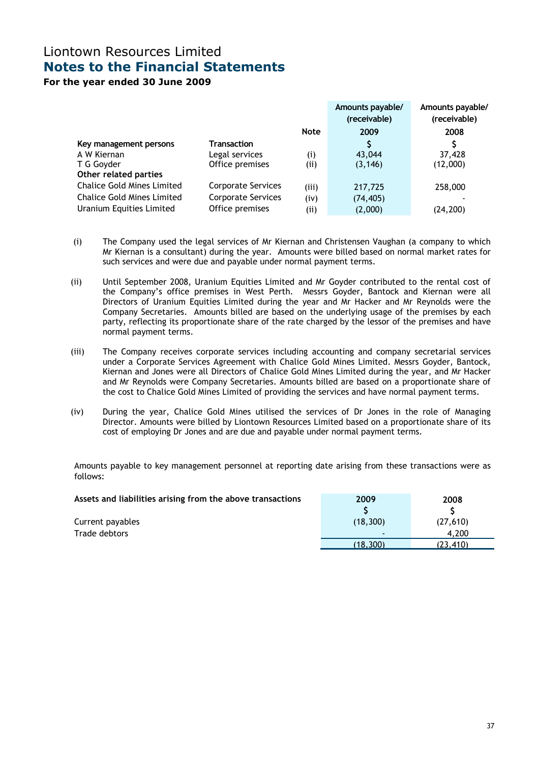# Liontown Resources Limited
## Notes to the Financial Statements
### For the year ended 30 June 2009

| | | Note | Amounts payable/ (receivable) 2009 | Amounts payable/ (receivable) 2008 |
|---|---|---|---|---|
| **Key management persons** | **Transaction** | | **$** | **$** |
| A W Kiernan | Legal services | (i) | 43,044 | 37,428 |
| T G Goyder | Office premises | (ii) | (3,146) | (12,000) |
| **Other related parties** | | | | |
| Chalice Gold Mines Limited | Corporate Services | (iii) | 217,725 | 258,000 |
| Chalice Gold Mines Limited | Corporate Services | (iv) | (74,405) | - |
| Uranium Equities Limited | Office premises | (ii) | (2,000) | (24,200) |

(i) The Company used the legal services of Mr Kiernan and Christensen Vaughan (a company to which Mr Kiernan is a consultant) during the year. Amounts were billed based on normal market rates for such services and were due and payable under normal payment terms.

(ii) Until September 2008, Uranium Equities Limited and Mr Goyder contributed to the rental cost of the Company's office premises in West Perth. Messrs Goyder, Bantock and Kiernan were all Directors of Uranium Equities Limited during the year and Mr Hacker and Mr Reynolds were the Company Secretaries. Amounts billed are based on the underlying usage of the premises by each party, reflecting its proportionate share of the rate charged by the lessor of the premises and have normal payment terms.

(iii) The Company receives corporate services including accounting and company secretarial services under a Corporate Services Agreement with Chalice Gold Mines Limited. Messrs Goyder, Bantock, Kiernan and Jones were all Directors of Chalice Gold Mines Limited during the year, and Mr Hacker and Mr Reynolds were Company Secretaries. Amounts billed are based on a proportionate share of the cost to Chalice Gold Mines Limited of providing the services and have normal payment terms.

(iv) During the year, Chalice Gold Mines utilised the services of Dr Jones in the role of Managing Director. Amounts were billed by Liontown Resources Limited based on a proportionate share of its cost of employing Dr Jones and are due and payable under normal payment terms.

Amounts payable to key management personnel at reporting date arising from these transactions were as follows:

| **Assets and liabilities arising from the above transactions** | **2009** | **2008** |
|---|---|---|
| | **$** | **$** |
| Current payables | (18,300) | (27,610) |
| Trade debtors | - | 4,200 |
| | (18,300) | (23,410) |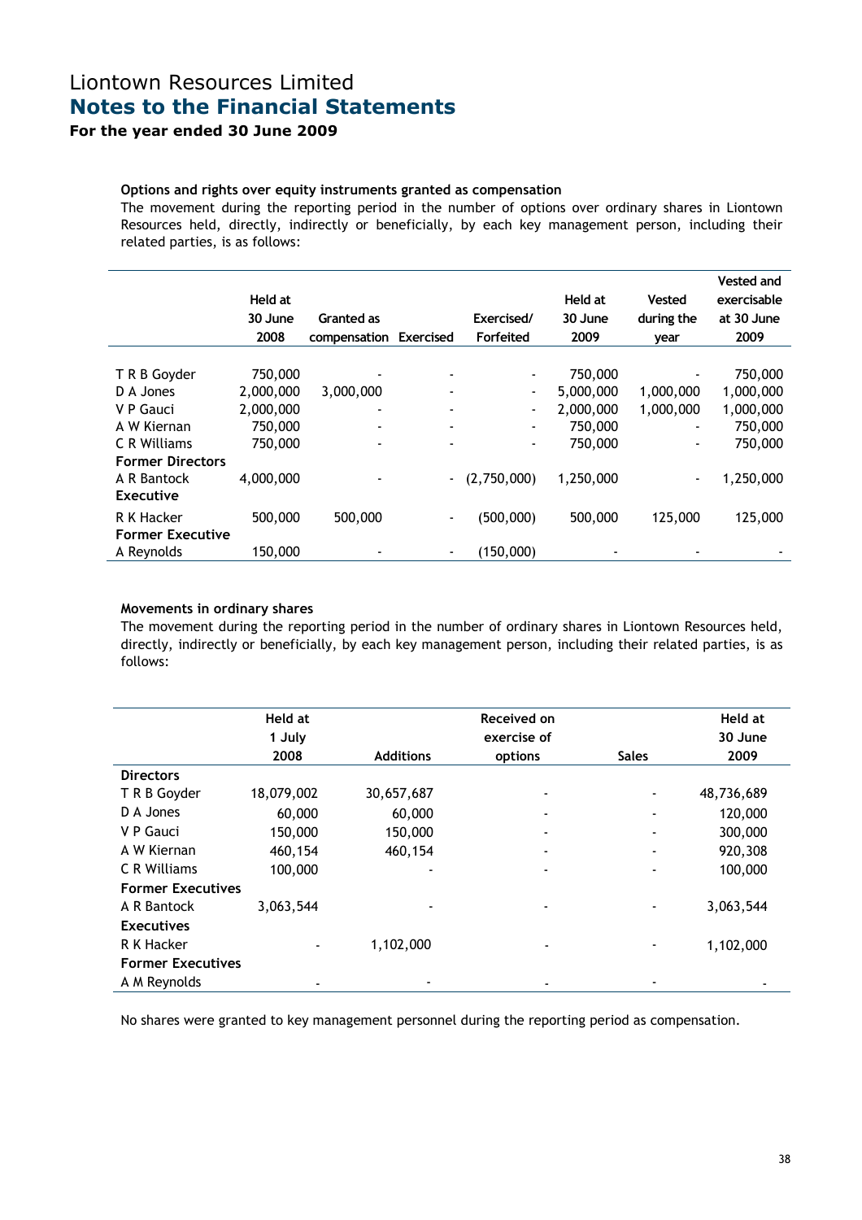# Liontown Resources Limited
## Notes to the Financial Statements
### For the year ended 30 June 2009

**Options and rights over equity instruments granted as compensation**

The movement during the reporting period in the number of options over ordinary shares in Liontown Resources held, directly, indirectly or beneficially, by each key management person, including their related parties, is as follows:

| | Held at 30 June 2008 | Granted as compensation | Exercised | Exercised/ Forfeited | Held at 30 June 2009 | Vested during the year | Vested and exercisable at 30 June 2009 |
|---|---|---|---|---|---|---|---|
| T R B Goyder | 750,000 | - | - | - | 750,000 | - | 750,000 |
| D A Jones | 2,000,000 | 3,000,000 | - | - | 5,000,000 | 1,000,000 | 1,000,000 |
| V P Gauci | 2,000,000 | - | - | - | 2,000,000 | 1,000,000 | 1,000,000 |
| A W Kiernan | 750,000 | - | - | - | 750,000 | - | 750,000 |
| C R Williams | 750,000 | - | - | - | 750,000 | - | 750,000 |
| **Former Directors** | | | | | | | |
| A R Bantock | 4,000,000 | - | - | (2,750,000) | 1,250,000 | - | 1,250,000 |
| **Executive** | | | | | | | |
| R K Hacker | 500,000 | 500,000 | - | (500,000) | 500,000 | 125,000 | 125,000 |
| **Former Executive** | | | | | | | |
| A Reynolds | 150,000 | - | - | (150,000) | - | - | - |

**Movements in ordinary shares**

The movement during the reporting period in the number of ordinary shares in Liontown Resources held, directly, indirectly or beneficially, by each key management person, including their related parties, is as follows:

| | Held at 1 July 2008 | Additions | Received on exercise of options | Sales | Held at 30 June 2009 |
|---|---|---|---|---|---|
| **Directors** | | | | | |
| T R B Goyder | 18,079,002 | 30,657,687 | - | - | 48,736,689 |
| D A Jones | 60,000 | 60,000 | - | - | 120,000 |
| V P Gauci | 150,000 | 150,000 | - | - | 300,000 |
| A W Kiernan | 460,154 | 460,154 | - | - | 920,308 |
| C R Williams | 100,000 | - | - | - | 100,000 |
| **Former Executives** | | | | | |
| A R Bantock | 3,063,544 | - | - | - | 3,063,544 |
| **Executives** | | | | | |
| R K Hacker | - | 1,102,000 | - | - | 1,102,000 |
| **Former Executives** | | | | | |
| A M Reynolds | - | - | - | - | - |

No shares were granted to key management personnel during the reporting period as compensation.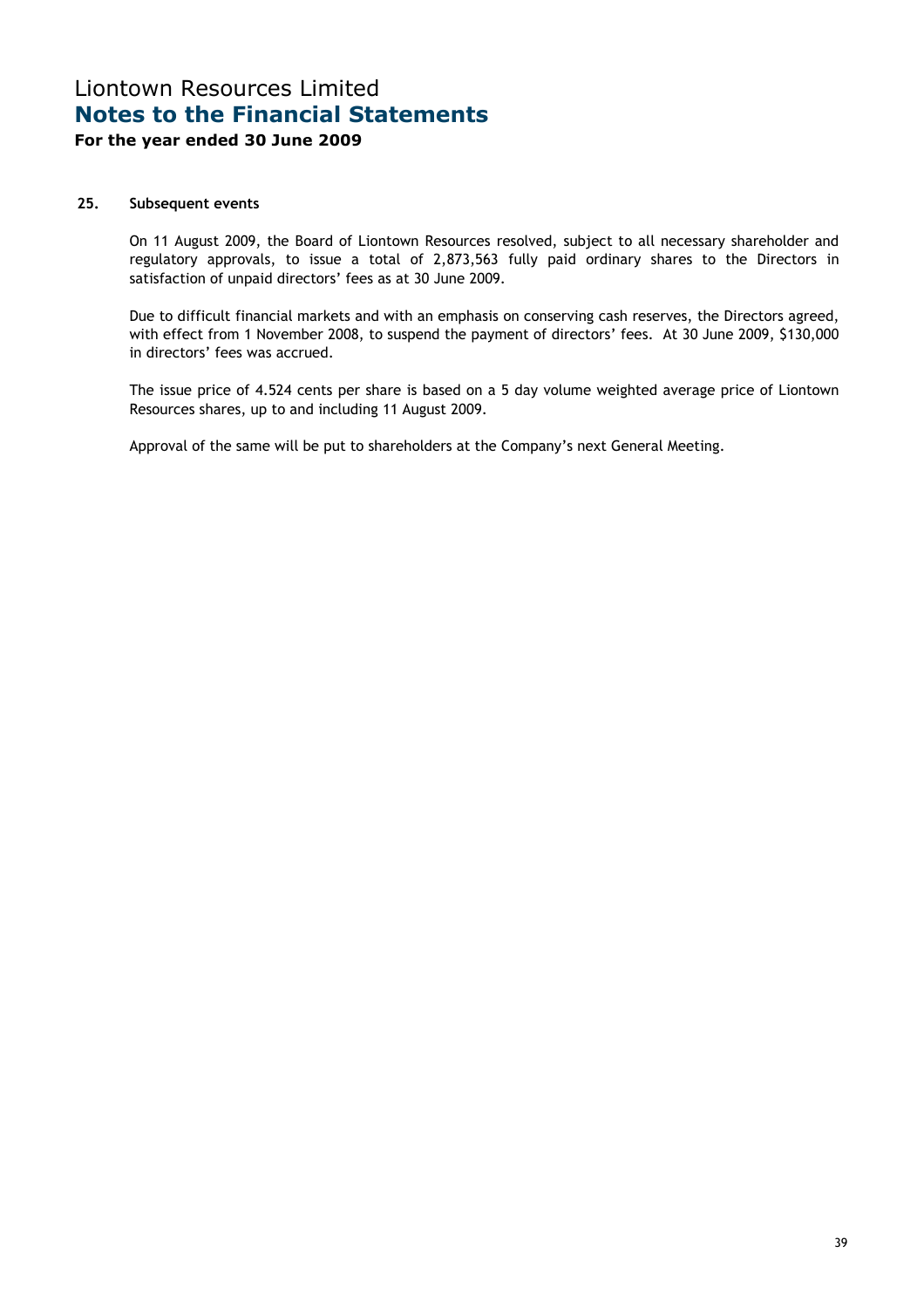# Liontown Resources Limited
## Notes to the Financial Statements
### For the year ended 30 June 2009

**25. Subsequent events**

On 11 August 2009, the Board of Liontown Resources resolved, subject to all necessary shareholder and regulatory approvals, to issue a total of 2,873,563 fully paid ordinary shares to the Directors in satisfaction of unpaid directors' fees as at 30 June 2009.

Due to difficult financial markets and with an emphasis on conserving cash reserves, the Directors agreed, with effect from 1 November 2008, to suspend the payment of directors' fees. At 30 June 2009, $130,000 in directors' fees was accrued.

The issue price of 4.524 cents per share is based on a 5 day volume weighted average price of Liontown Resources shares, up to and including 11 August 2009.

Approval of the same will be put to shareholders at the Company's next General Meeting.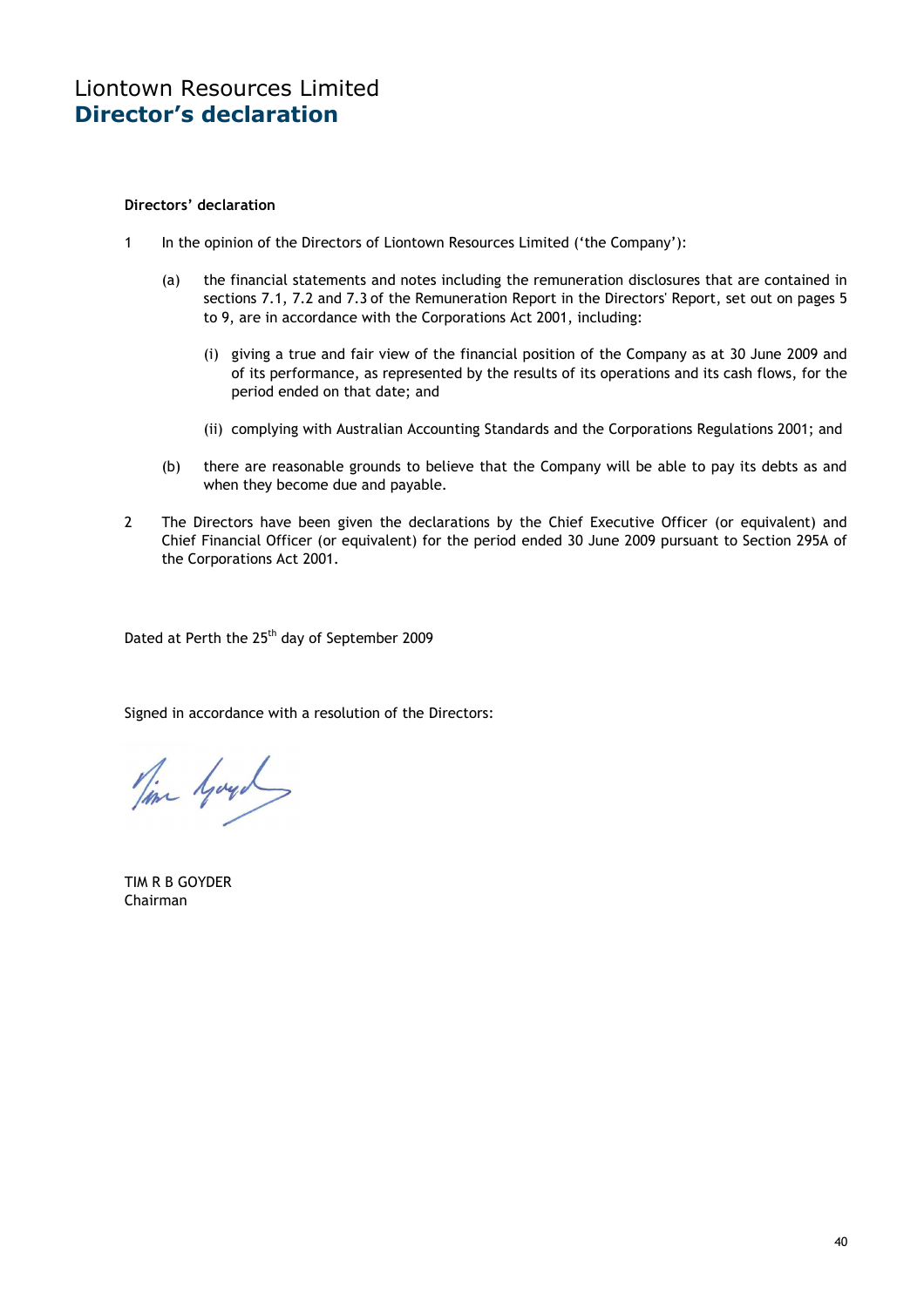# Liontown Resources Limited
## Director's declaration

**Directors' declaration**

1 In the opinion of the Directors of Liontown Resources Limited ('the Company'):

   (a) the financial statements and notes including the remuneration disclosures that are contained in sections 7.1, 7.2 and 7.3 of the Remuneration Report in the Directors' Report, set out on pages 5 to 9, are in accordance with the Corporations Act 2001, including:

      (i) giving a true and fair view of the financial position of the Company as at 30 June 2009 and of its performance, as represented by the results of its operations and its cash flows, for the period ended on that date; and

      (ii) complying with Australian Accounting Standards and the Corporations Regulations 2001; and

   (b) there are reasonable grounds to believe that the Company will be able to pay its debts as and when they become due and payable.

2 The Directors have been given the declarations by the Chief Executive Officer (or equivalent) and Chief Financial Officer (or equivalent) for the period ended 30 June 2009 pursuant to Section 295A of the Corporations Act 2001.

Dated at Perth the 25th day of September 2009

Signed in accordance with a resolution of the Directors:

TIM R B GOYDER
Chairman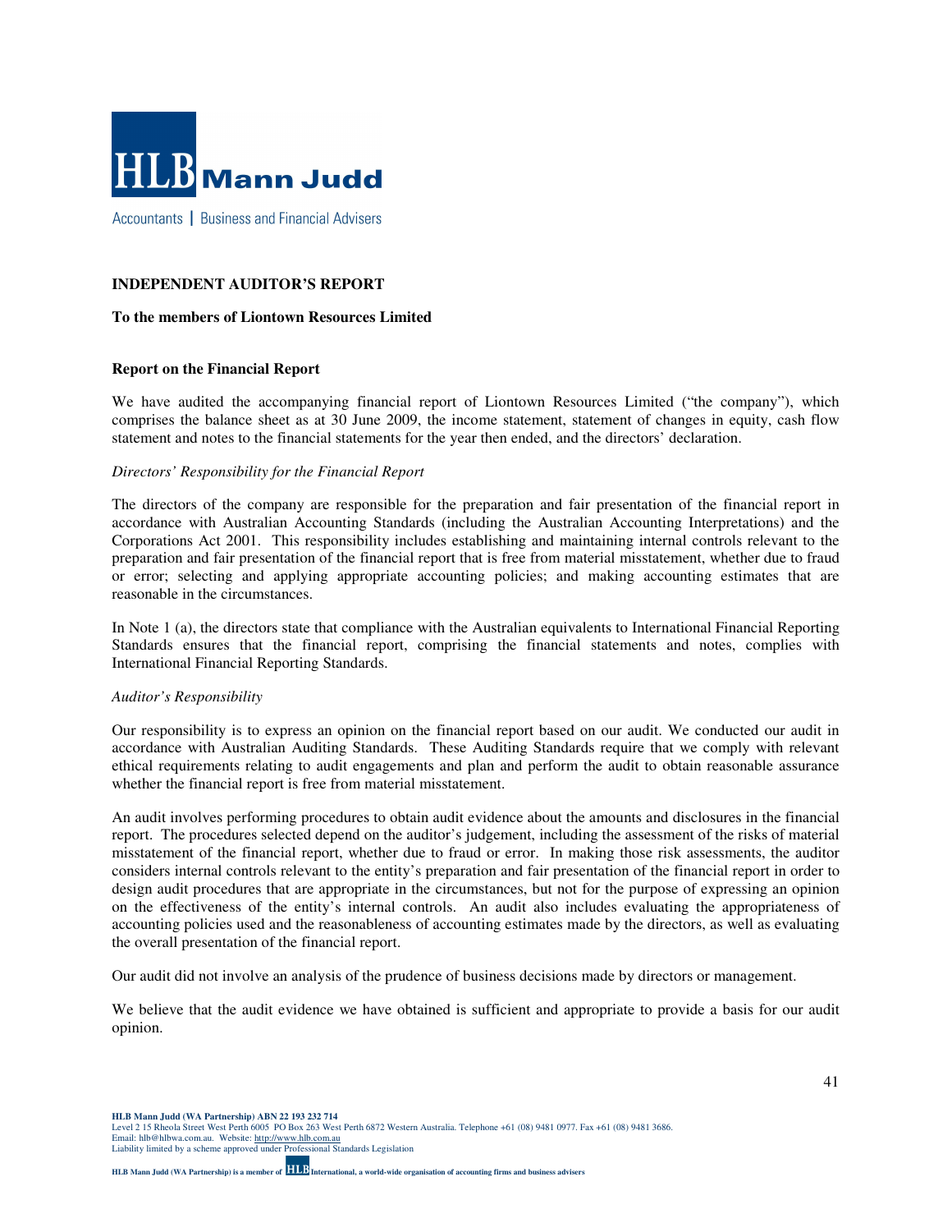HLB Mann Judd

Accountants | Business and Financial Advisers

**INDEPENDENT AUDITOR'S REPORT**

**To the members of Liontown Resources Limited**

**Report on the Financial Report**

We have audited the accompanying financial report of Liontown Resources Limited ("the company"), which comprises the balance sheet as at 30 June 2009, the income statement, statement of changes in equity, cash flow statement and notes to the financial statements for the year then ended, and the directors' declaration.

*Directors' Responsibility for the Financial Report*

The directors of the company are responsible for the preparation and fair presentation of the financial report in accordance with Australian Accounting Standards (including the Australian Accounting Interpretations) and the Corporations Act 2001. This responsibility includes establishing and maintaining internal controls relevant to the preparation and fair presentation of the financial report that is free from material misstatement, whether due to fraud or error; selecting and applying appropriate accounting policies; and making accounting estimates that are reasonable in the circumstances.

In Note 1 (a), the directors state that compliance with the Australian equivalents to International Financial Reporting Standards ensures that the financial report, comprising the financial statements and notes, complies with International Financial Reporting Standards.

*Auditor's Responsibility*

Our responsibility is to express an opinion on the financial report based on our audit. We conducted our audit in accordance with Australian Auditing Standards. These Auditing Standards require that we comply with relevant ethical requirements relating to audit engagements and plan and perform the audit to obtain reasonable assurance whether the financial report is free from material misstatement.

An audit involves performing procedures to obtain audit evidence about the amounts and disclosures in the financial report. The procedures selected depend on the auditor's judgement, including the assessment of the risks of material misstatement of the financial report, whether due to fraud or error. In making those risk assessments, the auditor considers internal controls relevant to the entity's preparation and fair presentation of the financial report in order to design audit procedures that are appropriate in the circumstances, but not for the purpose of expressing an opinion on the effectiveness of the entity's internal controls. An audit also includes evaluating the appropriateness of accounting policies used and the reasonableness of accounting estimates made by the directors, as well as evaluating the overall presentation of the financial report.

Our audit did not involve an analysis of the prudence of business decisions made by directors or management.

We believe that the audit evidence we have obtained is sufficient and appropriate to provide a basis for our audit opinion.

**HLB Mann Judd (WA Partnership) ABN 22 193 232 714**
Level 2 15 Rheola Street West Perth 6005 PO Box 263 West Perth 6872 Western Australia. Telephone +61 (08) 9481 0977. Fax +61 (08) 9481 3686.
Email: hlb@hlbwa.com.au. Website: http://www.hlb.com.au
Liability limited by a scheme approved under Professional Standards Legislation

**HLB Mann Judd (WA Partnership) is a member of HLB International, a world-wide organisation of accounting firms and business advisers**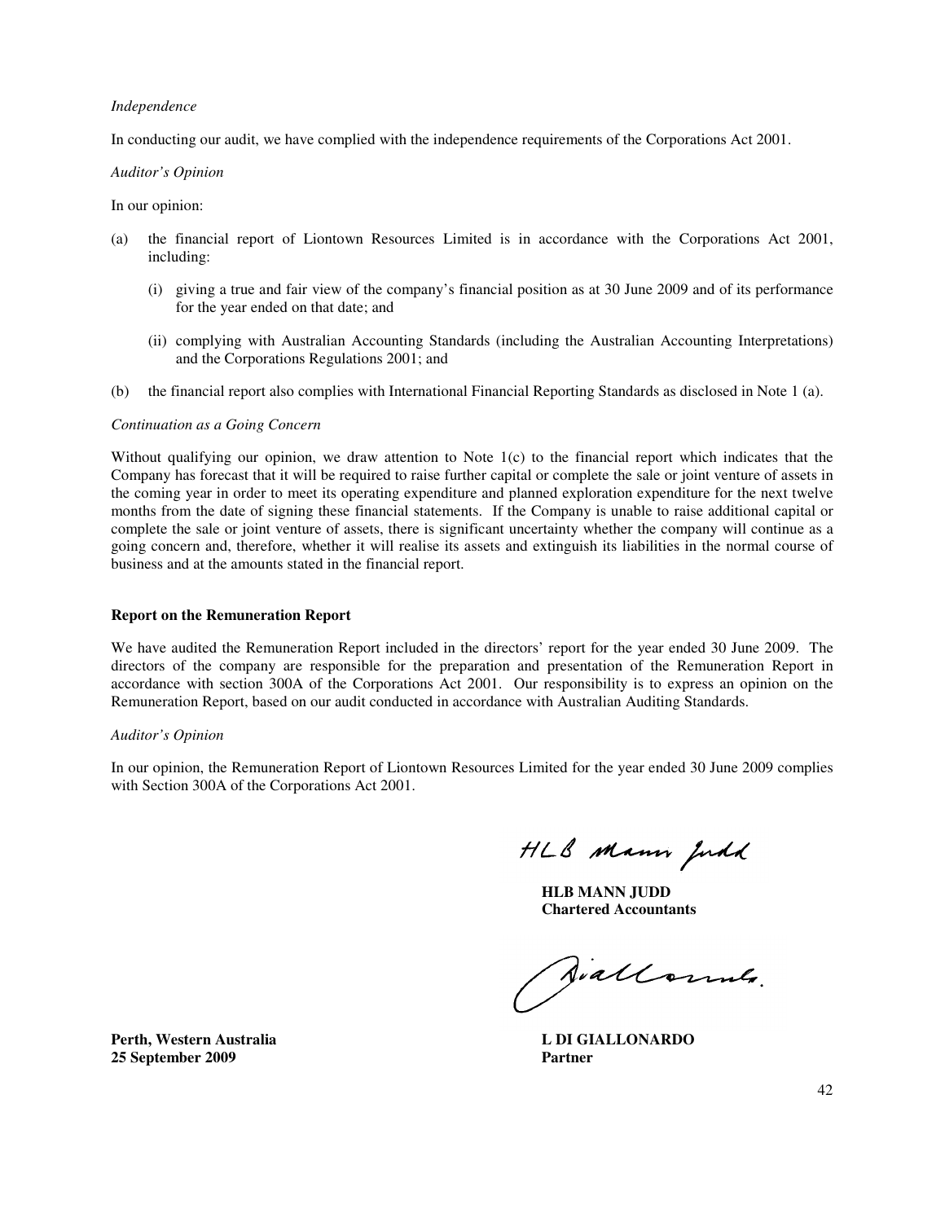*Independence*

In conducting our audit, we have complied with the independence requirements of the Corporations Act 2001.

*Auditor's Opinion*

In our opinion:

(a) the financial report of Liontown Resources Limited is in accordance with the Corporations Act 2001, including:

   (i) giving a true and fair view of the company's financial position as at 30 June 2009 and of its performance for the year ended on that date; and

   (ii) complying with Australian Accounting Standards (including the Australian Accounting Interpretations) and the Corporations Regulations 2001; and

(b) the financial report also complies with International Financial Reporting Standards as disclosed in Note 1 (a).

*Continuation as a Going Concern*

Without qualifying our opinion, we draw attention to Note 1(c) to the financial report which indicates that the Company has forecast that it will be required to raise further capital or complete the sale or joint venture of assets in the coming year in order to meet its operating expenditure and planned exploration expenditure for the next twelve months from the date of signing these financial statements. If the Company is unable to raise additional capital or complete the sale or joint venture of assets, there is significant uncertainty whether the company will continue as a going concern and, therefore, whether it will realise its assets and extinguish its liabilities in the normal course of business and at the amounts stated in the financial report.

**Report on the Remuneration Report**

We have audited the Remuneration Report included in the directors' report for the year ended 30 June 2009. The directors of the company are responsible for the preparation and presentation of the Remuneration Report in accordance with section 300A of the Corporations Act 2001. Our responsibility is to express an opinion on the Remuneration Report, based on our audit conducted in accordance with Australian Auditing Standards.

*Auditor's Opinion*

In our opinion, the Remuneration Report of Liontown Resources Limited for the year ended 30 June 2009 complies with Section 300A of the Corporations Act 2001.

HLB Mann Judd

**HLB MANN JUDD**
**Chartered Accountants**

**Perth, Western Australia**
**25 September 2009**

**L DI GIALLONARDO**
**Partner**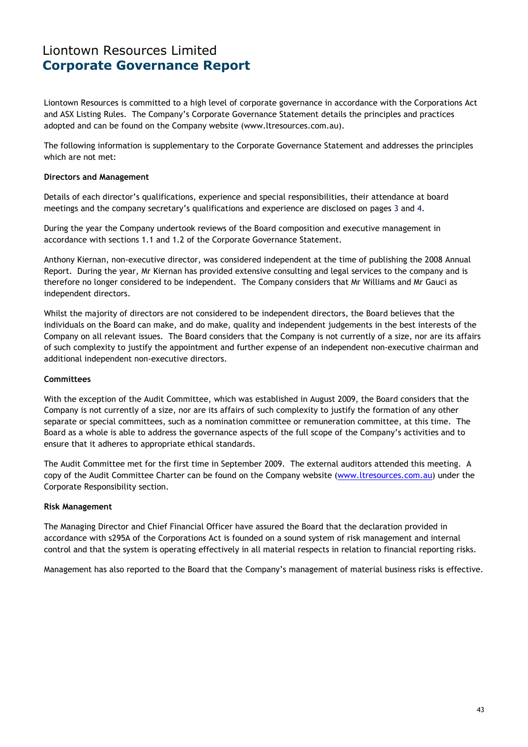# Liontown Resources Limited
## Corporate Governance Report

Liontown Resources is committed to a high level of corporate governance in accordance with the Corporations Act and ASX Listing Rules. The Company's Corporate Governance Statement details the principles and practices adopted and can be found on the Company website (www.ltresources.com.au).

The following information is supplementary to the Corporate Governance Statement and addresses the principles which are not met:

**Directors and Management**

Details of each director's qualifications, experience and special responsibilities, their attendance at board meetings and the company secretary's qualifications and experience are disclosed on pages 3 and 4.

During the year the Company undertook reviews of the Board composition and executive management in accordance with sections 1.1 and 1.2 of the Corporate Governance Statement.

Anthony Kiernan, non-executive director, was considered independent at the time of publishing the 2008 Annual Report. During the year, Mr Kiernan has provided extensive consulting and legal services to the company and is therefore no longer considered to be independent. The Company considers that Mr Williams and Mr Gauci as independent directors.

Whilst the majority of directors are not considered to be independent directors, the Board believes that the individuals on the Board can make, and do make, quality and independent judgements in the best interests of the Company on all relevant issues. The Board considers that the Company is not currently of a size, nor are its affairs of such complexity to justify the appointment and further expense of an independent non-executive chairman and additional independent non-executive directors.

**Committees**

With the exception of the Audit Committee, which was established in August 2009, the Board considers that the Company is not currently of a size, nor are its affairs of such complexity to justify the formation of any other separate or special committees, such as a nomination committee or remuneration committee, at this time. The Board as a whole is able to address the governance aspects of the full scope of the Company's activities and to ensure that it adheres to appropriate ethical standards.

The Audit Committee met for the first time in September 2009. The external auditors attended this meeting. A copy of the Audit Committee Charter can be found on the Company website (www.ltresources.com.au) under the Corporate Responsibility section.

**Risk Management**

The Managing Director and Chief Financial Officer have assured the Board that the declaration provided in accordance with s295A of the Corporations Act is founded on a sound system of risk management and internal control and that the system is operating effectively in all material respects in relation to financial reporting risks.

Management has also reported to the Board that the Company's management of material business risks is effective.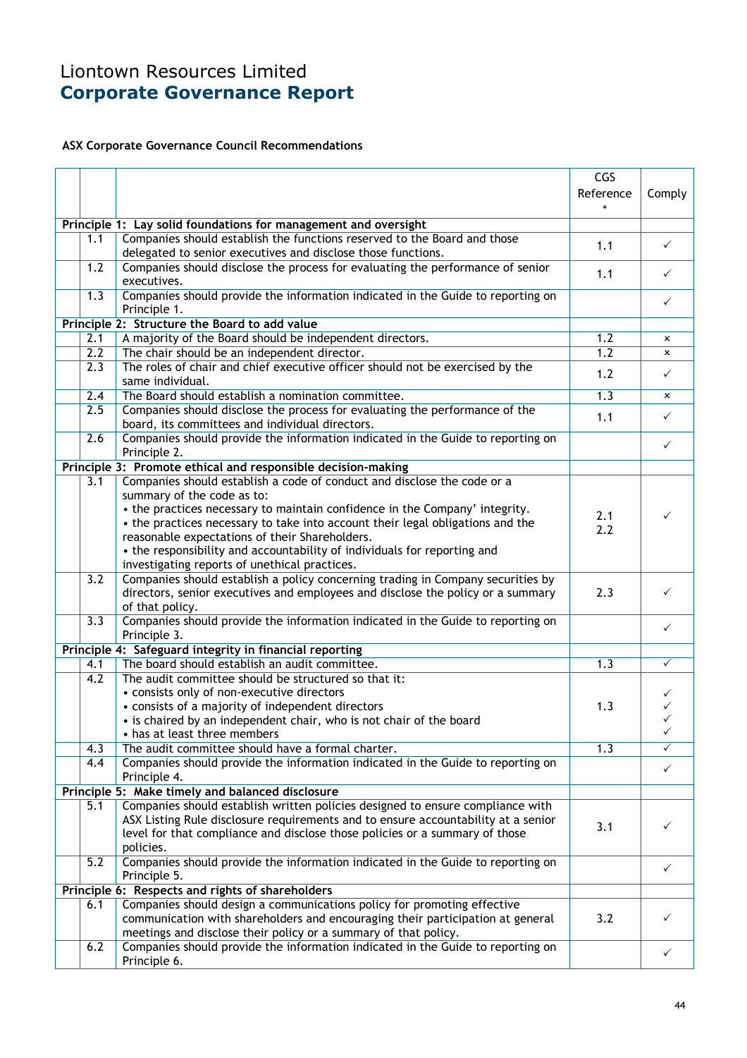# Liontown Resources Limited
# Corporate Governance Report

**ASX Corporate Governance Council Recommendations**

| | | | CGS Reference * | Comply |
|---|---|---|---|---|
| **Principle 1: Lay solid foundations for management and oversight** | | | | |
| | 1.1 | Companies should establish the functions reserved to the Board and those delegated to senior executives and disclose those functions. | 1.1 | ✓ |
| | 1.2 | Companies should disclose the process for evaluating the performance of senior executives. | 1.1 | ✓ |
| | 1.3 | Companies should provide the information indicated in the Guide to reporting on Principle 1. | | ✓ |
| **Principle 2: Structure the Board to add value** | | | | |
| | 2.1 | A majority of the Board should be independent directors. | 1.2 | × |
| | 2.2 | The chair should be an independent director. | 1.2 | × |
| | 2.3 | The roles of chair and chief executive officer should not be exercised by the same individual. | 1.2 | ✓ |
| | 2.4 | The Board should establish a nomination committee. | 1.3 | × |
| | 2.5 | Companies should disclose the process for evaluating the performance of the board, its committees and individual directors. | 1.1 | ✓ |
| | 2.6 | Companies should provide the information indicated in the Guide to reporting on Principle 2. | | ✓ |
| **Principle 3: Promote ethical and responsible decision-making** | | | | |
| | 3.1 | Companies should establish a code of conduct and disclose the code or a summary of the code as to:<br>• the practices necessary to maintain confidence in the Company' integrity.<br>• the practices necessary to take into account their legal obligations and the reasonable expectations of their Shareholders.<br>• the responsibility and accountability of individuals for reporting and investigating reports of unethical practices. | 2.1<br>2.2 | ✓ |
| | 3.2 | Companies should establish a policy concerning trading in Company securities by directors, senior executives and employees and disclose the policy or a summary of that policy. | 2.3 | ✓ |
| | 3.3 | Companies should provide the information indicated in the Guide to reporting on Principle 3. | | ✓ |
| **Principle 4: Safeguard integrity in financial reporting** | | | | |
| | 4.1 | The board should establish an audit committee. | 1.3 | ✓ |
| | 4.2 | The audit committee should be structured so that it:<br>• consists only of non-executive directors<br>• consists of a majority of independent directors<br>• is chaired by an independent chair, who is not chair of the board<br>• has at least three members | 1.3 | <br>✓<br>✓<br>✓<br>✓ |
| | 4.3 | The audit committee should have a formal charter. | 1.3 | ✓ |
| | 4.4 | Companies should provide the information indicated in the Guide to reporting on Principle 4. | | ✓ |
| **Principle 5: Make timely and balanced disclosure** | | | | |
| | 5.1 | Companies should establish written policies designed to ensure compliance with ASX Listing Rule disclosure requirements and to ensure accountability at a senior level for that compliance and disclose those policies or a summary of those policies. | 3.1 | ✓ |
| | 5.2 | Companies should provide the information indicated in the Guide to reporting on Principle 5. | | ✓ |
| **Principle 6: Respects and rights of shareholders** | | | | |
| | 6.1 | Companies should design a communications policy for promoting effective communication with shareholders and encouraging their participation at general meetings and disclose their policy or a summary of that policy. | 3.2 | ✓ |
| | 6.2 | Companies should provide the information indicated in the Guide to reporting on Principle 6. | | ✓ |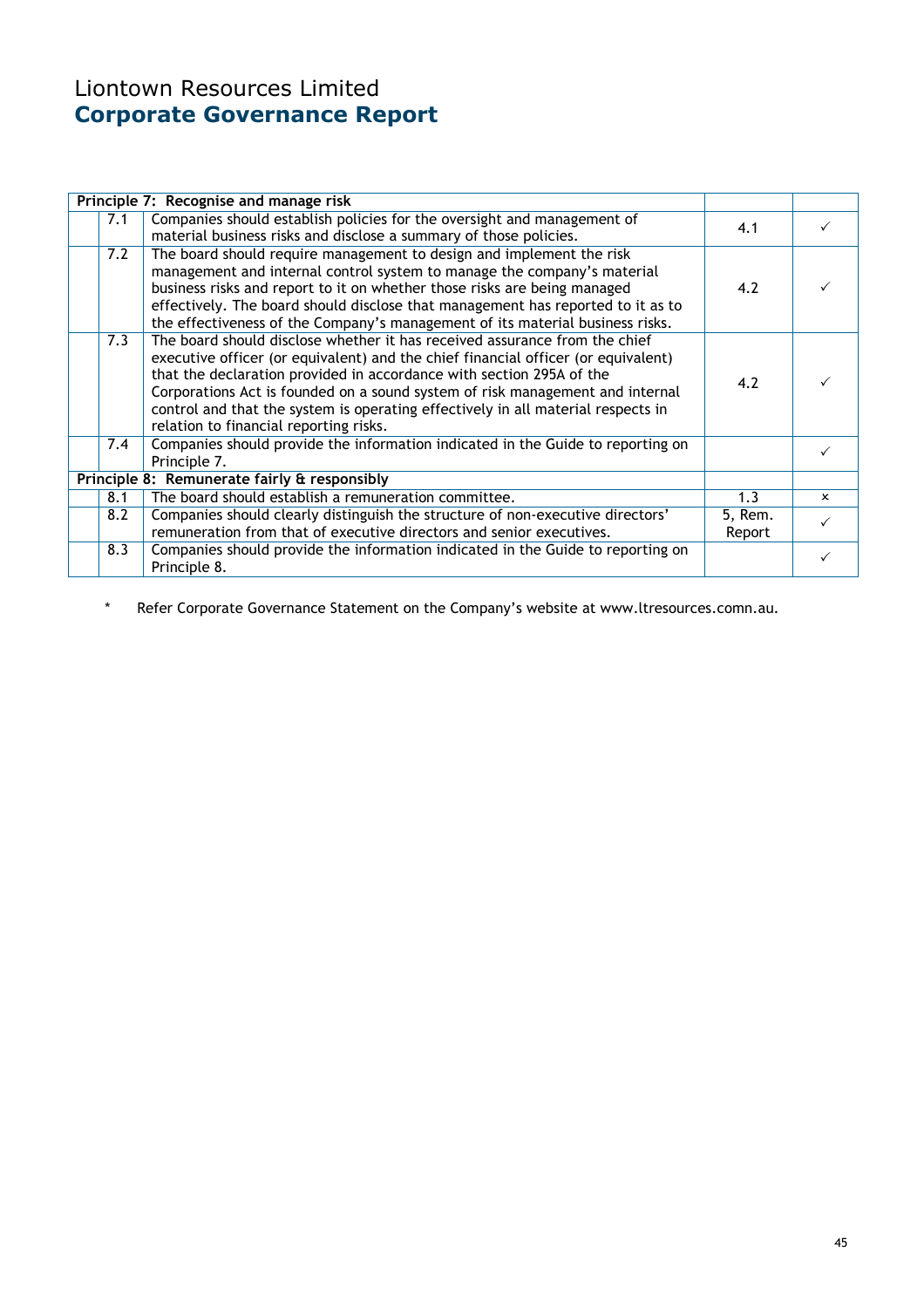# Liontown Resources Limited
## Corporate Governance Report

| | | | | |
|---|---|---|---|---|
| **Principle 7: Recognise and manage risk** | | | | |
| | 7.1 | Companies should establish policies for the oversight and management of material business risks and disclose a summary of those policies. | 4.1 | ✓ |
| | 7.2 | The board should require management to design and implement the risk management and internal control system to manage the company's material business risks and report to it on whether those risks are being managed effectively. The board should disclose that management has reported to it as to the effectiveness of the Company's management of its material business risks. | 4.2 | ✓ |
| | 7.3 | The board should disclose whether it has received assurance from the chief executive officer (or equivalent) and the chief financial officer (or equivalent) that the declaration provided in accordance with section 295A of the Corporations Act is founded on a sound system of risk management and internal control and that the system is operating effectively in all material respects in relation to financial reporting risks. | 4.2 | ✓ |
| | 7.4 | Companies should provide the information indicated in the Guide to reporting on Principle 7. | | ✓ |
| **Principle 8: Remunerate fairly & responsibly** | | | | |
| | 8.1 | The board should establish a remuneration committee. | 1.3 | × |
| | 8.2 | Companies should clearly distinguish the structure of non-executive directors' remuneration from that of executive directors and senior executives. | 5, Rem. Report | ✓ |
| | 8.3 | Companies should provide the information indicated in the Guide to reporting on Principle 8. | | ✓ |

\* Refer Corporate Governance Statement on the Company's website at www.ltresources.comn.au.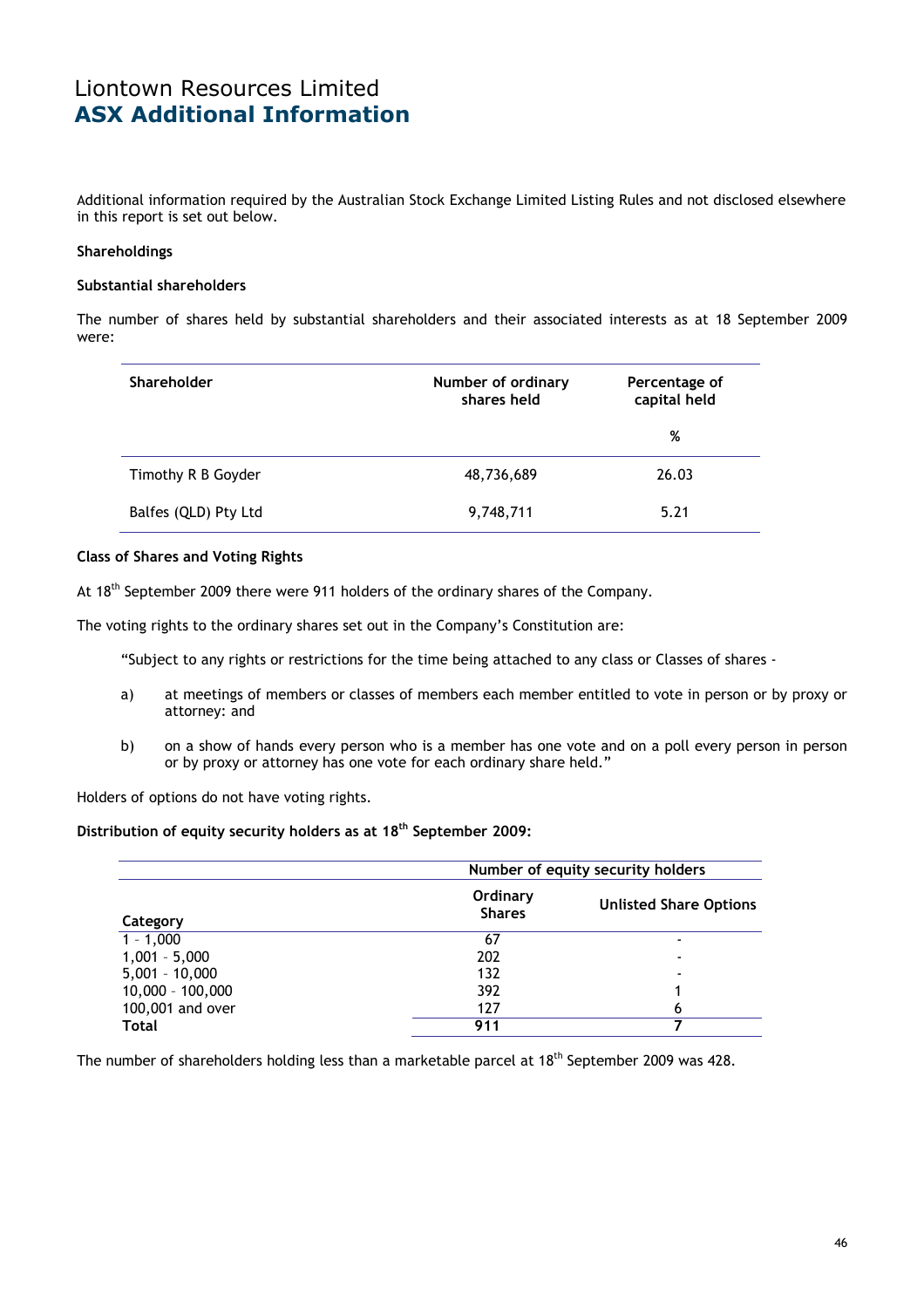# Liontown Resources Limited
## ASX Additional Information

Additional information required by the Australian Stock Exchange Limited Listing Rules and not disclosed elsewhere in this report is set out below.

**Shareholdings**

**Substantial shareholders**

The number of shares held by substantial shareholders and their associated interests as at 18 September 2009 were:

| Shareholder | Number of ordinary shares held | Percentage of capital held |
|---|---|---|
| | | % |
| Timothy R B Goyder | 48,736,689 | 26.03 |
| Balfes (QLD) Pty Ltd | 9,748,711 | 5.21 |

**Class of Shares and Voting Rights**

At 18[th] September 2009 there were 911 holders of the ordinary shares of the Company.

The voting rights to the ordinary shares set out in the Company's Constitution are:

"Subject to any rights or restrictions for the time being attached to any class or Classes of shares -

a) at meetings of members or classes of members each member entitled to vote in person or by proxy or attorney: and

b) on a show of hands every person who is a member has one vote and on a poll every person in person or by proxy or attorney has one vote for each ordinary share held."

Holders of options do not have voting rights.

**Distribution of equity security holders as at 18[th] September 2009:**

| | Number of equity security holders | |
|---|---|---|
| Category | Ordinary Shares | Unlisted Share Options |
| 1 - 1,000 | 67 | - |
| 1,001 – 5,000 | 202 | - |
| 5,001 – 10,000 | 132 | - |
| 10,000 – 100,000 | 392 | 1 |
| 100,001 and over | 127 | 6 |
| **Total** | **911** | **7** |

The number of shareholders holding less than a marketable parcel at 18[th] September 2009 was 428.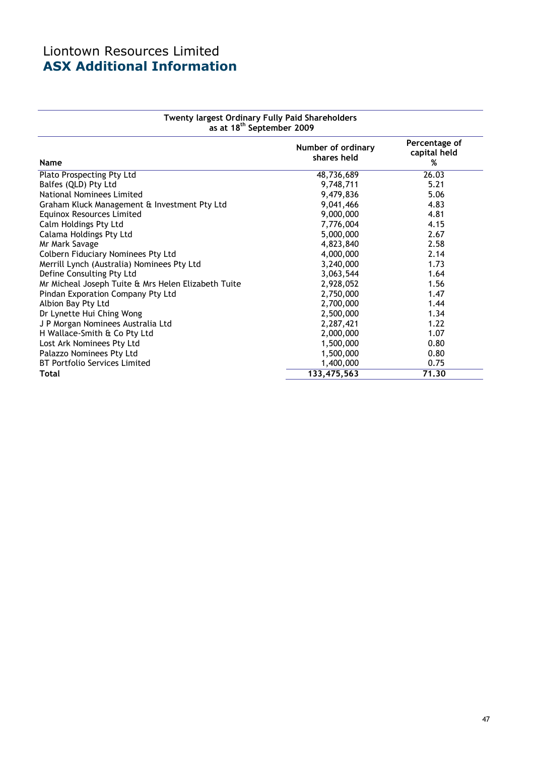# Liontown Resources Limited
## ASX Additional Information

**Twenty largest Ordinary Fully Paid Shareholders as at 18th September 2009**

| Name | Number of ordinary shares held | Percentage of capital held % |
|---|---|---|
| Plato Prospecting Pty Ltd | 48,736,689 | 26.03 |
| Balfes (QLD) Pty Ltd | 9,748,711 | 5.21 |
| National Nominees Limited | 9,479,836 | 5.06 |
| Graham Kluck Management & Investment Pty Ltd | 9,041,466 | 4.83 |
| Equinox Resources Limited | 9,000,000 | 4.81 |
| Calm Holdings Pty Ltd | 7,776,004 | 4.15 |
| Calama Holdings Pty Ltd | 5,000,000 | 2.67 |
| Mr Mark Savage | 4,823,840 | 2.58 |
| Colbern Fiduciary Nominees Pty Ltd | 4,000,000 | 2.14 |
| Merrill Lynch (Australia) Nominees Pty Ltd | 3,240,000 | 1.73 |
| Define Consulting Pty Ltd | 3,063,544 | 1.64 |
| Mr Micheal Joseph Tuite & Mrs Helen Elizabeth Tuite | 2,928,052 | 1.56 |
| Pindan Exporation Company Pty Ltd | 2,750,000 | 1.47 |
| Albion Bay Pty Ltd | 2,700,000 | 1.44 |
| Dr Lynette Hui Ching Wong | 2,500,000 | 1.34 |
| J P Morgan Nominees Australia Ltd | 2,287,421 | 1.22 |
| H Wallace-Smith & Co Pty Ltd | 2,000,000 | 1.07 |
| Lost Ark Nominees Pty Ltd | 1,500,000 | 0.80 |
| Palazzo Nominees Pty Ltd | 1,500,000 | 0.80 |
| BT Portfolio Services Limited | 1,400,000 | 0.75 |
| **Total** | **133,475,563** | **71.30** |